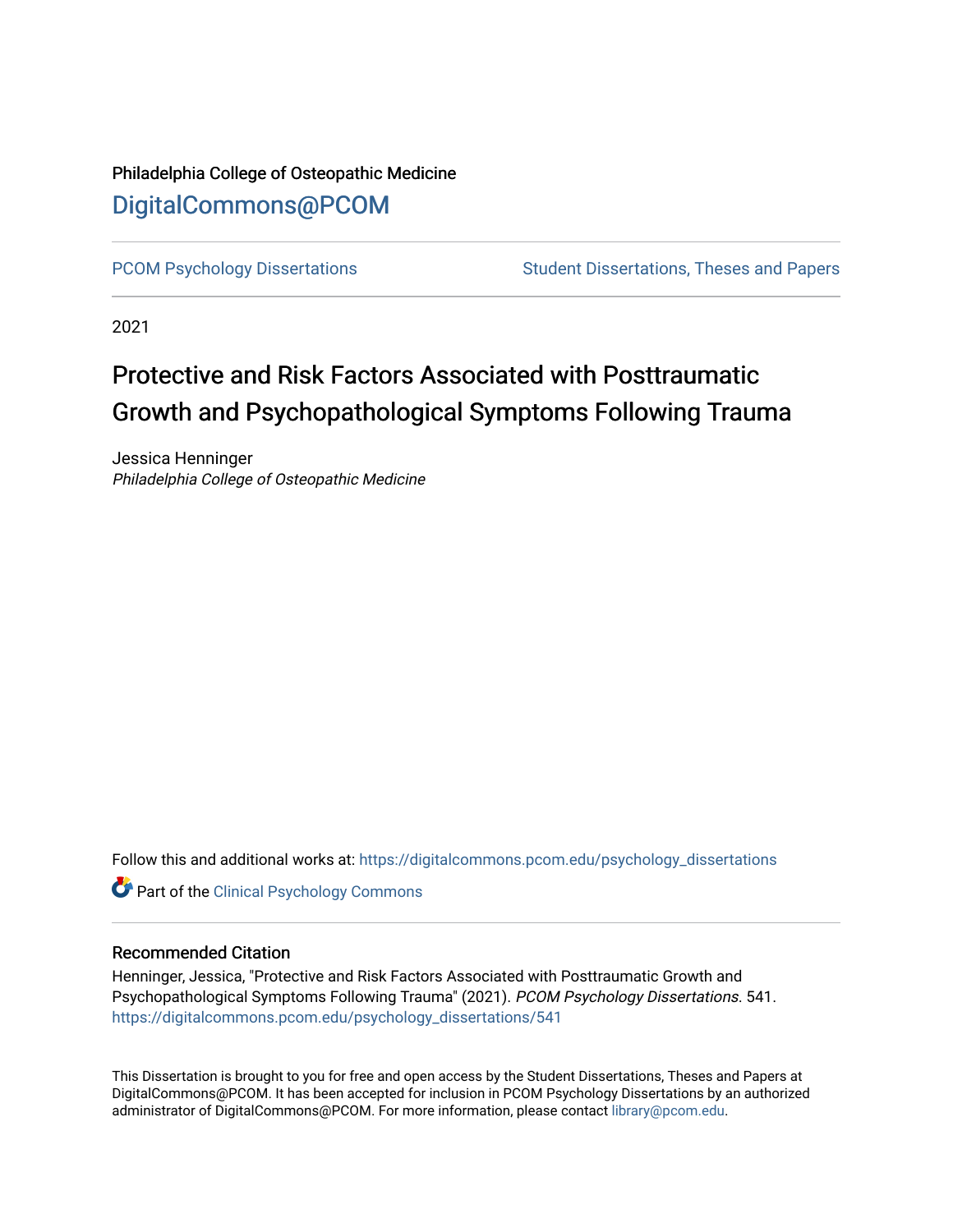Philadelphia College of Osteopathic Medicine

# DigitalCommons@PCOM

PCOM Psychology Dissertations | Student Dissertations, Theses and Papers

2021

# Protective and Risk Factors Associated with Posttraumatic Growth and Psychopathological Symptoms Following Trauma

Jessica Henninger
*Philadelphia College of Osteopathic Medicine*

Follow this and additional works at: https://digitalcommons.pcom.edu/psychology_dissertations

Part of the Clinical Psychology Commons

## Recommended Citation

Henninger, Jessica, "Protective and Risk Factors Associated with Posttraumatic Growth and Psychopathological Symptoms Following Trauma" (2021). *PCOM Psychology Dissertations*. 541.
https://digitalcommons.pcom.edu/psychology_dissertations/541

This Dissertation is brought to you for free and open access by the Student Dissertations, Theses and Papers at DigitalCommons@PCOM. It has been accepted for inclusion in PCOM Psychology Dissertations by an authorized administrator of DigitalCommons@PCOM. For more information, please contact library@pcom.edu.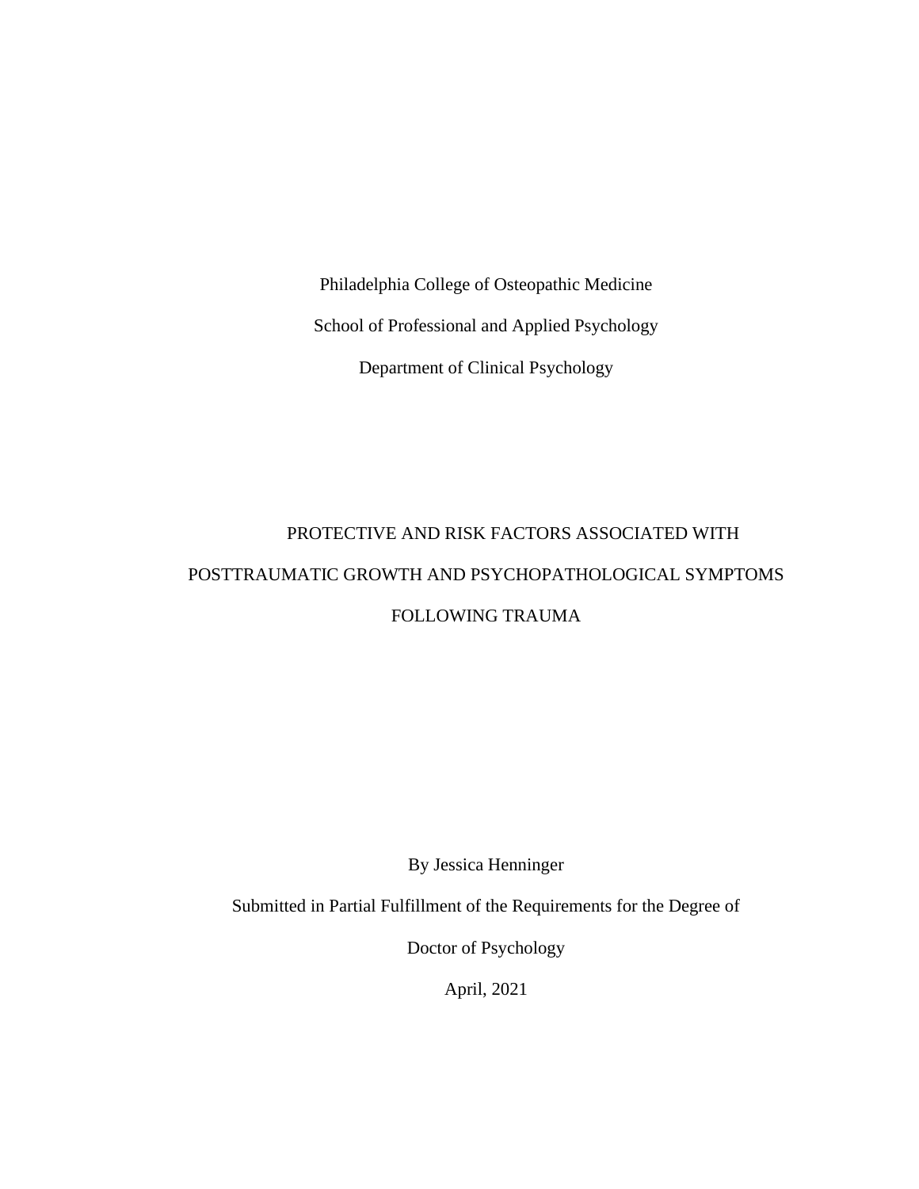Philadelphia College of Osteopathic Medicine

School of Professional and Applied Psychology

Department of Clinical Psychology

# PROTECTIVE AND RISK FACTORS ASSOCIATED WITH POSTTRAUMATIC GROWTH AND PSYCHOPATHOLOGICAL SYMPTOMS FOLLOWING TRAUMA

By Jessica Henninger

Submitted in Partial Fulfillment of the Requirements for the Degree of

Doctor of Psychology

April, 2021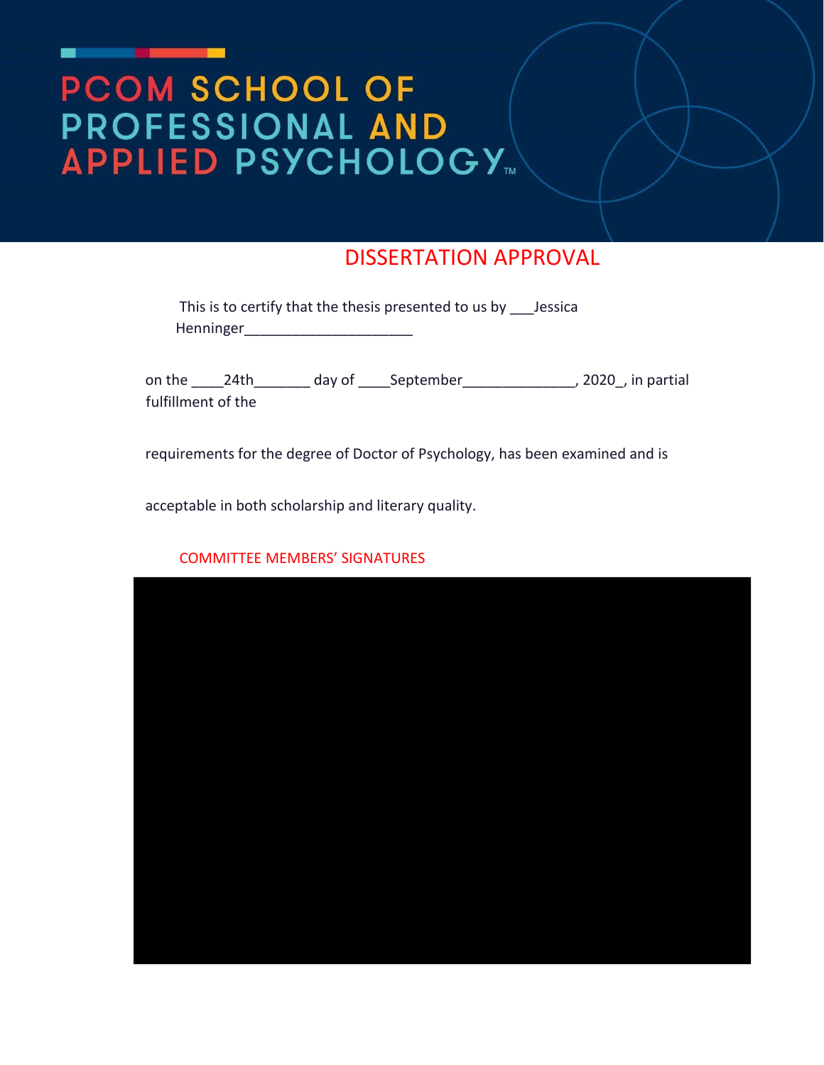# PCOM SCHOOL OF PROFESSIONAL AND APPLIED PSYCHOLOGY™

## DISSERTATION APPROVAL

This is to certify that the thesis presented to us by ___Jessica Henninger_____________________

on the ____24th_______ day of ____September______________, 2020_, in partial fulfillment of the

requirements for the degree of Doctor of Psychology, has been examined and is

acceptable in both scholarship and literary quality.

COMMITTEE MEMBERS' SIGNATURES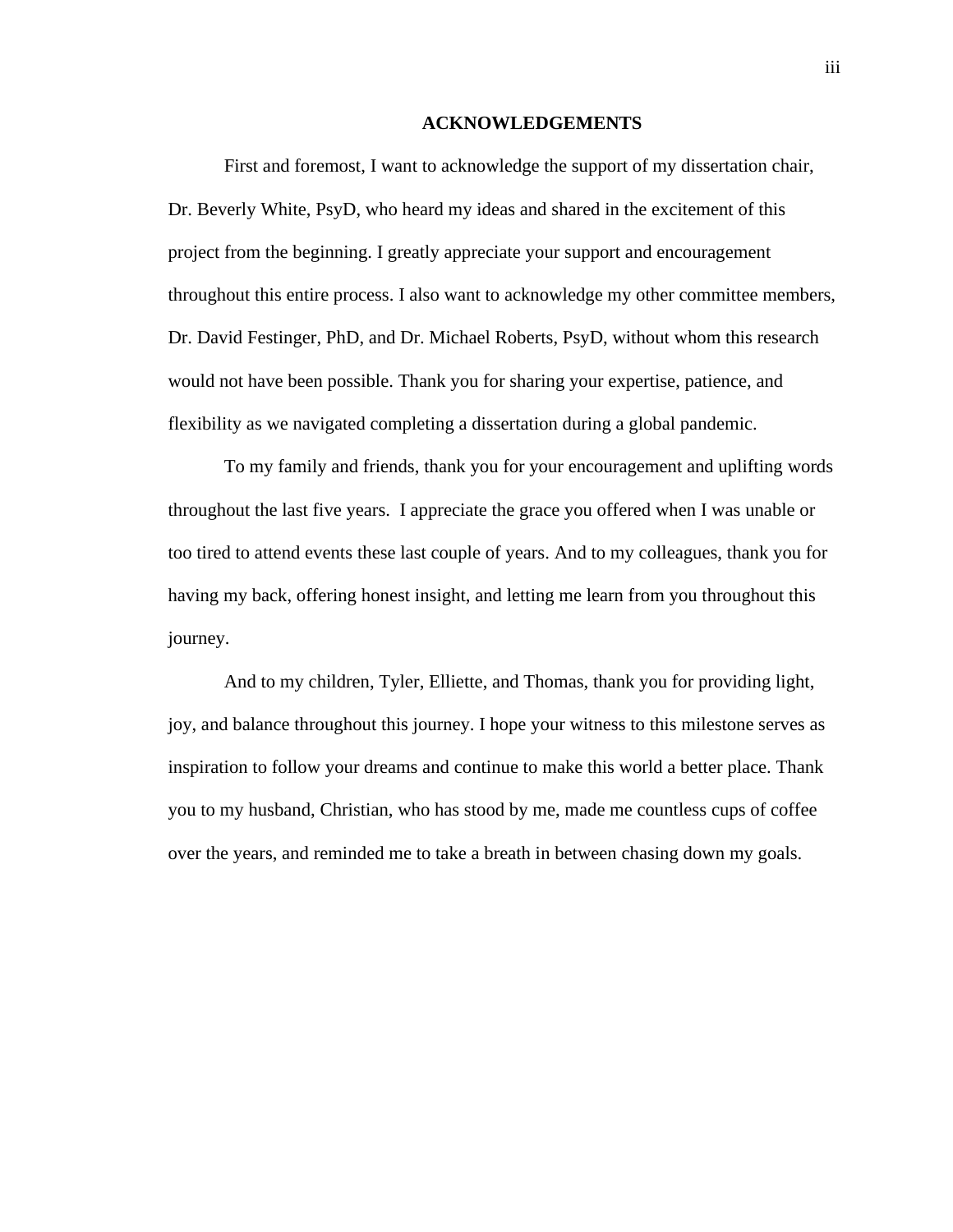# ACKNOWLEDGEMENTS

First and foremost, I want to acknowledge the support of my dissertation chair, Dr. Beverly White, PsyD, who heard my ideas and shared in the excitement of this project from the beginning. I greatly appreciate your support and encouragement throughout this entire process. I also want to acknowledge my other committee members, Dr. David Festinger, PhD, and Dr. Michael Roberts, PsyD, without whom this research would not have been possible. Thank you for sharing your expertise, patience, and flexibility as we navigated completing a dissertation during a global pandemic.

To my family and friends, thank you for your encouragement and uplifting words throughout the last five years. I appreciate the grace you offered when I was unable or too tired to attend events these last couple of years. And to my colleagues, thank you for having my back, offering honest insight, and letting me learn from you throughout this journey.

And to my children, Tyler, Elliette, and Thomas, thank you for providing light, joy, and balance throughout this journey. I hope your witness to this milestone serves as inspiration to follow your dreams and continue to make this world a better place. Thank you to my husband, Christian, who has stood by me, made me countless cups of coffee over the years, and reminded me to take a breath in between chasing down my goals.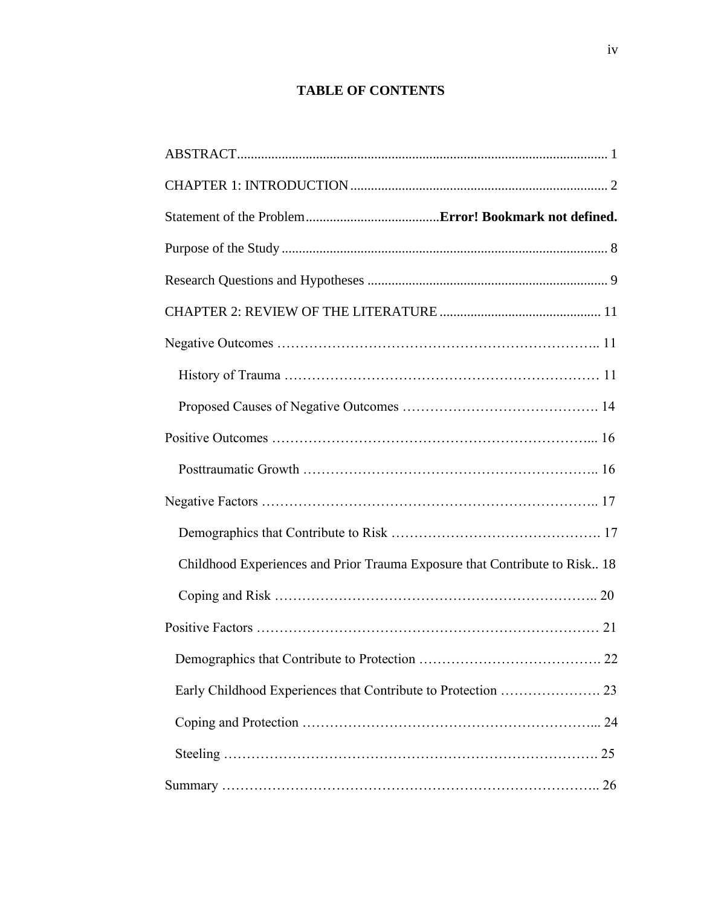# TABLE OF CONTENTS

ABSTRACT........................................................................................................... 1

CHAPTER 1: INTRODUCTION........................................................................... 2

Statement of the Problem.......................................**Error! Bookmark not defined.**

Purpose of the Study.............................................................................................. 8

Research Questions and Hypotheses ..................................................................... 9

CHAPTER 2: REVIEW OF THE LITERATURE .............................................. 11

Negative Outcomes …………………………………………………………….. 11

  History of Trauma …………………………………………………………… 11

  Proposed Causes of Negative Outcomes ……………………………………. 14

Positive Outcomes ……………………………………………………………... 16

  Posttraumatic Growth ……………………………………………………….. 16

Negative Factors ……………………………………………………………….. 17

  Demographics that Contribute to Risk ………………………………………. 17

  Childhood Experiences and Prior Trauma Exposure that Contribute to Risk.. 18

  Coping and Risk …………………………………………………………….. 20

Positive Factors ………………………………………………………………… 21

  Demographics that Contribute to Protection …………………………………. 22

  Early Childhood Experiences that Contribute to Protection …………………. 23

  Coping and Protection ………………………………………………………... 24

  Steeling ………………………………………………………………………. 25

Summary ……………………………………………………………………….. 26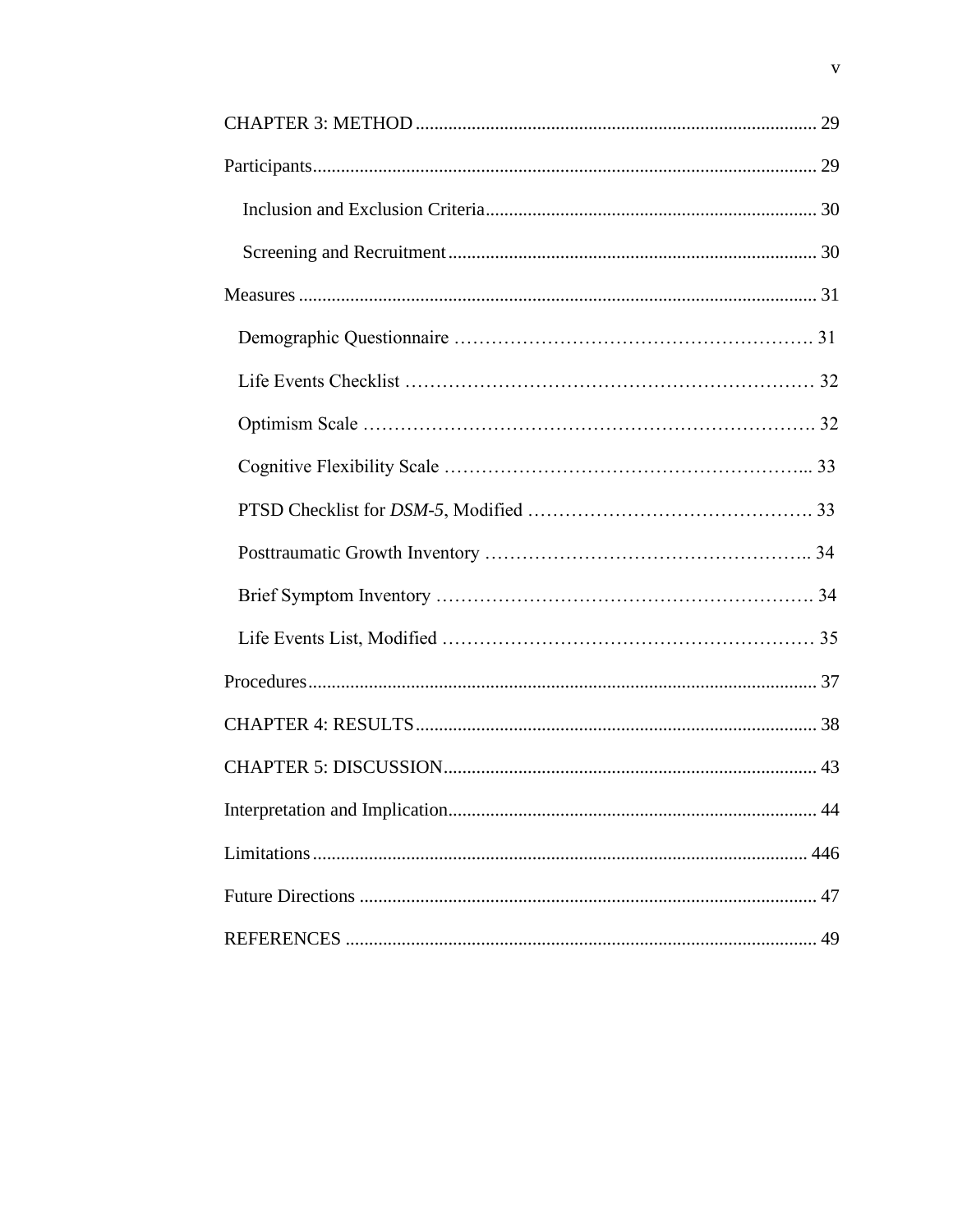CHAPTER 3: METHOD ..................................................................................... 29

Participants.......................................................................................................... 29

Inclusion and Exclusion Criteria...................................................................... 30

Screening and Recruitment.............................................................................. 30

Measures .............................................................................................................. 31

Demographic Questionnaire …………………………………………………. 31

Life Events Checklist ………………………………………………………… 32

Optimism Scale ………………………………………………………………. 32

Cognitive Flexibility Scale …………………………………………………... 33

PTSD Checklist for *DSM-5*, Modified ………………………………………. 33

Posttraumatic Growth Inventory …………………………………………….. 34

Brief Symptom Inventory ……………………………………………………. 34

Life Events List, Modified …………………………………………………… 35

Procedures............................................................................................................ 37

CHAPTER 4: RESULTS ..................................................................................... 38

CHAPTER 5: DISCUSSION............................................................................... 43

Interpretation and Implication.............................................................................. 44

Limitations ......................................................................................................... 446

Future Directions ................................................................................................. 47

REFERENCES ..................................................................................................... 49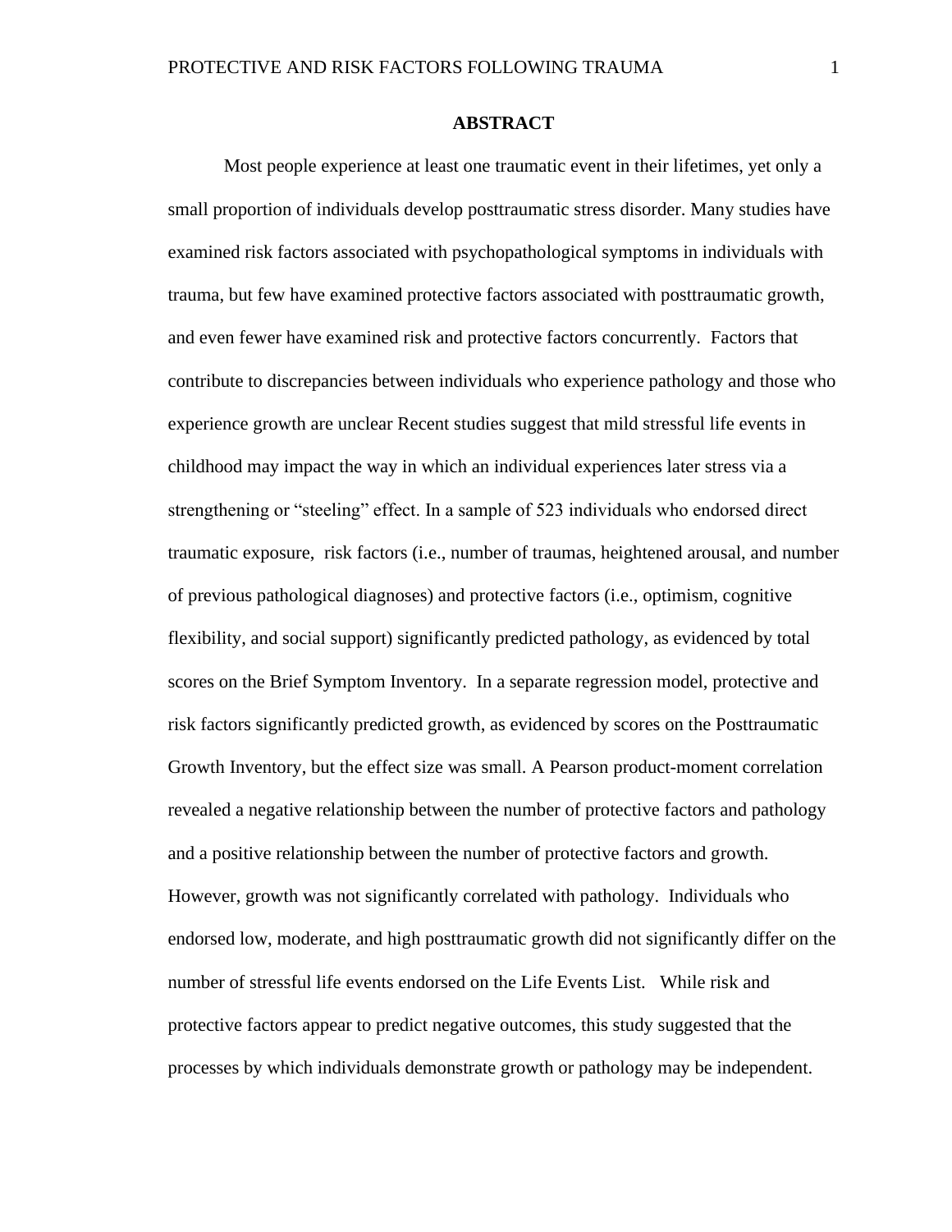# ABSTRACT

Most people experience at least one traumatic event in their lifetimes, yet only a small proportion of individuals develop posttraumatic stress disorder. Many studies have examined risk factors associated with psychopathological symptoms in individuals with trauma, but few have examined protective factors associated with posttraumatic growth, and even fewer have examined risk and protective factors concurrently. Factors that contribute to discrepancies between individuals who experience pathology and those who experience growth are unclear Recent studies suggest that mild stressful life events in childhood may impact the way in which an individual experiences later stress via a strengthening or "steeling" effect. In a sample of 523 individuals who endorsed direct traumatic exposure, risk factors (i.e., number of traumas, heightened arousal, and number of previous pathological diagnoses) and protective factors (i.e., optimism, cognitive flexibility, and social support) significantly predicted pathology, as evidenced by total scores on the Brief Symptom Inventory. In a separate regression model, protective and risk factors significantly predicted growth, as evidenced by scores on the Posttraumatic Growth Inventory, but the effect size was small. A Pearson product-moment correlation revealed a negative relationship between the number of protective factors and pathology and a positive relationship between the number of protective factors and growth. However, growth was not significantly correlated with pathology. Individuals who endorsed low, moderate, and high posttraumatic growth did not significantly differ on the number of stressful life events endorsed on the Life Events List. While risk and protective factors appear to predict negative outcomes, this study suggested that the processes by which individuals demonstrate growth or pathology may be independent.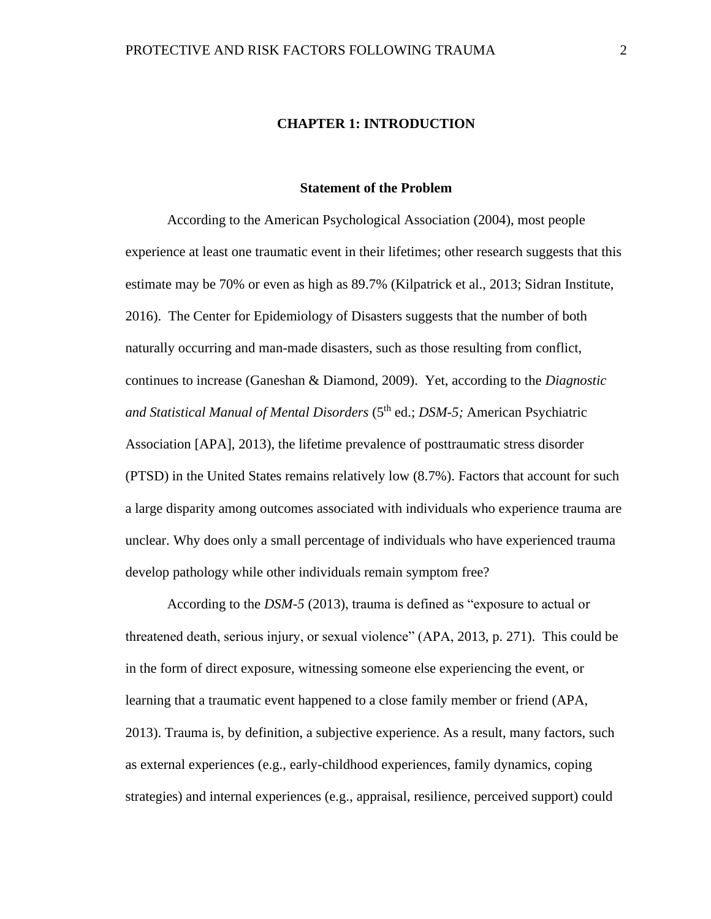# CHAPTER 1: INTRODUCTION

## Statement of the Problem

According to the American Psychological Association (2004), most people experience at least one traumatic event in their lifetimes; other research suggests that this estimate may be 70% or even as high as 89.7% (Kilpatrick et al., 2013; Sidran Institute, 2016). The Center for Epidemiology of Disasters suggests that the number of both naturally occurring and man-made disasters, such as those resulting from conflict, continues to increase (Ganeshan & Diamond, 2009). Yet, according to the *Diagnostic and Statistical Manual of Mental Disorders* (5th ed.; *DSM-5;* American Psychiatric Association [APA], 2013), the lifetime prevalence of posttraumatic stress disorder (PTSD) in the United States remains relatively low (8.7%). Factors that account for such a large disparity among outcomes associated with individuals who experience trauma are unclear. Why does only a small percentage of individuals who have experienced trauma develop pathology while other individuals remain symptom free?

According to the *DSM-5* (2013), trauma is defined as "exposure to actual or threatened death, serious injury, or sexual violence" (APA, 2013, p. 271). This could be in the form of direct exposure, witnessing someone else experiencing the event, or learning that a traumatic event happened to a close family member or friend (APA, 2013). Trauma is, by definition, a subjective experience. As a result, many factors, such as external experiences (e.g., early-childhood experiences, family dynamics, coping strategies) and internal experiences (e.g., appraisal, resilience, perceived support) could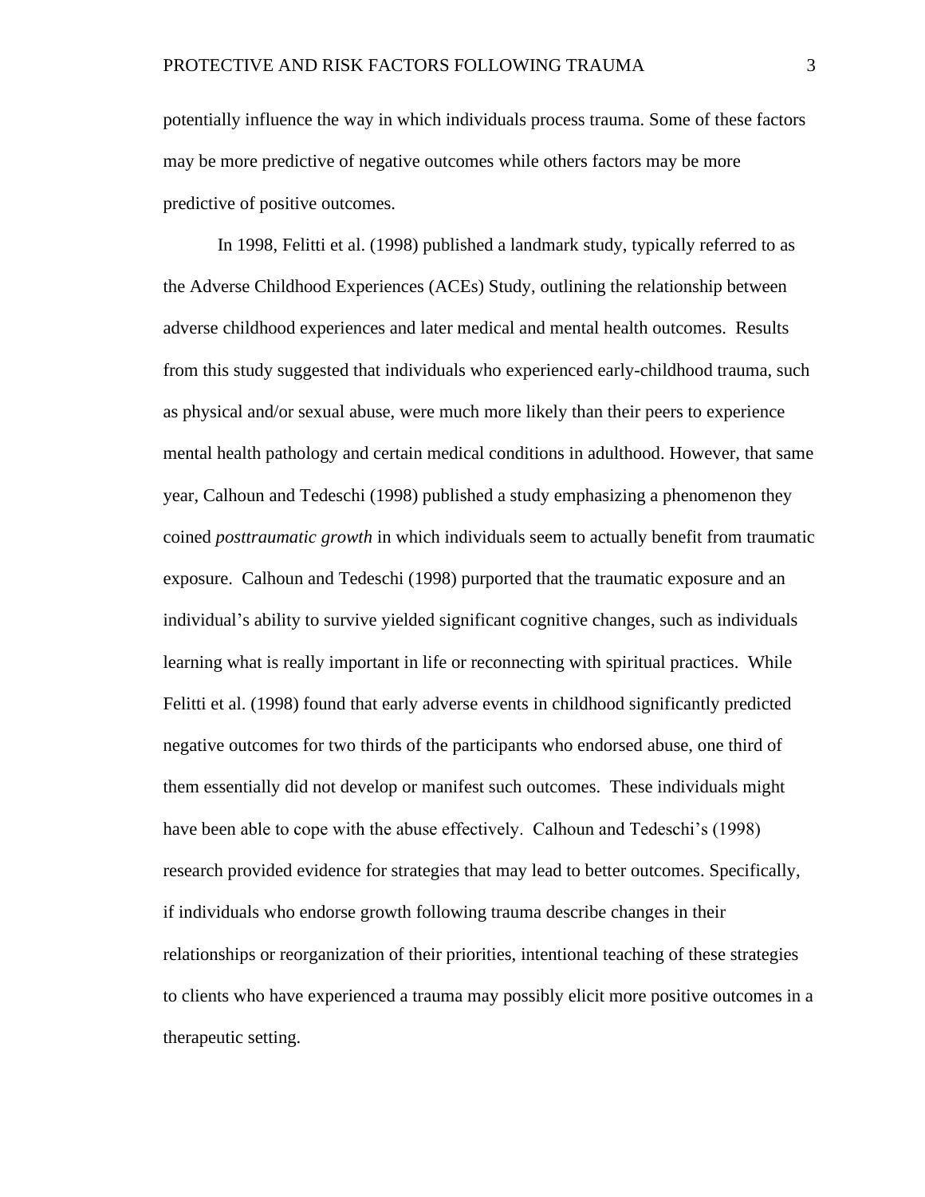potentially influence the way in which individuals process trauma. Some of these factors may be more predictive of negative outcomes while others factors may be more predictive of positive outcomes.

In 1998, Felitti et al. (1998) published a landmark study, typically referred to as the Adverse Childhood Experiences (ACEs) Study, outlining the relationship between adverse childhood experiences and later medical and mental health outcomes. Results from this study suggested that individuals who experienced early-childhood trauma, such as physical and/or sexual abuse, were much more likely than their peers to experience mental health pathology and certain medical conditions in adulthood. However, that same year, Calhoun and Tedeschi (1998) published a study emphasizing a phenomenon they coined *posttraumatic growth* in which individuals seem to actually benefit from traumatic exposure. Calhoun and Tedeschi (1998) purported that the traumatic exposure and an individual's ability to survive yielded significant cognitive changes, such as individuals learning what is really important in life or reconnecting with spiritual practices. While Felitti et al. (1998) found that early adverse events in childhood significantly predicted negative outcomes for two thirds of the participants who endorsed abuse, one third of them essentially did not develop or manifest such outcomes. These individuals might have been able to cope with the abuse effectively. Calhoun and Tedeschi's (1998) research provided evidence for strategies that may lead to better outcomes. Specifically, if individuals who endorse growth following trauma describe changes in their relationships or reorganization of their priorities, intentional teaching of these strategies to clients who have experienced a trauma may possibly elicit more positive outcomes in a therapeutic setting.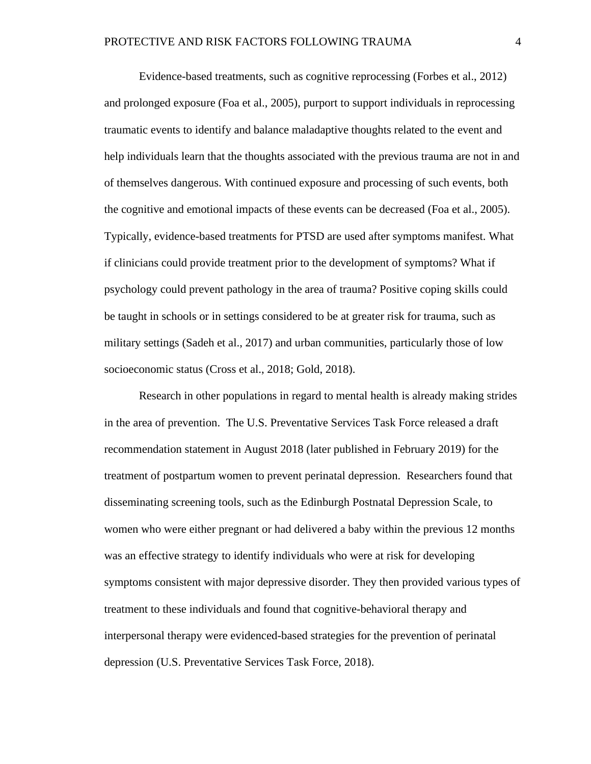Evidence-based treatments, such as cognitive reprocessing (Forbes et al., 2012) and prolonged exposure (Foa et al., 2005), purport to support individuals in reprocessing traumatic events to identify and balance maladaptive thoughts related to the event and help individuals learn that the thoughts associated with the previous trauma are not in and of themselves dangerous. With continued exposure and processing of such events, both the cognitive and emotional impacts of these events can be decreased (Foa et al., 2005). Typically, evidence-based treatments for PTSD are used after symptoms manifest. What if clinicians could provide treatment prior to the development of symptoms? What if psychology could prevent pathology in the area of trauma? Positive coping skills could be taught in schools or in settings considered to be at greater risk for trauma, such as military settings (Sadeh et al., 2017) and urban communities, particularly those of low socioeconomic status (Cross et al., 2018; Gold, 2018).

Research in other populations in regard to mental health is already making strides in the area of prevention. The U.S. Preventative Services Task Force released a draft recommendation statement in August 2018 (later published in February 2019) for the treatment of postpartum women to prevent perinatal depression. Researchers found that disseminating screening tools, such as the Edinburgh Postnatal Depression Scale, to women who were either pregnant or had delivered a baby within the previous 12 months was an effective strategy to identify individuals who were at risk for developing symptoms consistent with major depressive disorder. They then provided various types of treatment to these individuals and found that cognitive-behavioral therapy and interpersonal therapy were evidenced-based strategies for the prevention of perinatal depression (U.S. Preventative Services Task Force, 2018).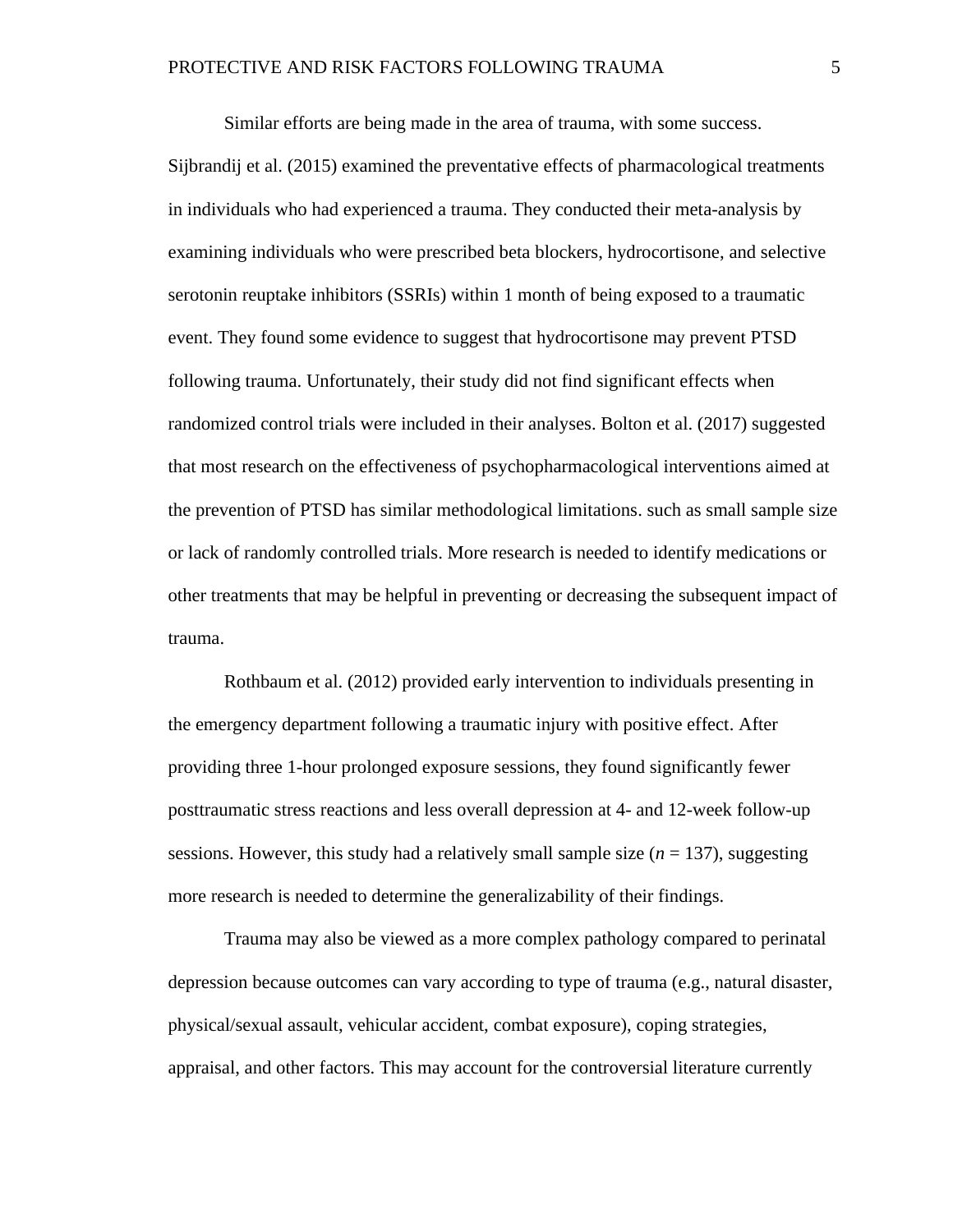Similar efforts are being made in the area of trauma, with some success. Sijbrandij et al. (2015) examined the preventative effects of pharmacological treatments in individuals who had experienced a trauma. They conducted their meta-analysis by examining individuals who were prescribed beta blockers, hydrocortisone, and selective serotonin reuptake inhibitors (SSRIs) within 1 month of being exposed to a traumatic event. They found some evidence to suggest that hydrocortisone may prevent PTSD following trauma. Unfortunately, their study did not find significant effects when randomized control trials were included in their analyses. Bolton et al. (2017) suggested that most research on the effectiveness of psychopharmacological interventions aimed at the prevention of PTSD has similar methodological limitations. such as small sample size or lack of randomly controlled trials. More research is needed to identify medications or other treatments that may be helpful in preventing or decreasing the subsequent impact of trauma.

Rothbaum et al. (2012) provided early intervention to individuals presenting in the emergency department following a traumatic injury with positive effect. After providing three 1-hour prolonged exposure sessions, they found significantly fewer posttraumatic stress reactions and less overall depression at 4- and 12-week follow-up sessions. However, this study had a relatively small sample size ($n = 137$), suggesting more research is needed to determine the generalizability of their findings.

Trauma may also be viewed as a more complex pathology compared to perinatal depression because outcomes can vary according to type of trauma (e.g., natural disaster, physical/sexual assault, vehicular accident, combat exposure), coping strategies, appraisal, and other factors. This may account for the controversial literature currently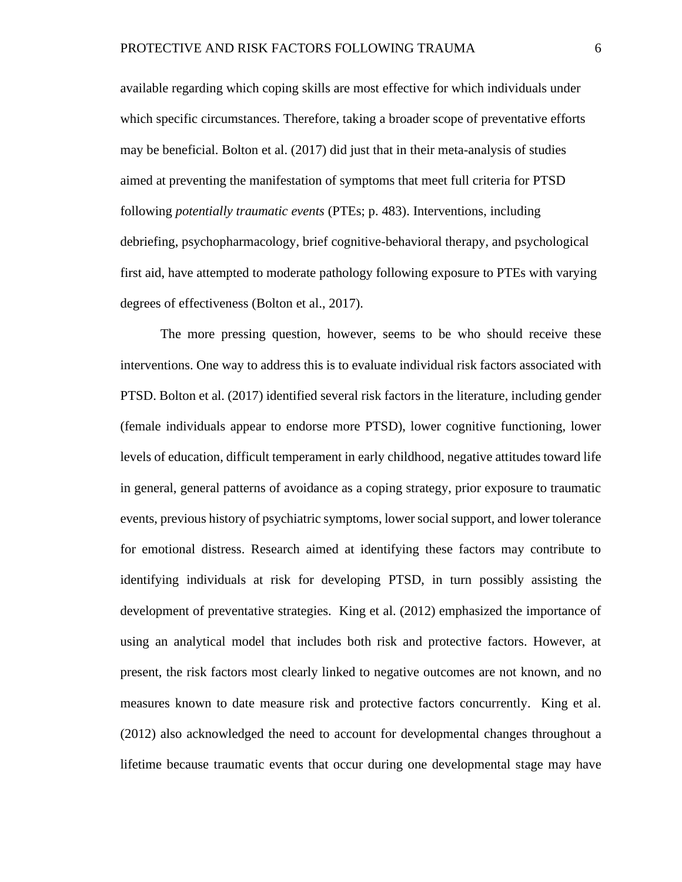available regarding which coping skills are most effective for which individuals under which specific circumstances. Therefore, taking a broader scope of preventative efforts may be beneficial. Bolton et al. (2017) did just that in their meta-analysis of studies aimed at preventing the manifestation of symptoms that meet full criteria for PTSD following *potentially traumatic events* (PTEs; p. 483). Interventions, including debriefing, psychopharmacology, brief cognitive-behavioral therapy, and psychological first aid, have attempted to moderate pathology following exposure to PTEs with varying degrees of effectiveness (Bolton et al., 2017).

The more pressing question, however, seems to be who should receive these interventions. One way to address this is to evaluate individual risk factors associated with PTSD. Bolton et al. (2017) identified several risk factors in the literature, including gender (female individuals appear to endorse more PTSD), lower cognitive functioning, lower levels of education, difficult temperament in early childhood, negative attitudes toward life in general, general patterns of avoidance as a coping strategy, prior exposure to traumatic events, previous history of psychiatric symptoms, lower social support, and lower tolerance for emotional distress. Research aimed at identifying these factors may contribute to identifying individuals at risk for developing PTSD, in turn possibly assisting the development of preventative strategies. King et al. (2012) emphasized the importance of using an analytical model that includes both risk and protective factors. However, at present, the risk factors most clearly linked to negative outcomes are not known, and no measures known to date measure risk and protective factors concurrently. King et al. (2012) also acknowledged the need to account for developmental changes throughout a lifetime because traumatic events that occur during one developmental stage may have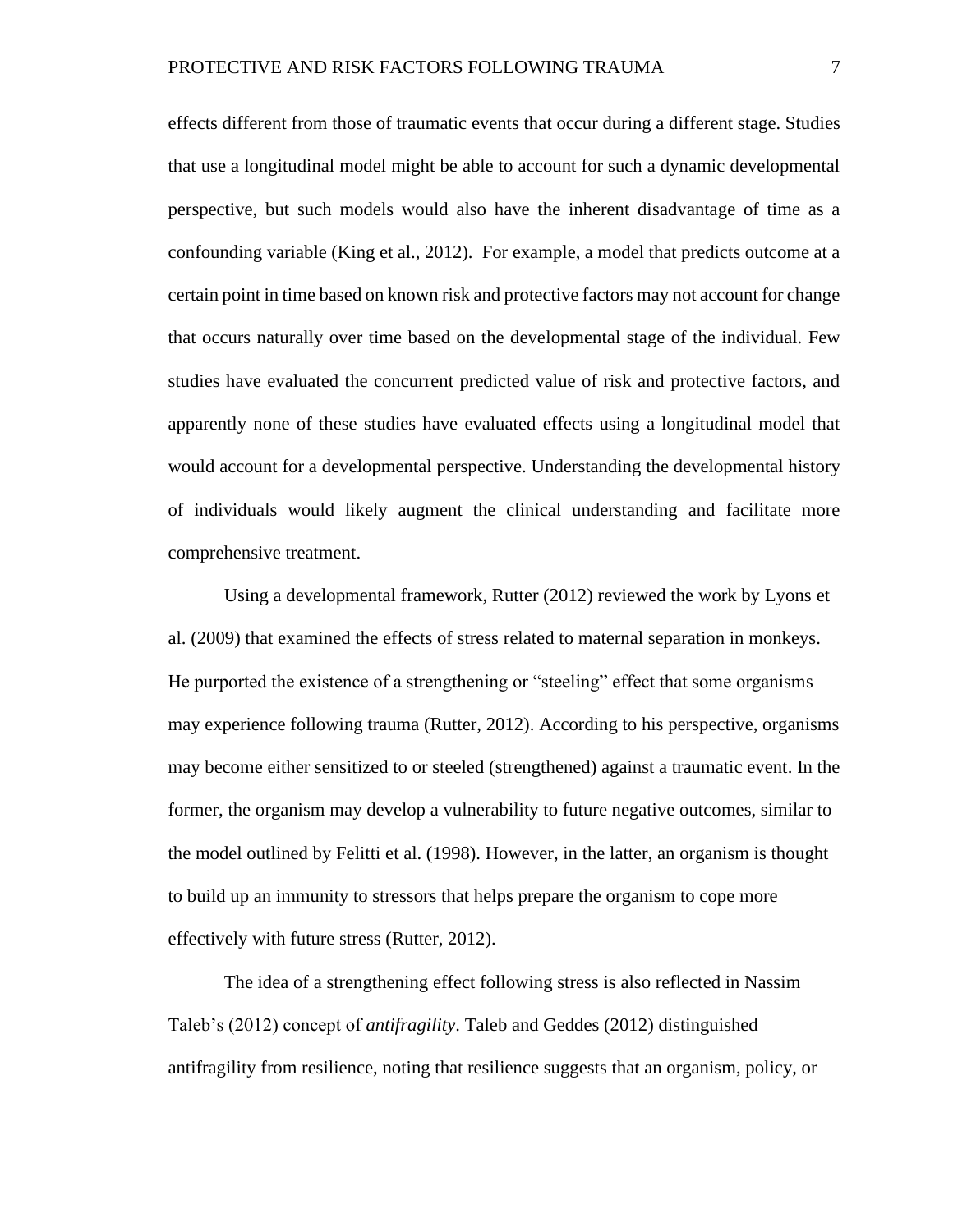effects different from those of traumatic events that occur during a different stage. Studies that use a longitudinal model might be able to account for such a dynamic developmental perspective, but such models would also have the inherent disadvantage of time as a confounding variable (King et al., 2012). For example, a model that predicts outcome at a certain point in time based on known risk and protective factors may not account for change that occurs naturally over time based on the developmental stage of the individual. Few studies have evaluated the concurrent predicted value of risk and protective factors, and apparently none of these studies have evaluated effects using a longitudinal model that would account for a developmental perspective. Understanding the developmental history of individuals would likely augment the clinical understanding and facilitate more comprehensive treatment.

Using a developmental framework, Rutter (2012) reviewed the work by Lyons et al. (2009) that examined the effects of stress related to maternal separation in monkeys. He purported the existence of a strengthening or "steeling" effect that some organisms may experience following trauma (Rutter, 2012). According to his perspective, organisms may become either sensitized to or steeled (strengthened) against a traumatic event. In the former, the organism may develop a vulnerability to future negative outcomes, similar to the model outlined by Felitti et al. (1998). However, in the latter, an organism is thought to build up an immunity to stressors that helps prepare the organism to cope more effectively with future stress (Rutter, 2012).

The idea of a strengthening effect following stress is also reflected in Nassim Taleb's (2012) concept of *antifragility*. Taleb and Geddes (2012) distinguished antifragility from resilience, noting that resilience suggests that an organism, policy, or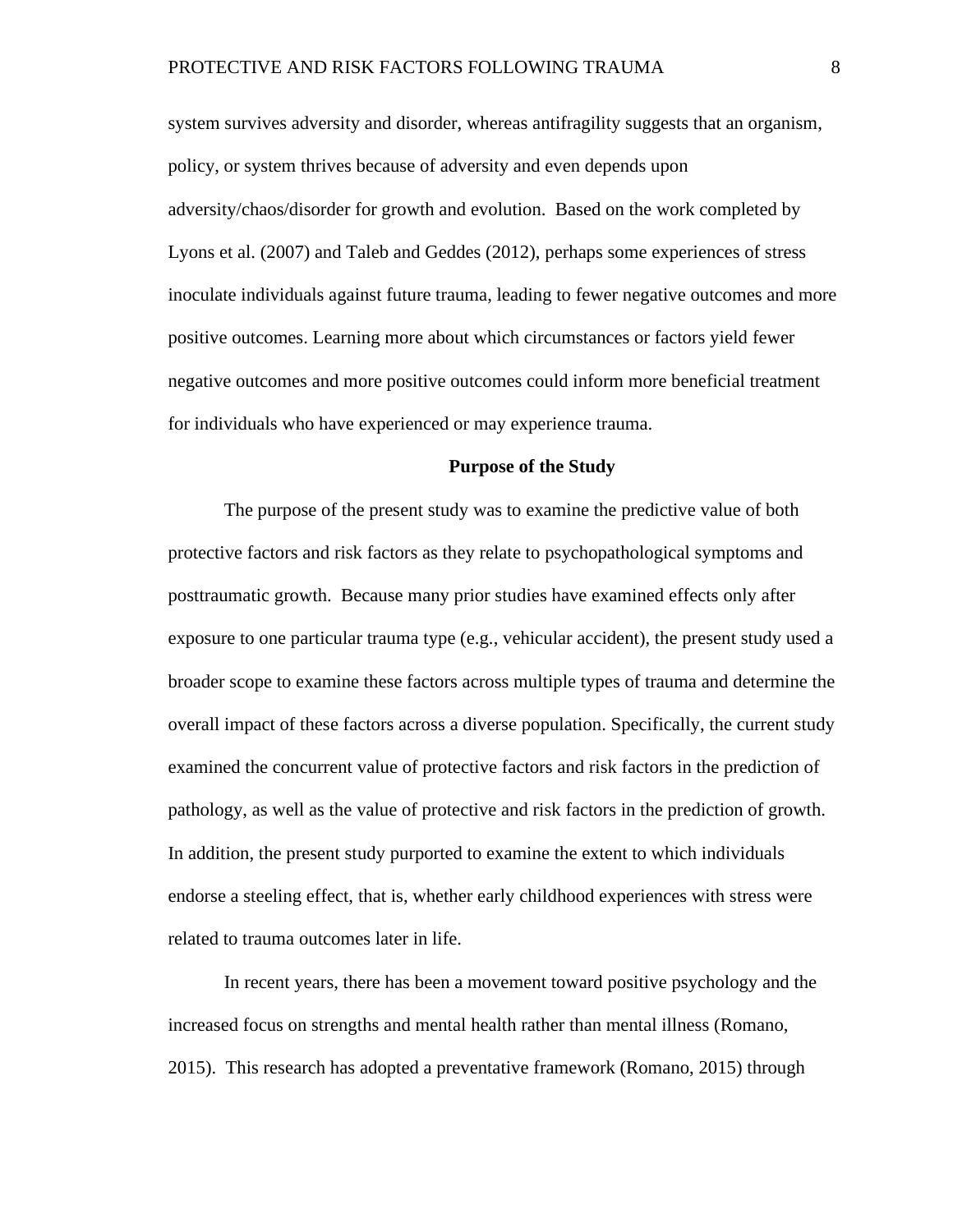system survives adversity and disorder, whereas antifragility suggests that an organism, policy, or system thrives because of adversity and even depends upon adversity/chaos/disorder for growth and evolution. Based on the work completed by Lyons et al. (2007) and Taleb and Geddes (2012), perhaps some experiences of stress inoculate individuals against future trauma, leading to fewer negative outcomes and more positive outcomes. Learning more about which circumstances or factors yield fewer negative outcomes and more positive outcomes could inform more beneficial treatment for individuals who have experienced or may experience trauma.

## Purpose of the Study

The purpose of the present study was to examine the predictive value of both protective factors and risk factors as they relate to psychopathological symptoms and posttraumatic growth. Because many prior studies have examined effects only after exposure to one particular trauma type (e.g., vehicular accident), the present study used a broader scope to examine these factors across multiple types of trauma and determine the overall impact of these factors across a diverse population. Specifically, the current study examined the concurrent value of protective factors and risk factors in the prediction of pathology, as well as the value of protective and risk factors in the prediction of growth. In addition, the present study purported to examine the extent to which individuals endorse a steeling effect, that is, whether early childhood experiences with stress were related to trauma outcomes later in life.

In recent years, there has been a movement toward positive psychology and the increased focus on strengths and mental health rather than mental illness (Romano, 2015). This research has adopted a preventative framework (Romano, 2015) through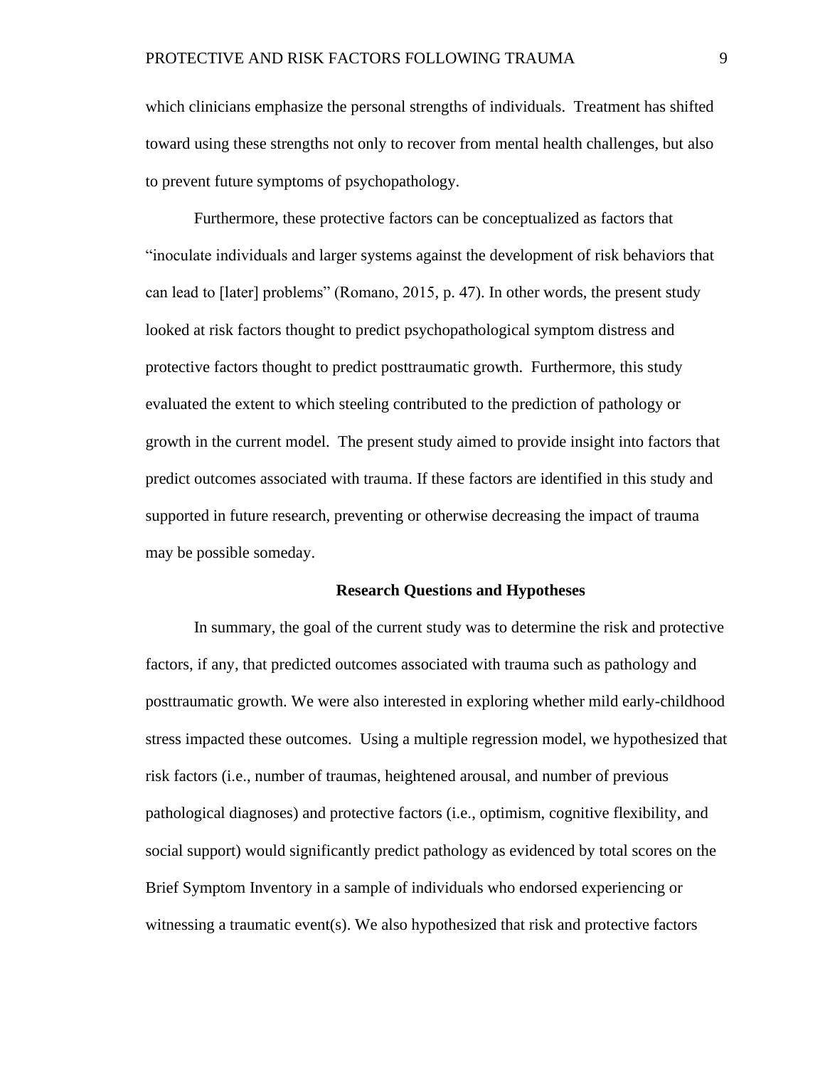which clinicians emphasize the personal strengths of individuals. Treatment has shifted toward using these strengths not only to recover from mental health challenges, but also to prevent future symptoms of psychopathology.

Furthermore, these protective factors can be conceptualized as factors that "inoculate individuals and larger systems against the development of risk behaviors that can lead to [later] problems" (Romano, 2015, p. 47). In other words, the present study looked at risk factors thought to predict psychopathological symptom distress and protective factors thought to predict posttraumatic growth. Furthermore, this study evaluated the extent to which steeling contributed to the prediction of pathology or growth in the current model. The present study aimed to provide insight into factors that predict outcomes associated with trauma. If these factors are identified in this study and supported in future research, preventing or otherwise decreasing the impact of trauma may be possible someday.

## Research Questions and Hypotheses

In summary, the goal of the current study was to determine the risk and protective factors, if any, that predicted outcomes associated with trauma such as pathology and posttraumatic growth. We were also interested in exploring whether mild early-childhood stress impacted these outcomes. Using a multiple regression model, we hypothesized that risk factors (i.e., number of traumas, heightened arousal, and number of previous pathological diagnoses) and protective factors (i.e., optimism, cognitive flexibility, and social support) would significantly predict pathology as evidenced by total scores on the Brief Symptom Inventory in a sample of individuals who endorsed experiencing or witnessing a traumatic event(s). We also hypothesized that risk and protective factors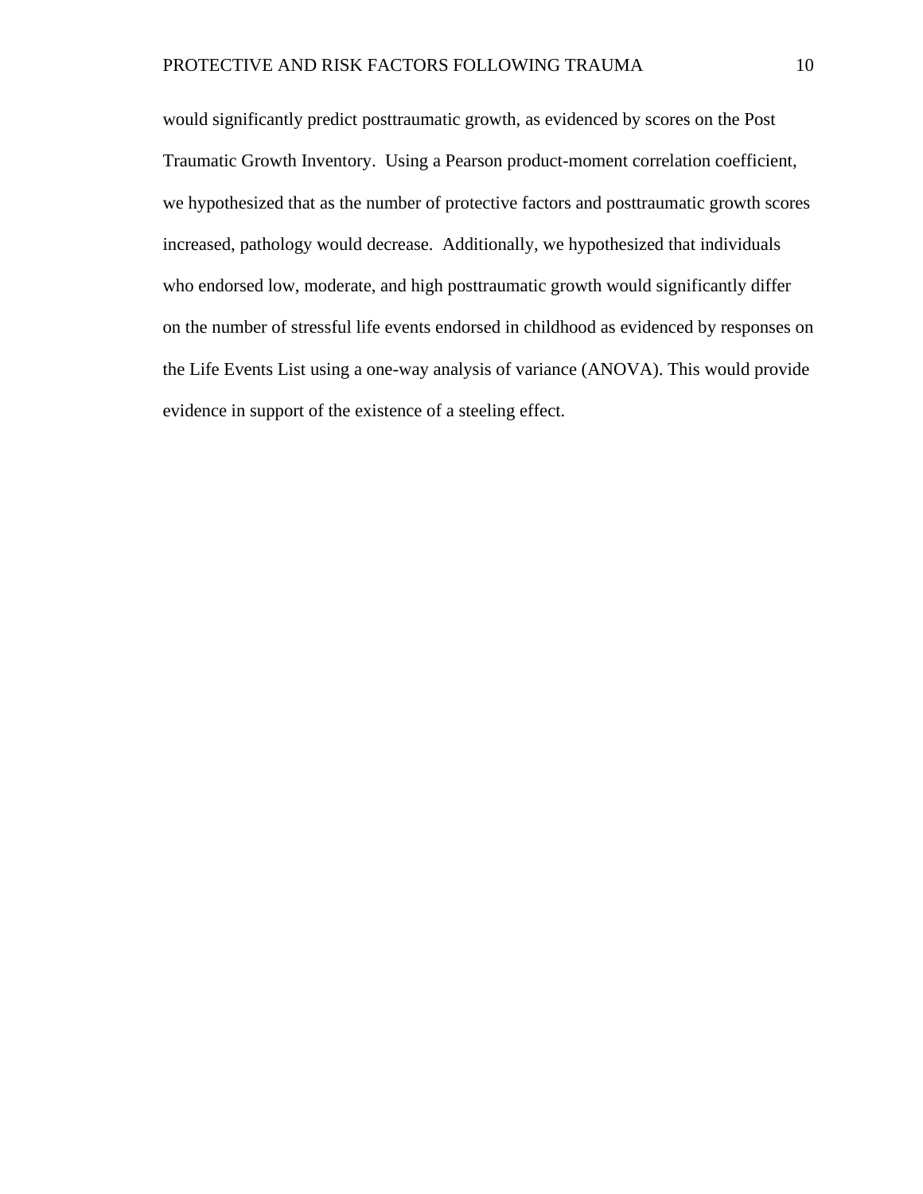would significantly predict posttraumatic growth, as evidenced by scores on the Post Traumatic Growth Inventory. Using a Pearson product-moment correlation coefficient, we hypothesized that as the number of protective factors and posttraumatic growth scores increased, pathology would decrease. Additionally, we hypothesized that individuals who endorsed low, moderate, and high posttraumatic growth would significantly differ on the number of stressful life events endorsed in childhood as evidenced by responses on the Life Events List using a one-way analysis of variance (ANOVA). This would provide evidence in support of the existence of a steeling effect.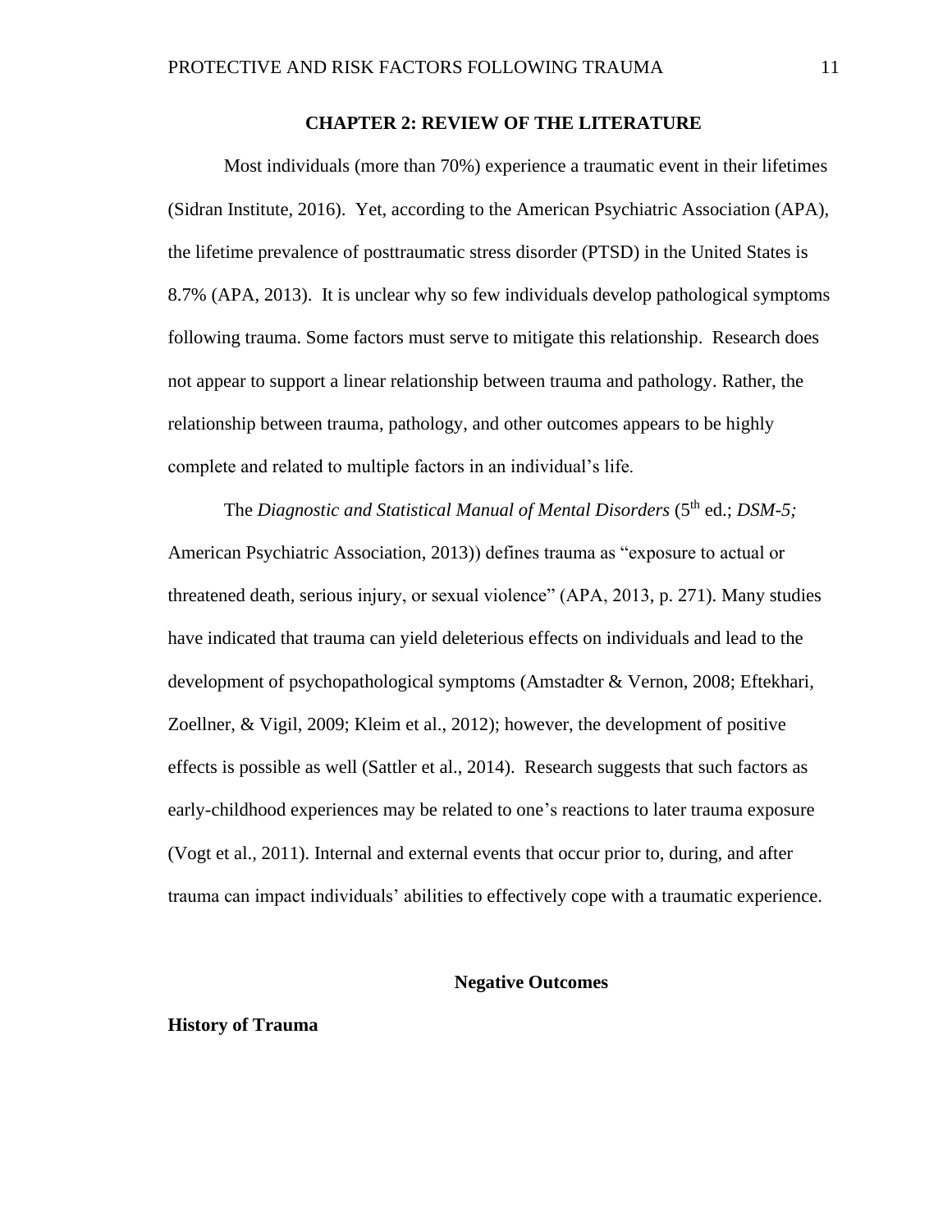# CHAPTER 2: REVIEW OF THE LITERATURE

Most individuals (more than 70%) experience a traumatic event in their lifetimes (Sidran Institute, 2016). Yet, according to the American Psychiatric Association (APA), the lifetime prevalence of posttraumatic stress disorder (PTSD) in the United States is 8.7% (APA, 2013). It is unclear why so few individuals develop pathological symptoms following trauma. Some factors must serve to mitigate this relationship. Research does not appear to support a linear relationship between trauma and pathology. Rather, the relationship between trauma, pathology, and other outcomes appears to be highly complete and related to multiple factors in an individual's life.

The *Diagnostic and Statistical Manual of Mental Disorders* (5th ed.; *DSM-5;* American Psychiatric Association, 2013)) defines trauma as "exposure to actual or threatened death, serious injury, or sexual violence" (APA, 2013, p. 271). Many studies have indicated that trauma can yield deleterious effects on individuals and lead to the development of psychopathological symptoms (Amstadter & Vernon, 2008; Eftekhari, Zoellner, & Vigil, 2009; Kleim et al., 2012); however, the development of positive effects is possible as well (Sattler et al., 2014). Research suggests that such factors as early-childhood experiences may be related to one's reactions to later trauma exposure (Vogt et al., 2011). Internal and external events that occur prior to, during, and after trauma can impact individuals' abilities to effectively cope with a traumatic experience.

## Negative Outcomes

### History of Trauma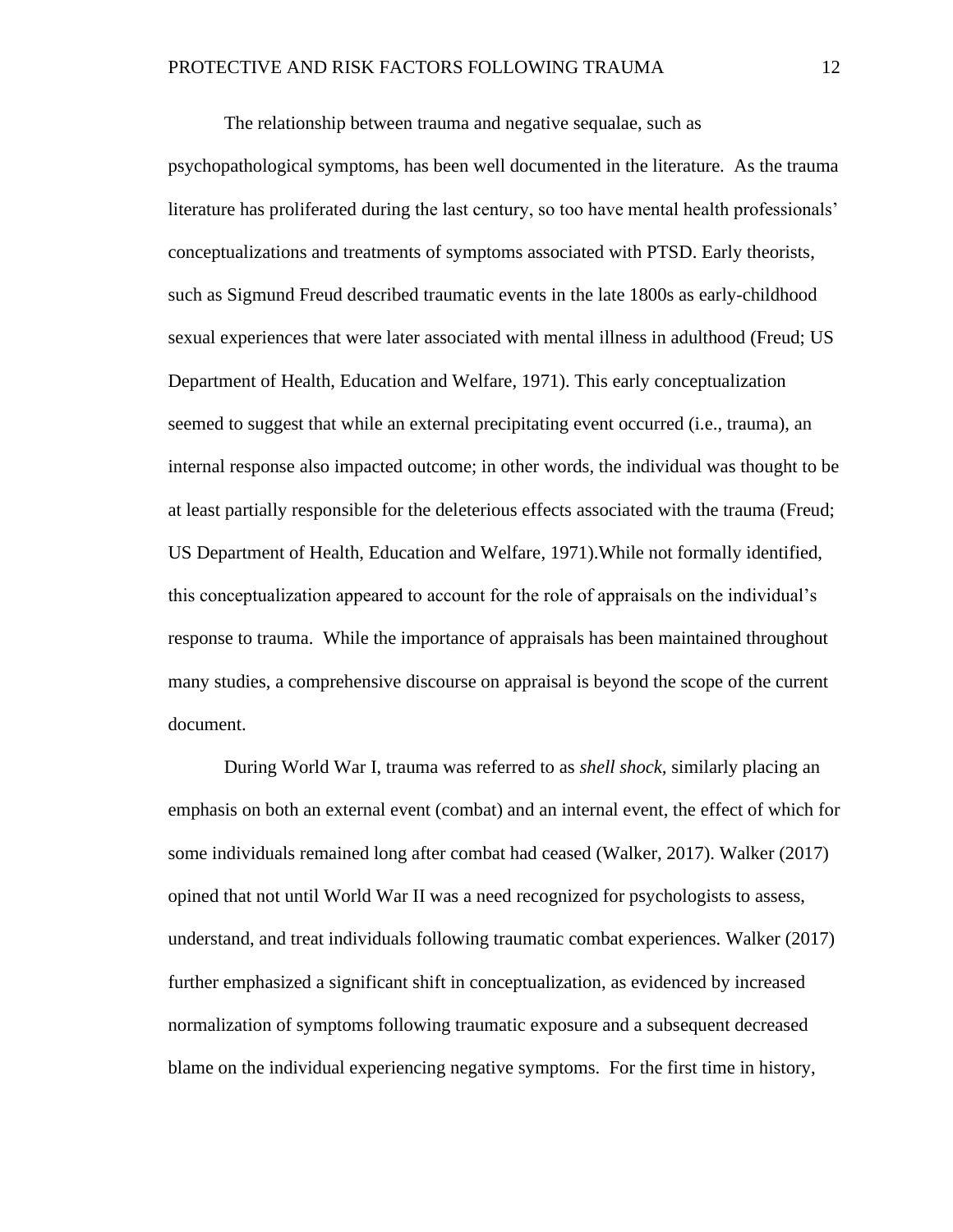The relationship between trauma and negative sequalae, such as psychopathological symptoms, has been well documented in the literature. As the trauma literature has proliferated during the last century, so too have mental health professionals' conceptualizations and treatments of symptoms associated with PTSD. Early theorists, such as Sigmund Freud described traumatic events in the late 1800s as early-childhood sexual experiences that were later associated with mental illness in adulthood (Freud; US Department of Health, Education and Welfare, 1971). This early conceptualization seemed to suggest that while an external precipitating event occurred (i.e., trauma), an internal response also impacted outcome; in other words, the individual was thought to be at least partially responsible for the deleterious effects associated with the trauma (Freud; US Department of Health, Education and Welfare, 1971).While not formally identified, this conceptualization appeared to account for the role of appraisals on the individual's response to trauma. While the importance of appraisals has been maintained throughout many studies, a comprehensive discourse on appraisal is beyond the scope of the current document.

During World War I, trauma was referred to as *shell shock,* similarly placing an emphasis on both an external event (combat) and an internal event, the effect of which for some individuals remained long after combat had ceased (Walker, 2017). Walker (2017) opined that not until World War II was a need recognized for psychologists to assess, understand, and treat individuals following traumatic combat experiences. Walker (2017) further emphasized a significant shift in conceptualization, as evidenced by increased normalization of symptoms following traumatic exposure and a subsequent decreased blame on the individual experiencing negative symptoms. For the first time in history,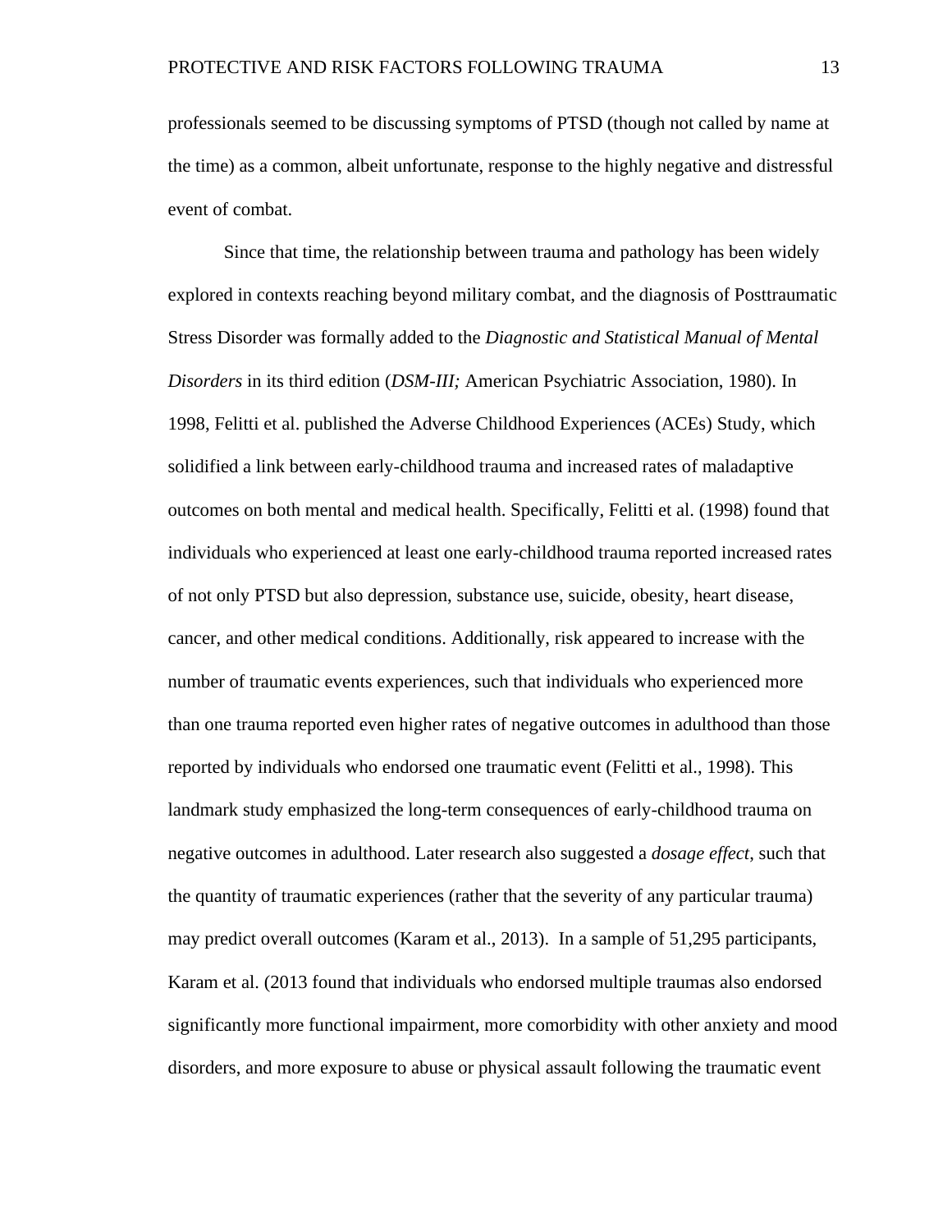professionals seemed to be discussing symptoms of PTSD (though not called by name at the time) as a common, albeit unfortunate, response to the highly negative and distressful event of combat.

Since that time, the relationship between trauma and pathology has been widely explored in contexts reaching beyond military combat, and the diagnosis of Posttraumatic Stress Disorder was formally added to the *Diagnostic and Statistical Manual of Mental Disorders* in its third edition (*DSM-III;* American Psychiatric Association, 1980). In 1998, Felitti et al. published the Adverse Childhood Experiences (ACEs) Study, which solidified a link between early-childhood trauma and increased rates of maladaptive outcomes on both mental and medical health. Specifically, Felitti et al. (1998) found that individuals who experienced at least one early-childhood trauma reported increased rates of not only PTSD but also depression, substance use, suicide, obesity, heart disease, cancer, and other medical conditions. Additionally, risk appeared to increase with the number of traumatic events experiences, such that individuals who experienced more than one trauma reported even higher rates of negative outcomes in adulthood than those reported by individuals who endorsed one traumatic event (Felitti et al., 1998). This landmark study emphasized the long-term consequences of early-childhood trauma on negative outcomes in adulthood. Later research also suggested a *dosage effect*, such that the quantity of traumatic experiences (rather that the severity of any particular trauma) may predict overall outcomes (Karam et al., 2013). In a sample of 51,295 participants, Karam et al. (2013 found that individuals who endorsed multiple traumas also endorsed significantly more functional impairment, more comorbidity with other anxiety and mood disorders, and more exposure to abuse or physical assault following the traumatic event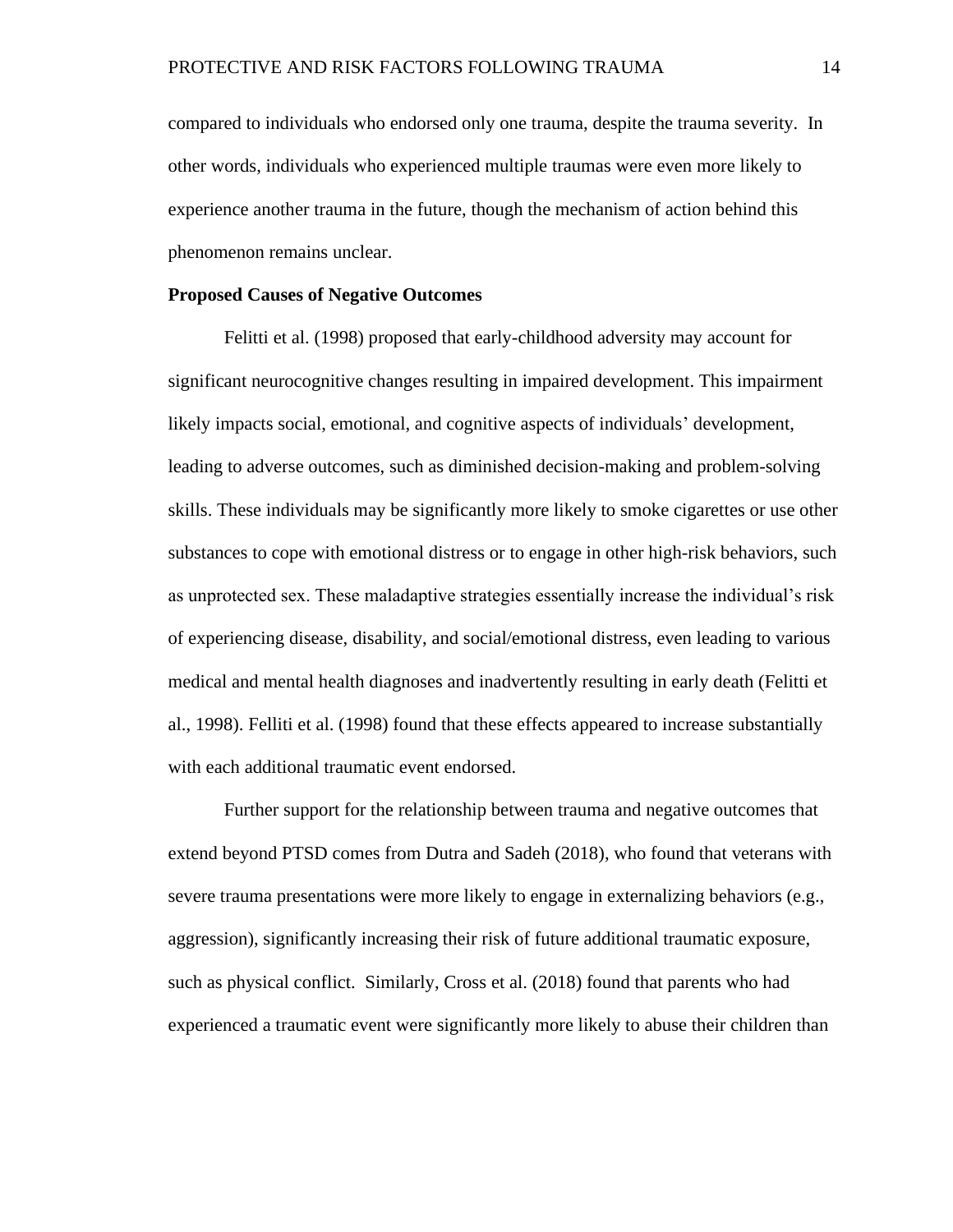compared to individuals who endorsed only one trauma, despite the trauma severity.  In other words, individuals who experienced multiple traumas were even more likely to experience another trauma in the future, though the mechanism of action behind this phenomenon remains unclear.

**Proposed Causes of Negative Outcomes**

Felitti et al. (1998) proposed that early-childhood adversity may account for significant neurocognitive changes resulting in impaired development. This impairment likely impacts social, emotional, and cognitive aspects of individuals' development, leading to adverse outcomes, such as diminished decision-making and problem-solving skills. These individuals may be significantly more likely to smoke cigarettes or use other substances to cope with emotional distress or to engage in other high-risk behaviors, such as unprotected sex. These maladaptive strategies essentially increase the individual's risk of experiencing disease, disability, and social/emotional distress, even leading to various medical and mental health diagnoses and inadvertently resulting in early death (Felitti et al., 1998). Felliti et al. (1998) found that these effects appeared to increase substantially with each additional traumatic event endorsed.

Further support for the relationship between trauma and negative outcomes that extend beyond PTSD comes from Dutra and Sadeh (2018), who found that veterans with severe trauma presentations were more likely to engage in externalizing behaviors (e.g., aggression), significantly increasing their risk of future additional traumatic exposure, such as physical conflict.  Similarly, Cross et al. (2018) found that parents who had experienced a traumatic event were significantly more likely to abuse their children than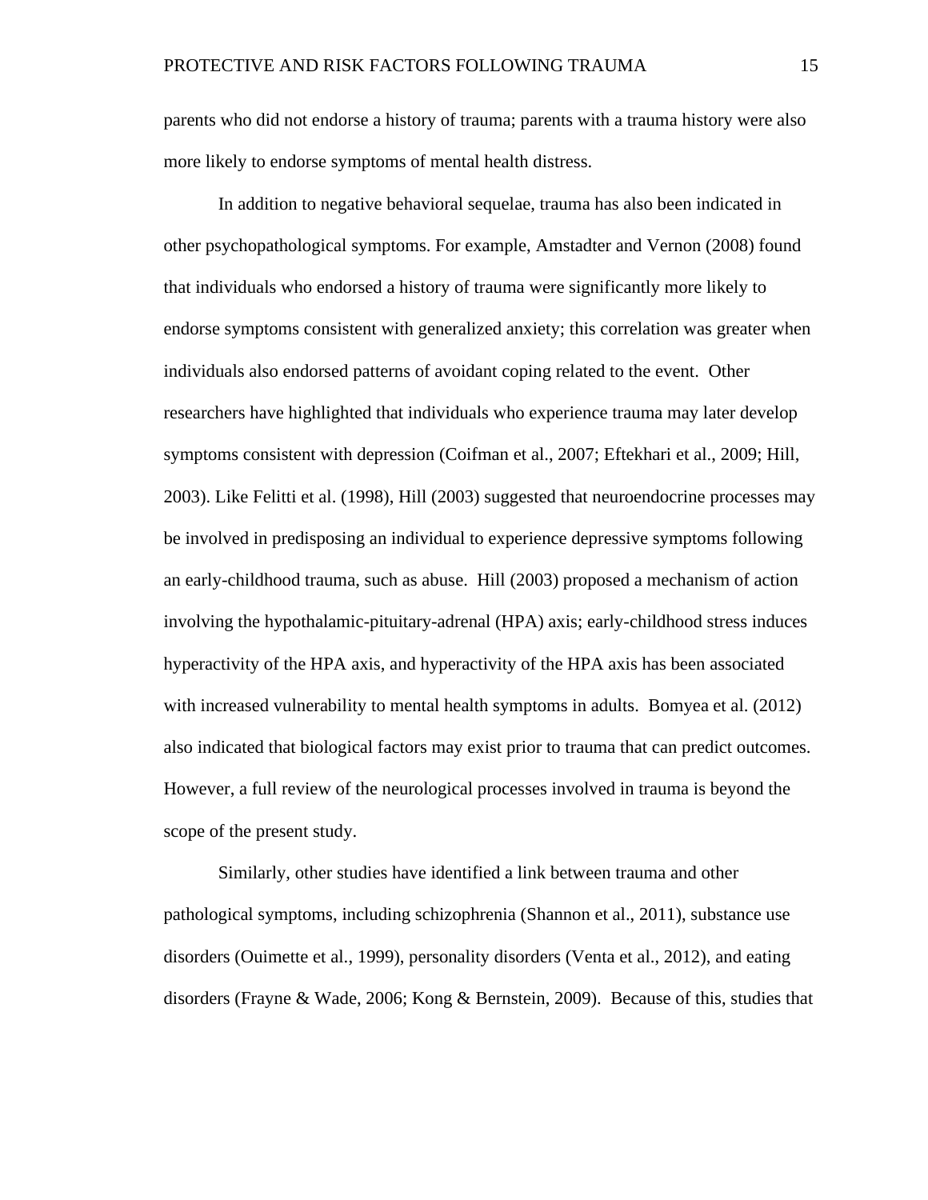parents who did not endorse a history of trauma; parents with a trauma history were also more likely to endorse symptoms of mental health distress.

In addition to negative behavioral sequelae, trauma has also been indicated in other psychopathological symptoms. For example, Amstadter and Vernon (2008) found that individuals who endorsed a history of trauma were significantly more likely to endorse symptoms consistent with generalized anxiety; this correlation was greater when individuals also endorsed patterns of avoidant coping related to the event. Other researchers have highlighted that individuals who experience trauma may later develop symptoms consistent with depression (Coifman et al., 2007; Eftekhari et al., 2009; Hill, 2003). Like Felitti et al. (1998), Hill (2003) suggested that neuroendocrine processes may be involved in predisposing an individual to experience depressive symptoms following an early-childhood trauma, such as abuse. Hill (2003) proposed a mechanism of action involving the hypothalamic-pituitary-adrenal (HPA) axis; early-childhood stress induces hyperactivity of the HPA axis, and hyperactivity of the HPA axis has been associated with increased vulnerability to mental health symptoms in adults. Bomyea et al. (2012) also indicated that biological factors may exist prior to trauma that can predict outcomes. However, a full review of the neurological processes involved in trauma is beyond the scope of the present study.

Similarly, other studies have identified a link between trauma and other pathological symptoms, including schizophrenia (Shannon et al., 2011), substance use disorders (Ouimette et al., 1999), personality disorders (Venta et al., 2012), and eating disorders (Frayne & Wade, 2006; Kong & Bernstein, 2009). Because of this, studies that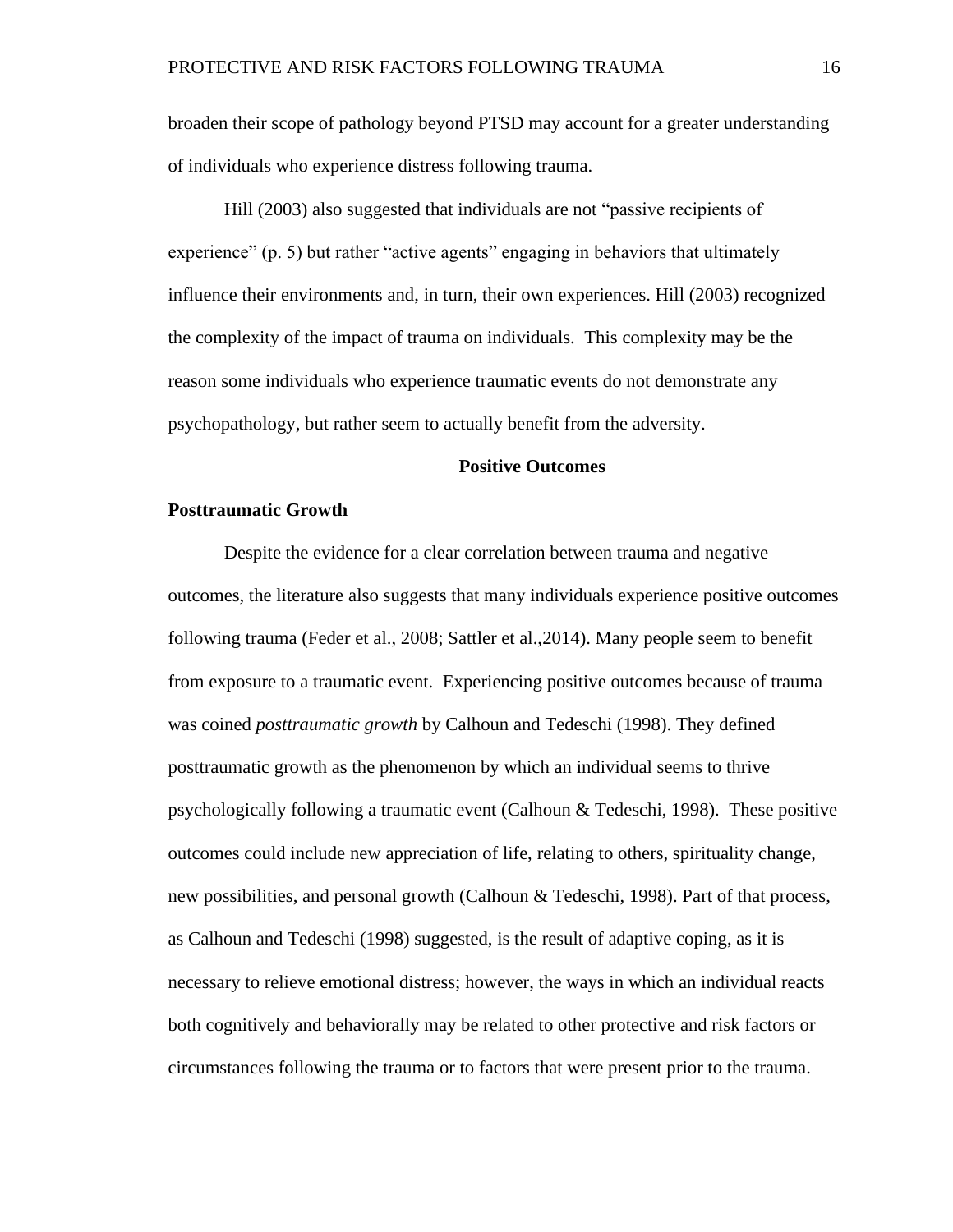broaden their scope of pathology beyond PTSD may account for a greater understanding of individuals who experience distress following trauma.

Hill (2003) also suggested that individuals are not "passive recipients of experience" (p. 5) but rather "active agents" engaging in behaviors that ultimately influence their environments and, in turn, their own experiences. Hill (2003) recognized the complexity of the impact of trauma on individuals. This complexity may be the reason some individuals who experience traumatic events do not demonstrate any psychopathology, but rather seem to actually benefit from the adversity.

# Positive Outcomes

## Posttraumatic Growth

Despite the evidence for a clear correlation between trauma and negative outcomes, the literature also suggests that many individuals experience positive outcomes following trauma (Feder et al., 2008; Sattler et al.,2014). Many people seem to benefit from exposure to a traumatic event. Experiencing positive outcomes because of trauma was coined *posttraumatic growth* by Calhoun and Tedeschi (1998). They defined posttraumatic growth as the phenomenon by which an individual seems to thrive psychologically following a traumatic event (Calhoun & Tedeschi, 1998). These positive outcomes could include new appreciation of life, relating to others, spirituality change, new possibilities, and personal growth (Calhoun & Tedeschi, 1998). Part of that process, as Calhoun and Tedeschi (1998) suggested, is the result of adaptive coping, as it is necessary to relieve emotional distress; however, the ways in which an individual reacts both cognitively and behaviorally may be related to other protective and risk factors or circumstances following the trauma or to factors that were present prior to the trauma.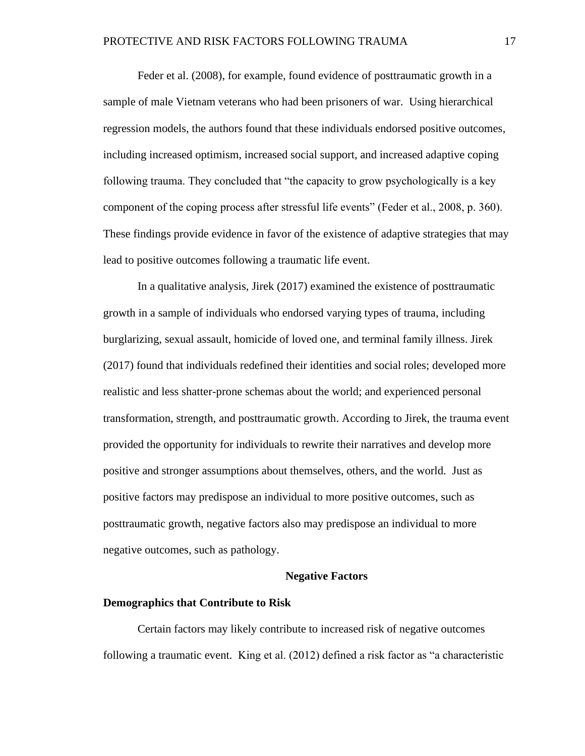Feder et al. (2008), for example, found evidence of posttraumatic growth in a sample of male Vietnam veterans who had been prisoners of war. Using hierarchical regression models, the authors found that these individuals endorsed positive outcomes, including increased optimism, increased social support, and increased adaptive coping following trauma. They concluded that "the capacity to grow psychologically is a key component of the coping process after stressful life events" (Feder et al., 2008, p. 360). These findings provide evidence in favor of the existence of adaptive strategies that may lead to positive outcomes following a traumatic life event.

In a qualitative analysis, Jirek (2017) examined the existence of posttraumatic growth in a sample of individuals who endorsed varying types of trauma, including burglarizing, sexual assault, homicide of loved one, and terminal family illness. Jirek (2017) found that individuals redefined their identities and social roles; developed more realistic and less shatter-prone schemas about the world; and experienced personal transformation, strength, and posttraumatic growth. According to Jirek, the trauma event provided the opportunity for individuals to rewrite their narratives and develop more positive and stronger assumptions about themselves, others, and the world. Just as positive factors may predispose an individual to more positive outcomes, such as posttraumatic growth, negative factors also may predispose an individual to more negative outcomes, such as pathology.

## Negative Factors

### Demographics that Contribute to Risk

Certain factors may likely contribute to increased risk of negative outcomes following a traumatic event. King et al. (2012) defined a risk factor as "a characteristic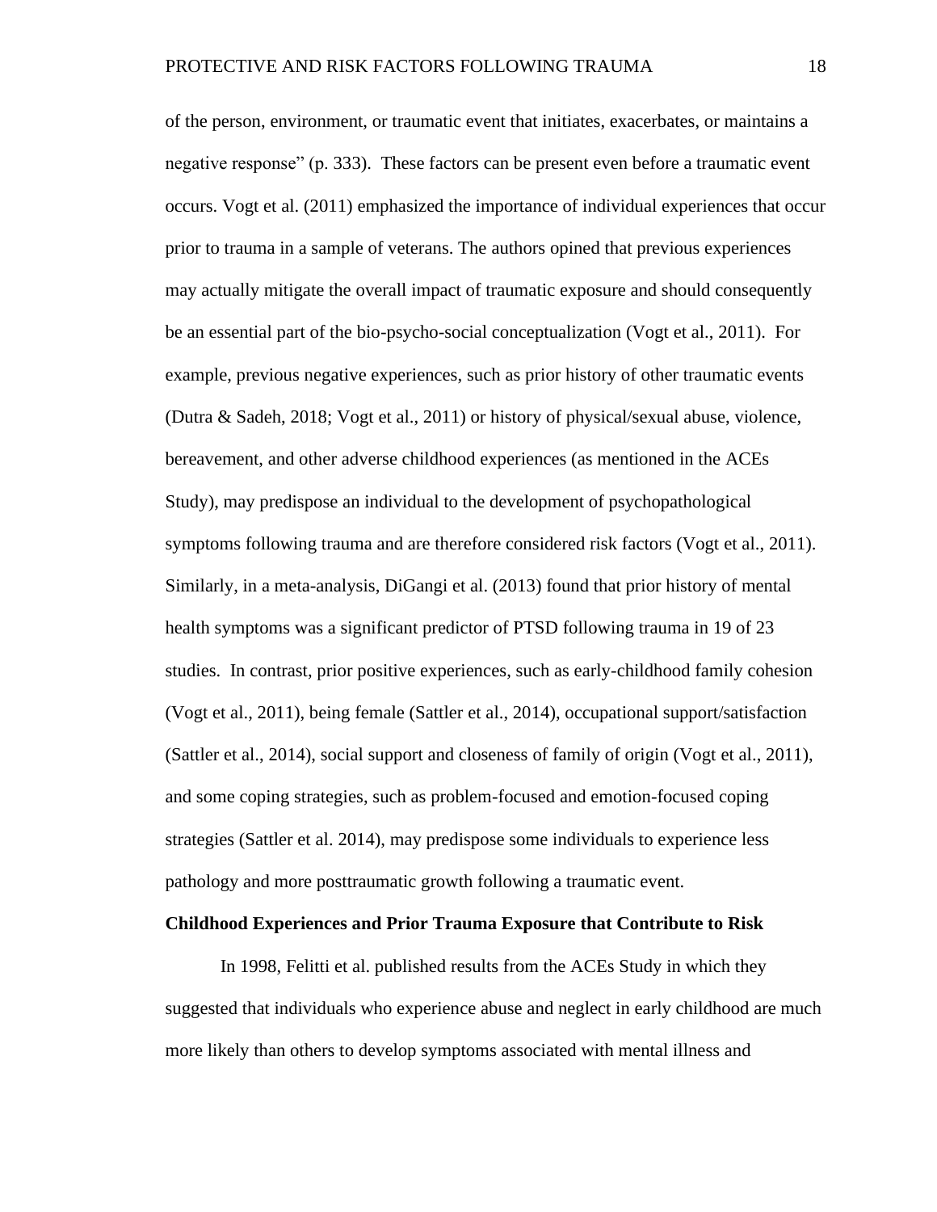of the person, environment, or traumatic event that initiates, exacerbates, or maintains a negative response" (p. 333). These factors can be present even before a traumatic event occurs. Vogt et al. (2011) emphasized the importance of individual experiences that occur prior to trauma in a sample of veterans. The authors opined that previous experiences may actually mitigate the overall impact of traumatic exposure and should consequently be an essential part of the bio-psycho-social conceptualization (Vogt et al., 2011). For example, previous negative experiences, such as prior history of other traumatic events (Dutra & Sadeh, 2018; Vogt et al., 2011) or history of physical/sexual abuse, violence, bereavement, and other adverse childhood experiences (as mentioned in the ACEs Study), may predispose an individual to the development of psychopathological symptoms following trauma and are therefore considered risk factors (Vogt et al., 2011). Similarly, in a meta-analysis, DiGangi et al. (2013) found that prior history of mental health symptoms was a significant predictor of PTSD following trauma in 19 of 23 studies. In contrast, prior positive experiences, such as early-childhood family cohesion (Vogt et al., 2011), being female (Sattler et al., 2014), occupational support/satisfaction (Sattler et al., 2014), social support and closeness of family of origin (Vogt et al., 2011), and some coping strategies, such as problem-focused and emotion-focused coping strategies (Sattler et al. 2014), may predispose some individuals to experience less pathology and more posttraumatic growth following a traumatic event.

**Childhood Experiences and Prior Trauma Exposure that Contribute to Risk**

In 1998, Felitti et al. published results from the ACEs Study in which they suggested that individuals who experience abuse and neglect in early childhood are much more likely than others to develop symptoms associated with mental illness and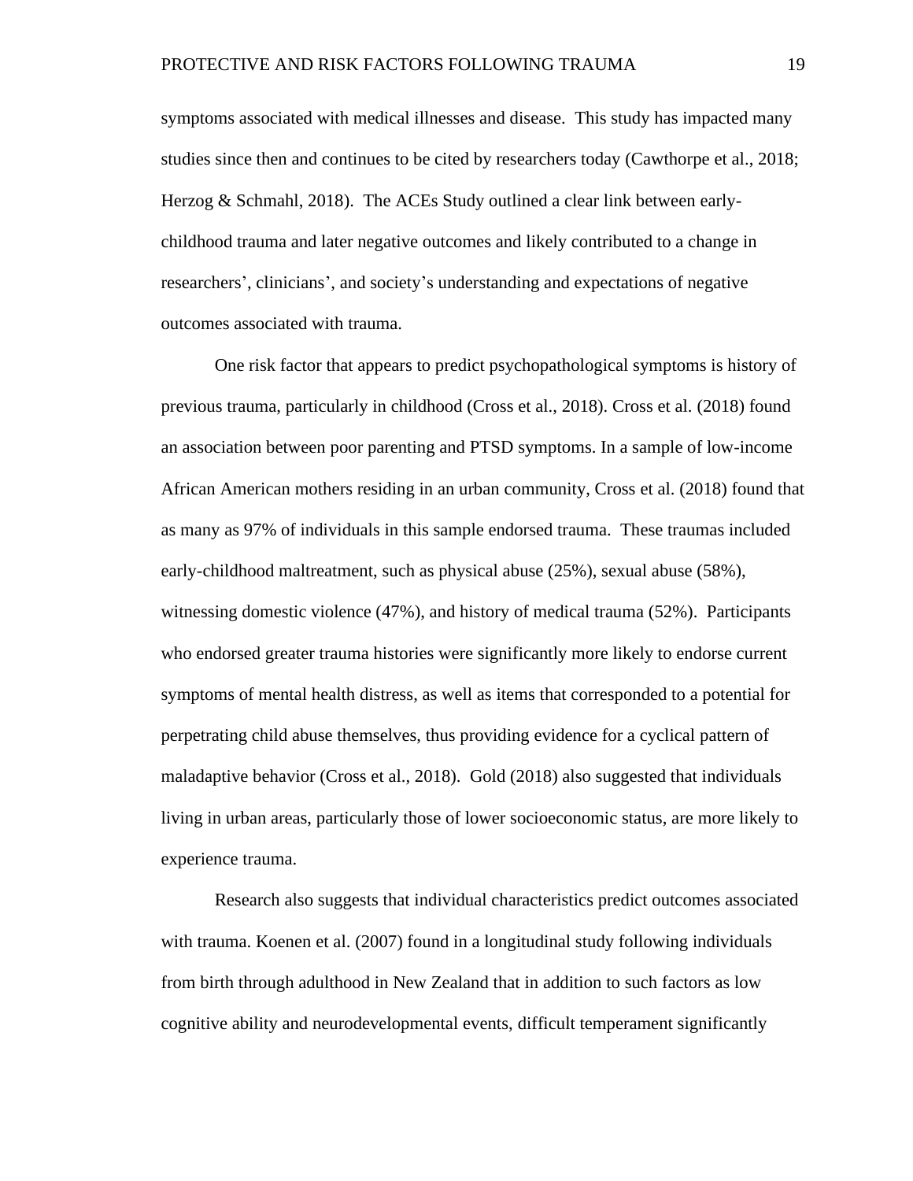symptoms associated with medical illnesses and disease. This study has impacted many studies since then and continues to be cited by researchers today (Cawthorpe et al., 2018; Herzog & Schmahl, 2018). The ACEs Study outlined a clear link between early-childhood trauma and later negative outcomes and likely contributed to a change in researchers', clinicians', and society's understanding and expectations of negative outcomes associated with trauma.

One risk factor that appears to predict psychopathological symptoms is history of previous trauma, particularly in childhood (Cross et al., 2018). Cross et al. (2018) found an association between poor parenting and PTSD symptoms. In a sample of low-income African American mothers residing in an urban community, Cross et al. (2018) found that as many as 97% of individuals in this sample endorsed trauma. These traumas included early-childhood maltreatment, such as physical abuse (25%), sexual abuse (58%), witnessing domestic violence (47%), and history of medical trauma (52%). Participants who endorsed greater trauma histories were significantly more likely to endorse current symptoms of mental health distress, as well as items that corresponded to a potential for perpetrating child abuse themselves, thus providing evidence for a cyclical pattern of maladaptive behavior (Cross et al., 2018). Gold (2018) also suggested that individuals living in urban areas, particularly those of lower socioeconomic status, are more likely to experience trauma.

Research also suggests that individual characteristics predict outcomes associated with trauma. Koenen et al. (2007) found in a longitudinal study following individuals from birth through adulthood in New Zealand that in addition to such factors as low cognitive ability and neurodevelopmental events, difficult temperament significantly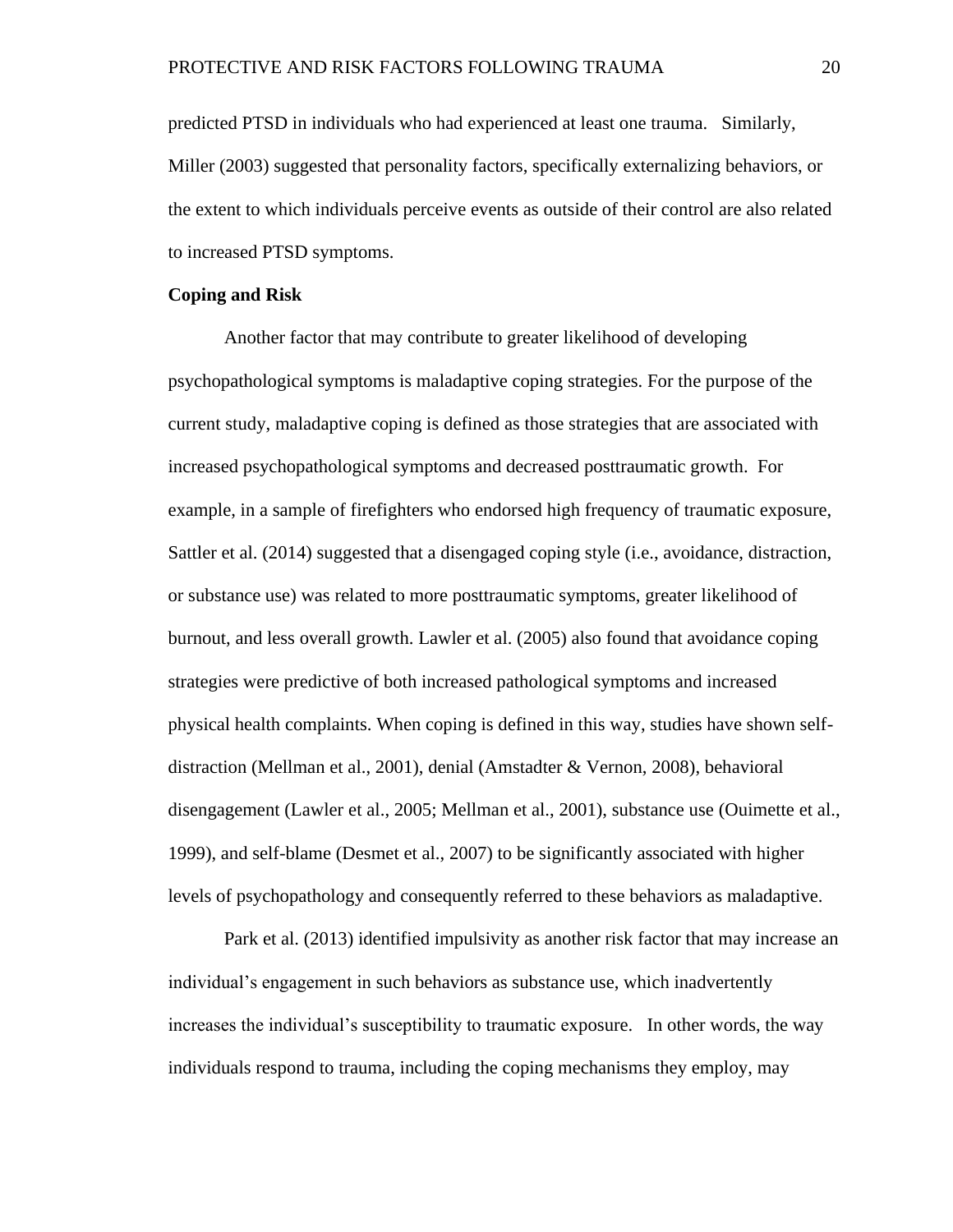predicted PTSD in individuals who had experienced at least one trauma. Similarly, Miller (2003) suggested that personality factors, specifically externalizing behaviors, or the extent to which individuals perceive events as outside of their control are also related to increased PTSD symptoms.

**Coping and Risk**

Another factor that may contribute to greater likelihood of developing psychopathological symptoms is maladaptive coping strategies. For the purpose of the current study, maladaptive coping is defined as those strategies that are associated with increased psychopathological symptoms and decreased posttraumatic growth. For example, in a sample of firefighters who endorsed high frequency of traumatic exposure, Sattler et al. (2014) suggested that a disengaged coping style (i.e., avoidance, distraction, or substance use) was related to more posttraumatic symptoms, greater likelihood of burnout, and less overall growth. Lawler et al. (2005) also found that avoidance coping strategies were predictive of both increased pathological symptoms and increased physical health complaints. When coping is defined in this way, studies have shown self-distraction (Mellman et al., 2001), denial (Amstadter & Vernon, 2008), behavioral disengagement (Lawler et al., 2005; Mellman et al., 2001), substance use (Ouimette et al., 1999), and self-blame (Desmet et al., 2007) to be significantly associated with higher levels of psychopathology and consequently referred to these behaviors as maladaptive.

Park et al. (2013) identified impulsivity as another risk factor that may increase an individual's engagement in such behaviors as substance use, which inadvertently increases the individual's susceptibility to traumatic exposure. In other words, the way individuals respond to trauma, including the coping mechanisms they employ, may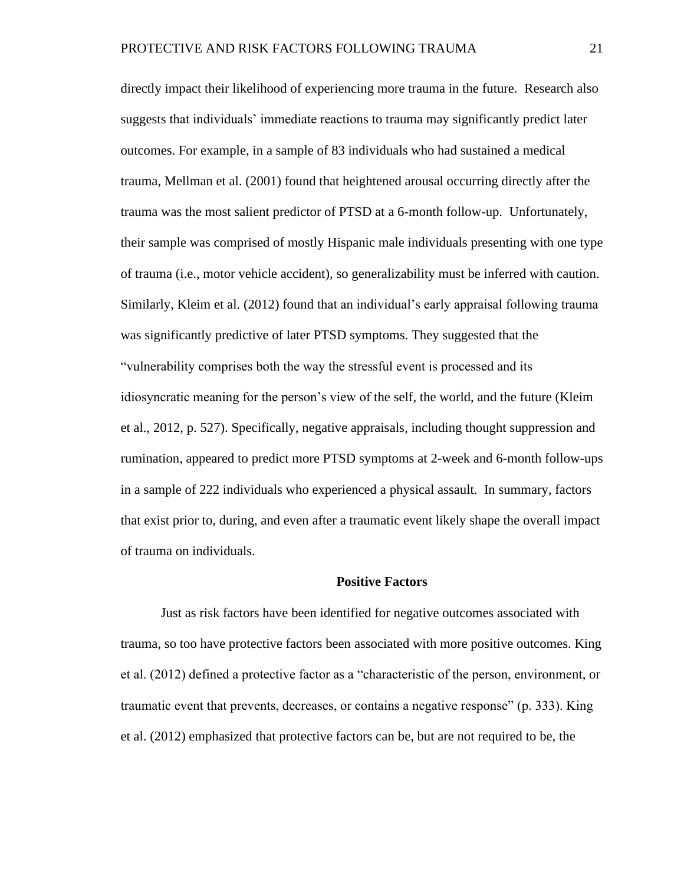directly impact their likelihood of experiencing more trauma in the future. Research also suggests that individuals' immediate reactions to trauma may significantly predict later outcomes. For example, in a sample of 83 individuals who had sustained a medical trauma, Mellman et al. (2001) found that heightened arousal occurring directly after the trauma was the most salient predictor of PTSD at a 6-month follow-up. Unfortunately, their sample was comprised of mostly Hispanic male individuals presenting with one type of trauma (i.e., motor vehicle accident), so generalizability must be inferred with caution. Similarly, Kleim et al. (2012) found that an individual's early appraisal following trauma was significantly predictive of later PTSD symptoms. They suggested that the "vulnerability comprises both the way the stressful event is processed and its idiosyncratic meaning for the person's view of the self, the world, and the future (Kleim et al., 2012, p. 527). Specifically, negative appraisals, including thought suppression and rumination, appeared to predict more PTSD symptoms at 2-week and 6-month follow-ups in a sample of 222 individuals who experienced a physical assault. In summary, factors that exist prior to, during, and even after a traumatic event likely shape the overall impact of trauma on individuals.

## Positive Factors

Just as risk factors have been identified for negative outcomes associated with trauma, so too have protective factors been associated with more positive outcomes. King et al. (2012) defined a protective factor as a "characteristic of the person, environment, or traumatic event that prevents, decreases, or contains a negative response" (p. 333). King et al. (2012) emphasized that protective factors can be, but are not required to be, the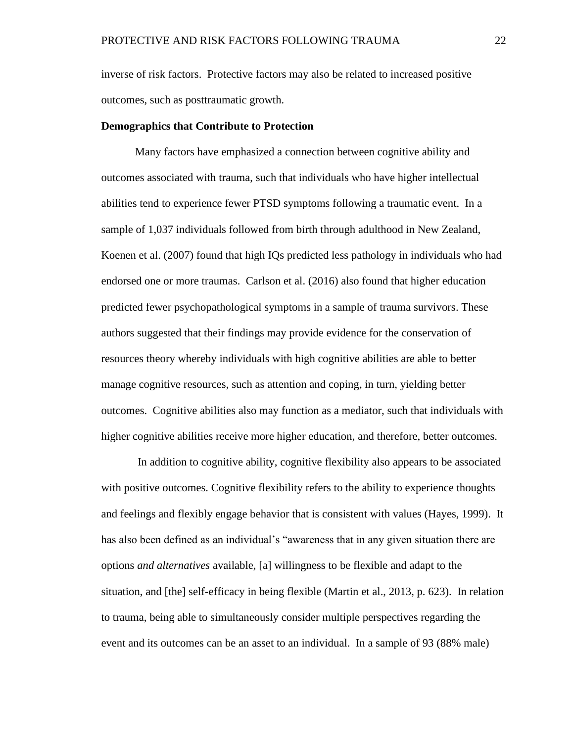inverse of risk factors. Protective factors may also be related to increased positive outcomes, such as posttraumatic growth.

**Demographics that Contribute to Protection**

Many factors have emphasized a connection between cognitive ability and outcomes associated with trauma, such that individuals who have higher intellectual abilities tend to experience fewer PTSD symptoms following a traumatic event. In a sample of 1,037 individuals followed from birth through adulthood in New Zealand, Koenen et al. (2007) found that high IQs predicted less pathology in individuals who had endorsed one or more traumas. Carlson et al. (2016) also found that higher education predicted fewer psychopathological symptoms in a sample of trauma survivors. These authors suggested that their findings may provide evidence for the conservation of resources theory whereby individuals with high cognitive abilities are able to better manage cognitive resources, such as attention and coping, in turn, yielding better outcomes. Cognitive abilities also may function as a mediator, such that individuals with higher cognitive abilities receive more higher education, and therefore, better outcomes.

In addition to cognitive ability, cognitive flexibility also appears to be associated with positive outcomes. Cognitive flexibility refers to the ability to experience thoughts and feelings and flexibly engage behavior that is consistent with values (Hayes, 1999). It has also been defined as an individual's "awareness that in any given situation there are options *and alternatives* available, [a] willingness to be flexible and adapt to the situation, and [the] self-efficacy in being flexible (Martin et al., 2013, p. 623). In relation to trauma, being able to simultaneously consider multiple perspectives regarding the event and its outcomes can be an asset to an individual. In a sample of 93 (88% male)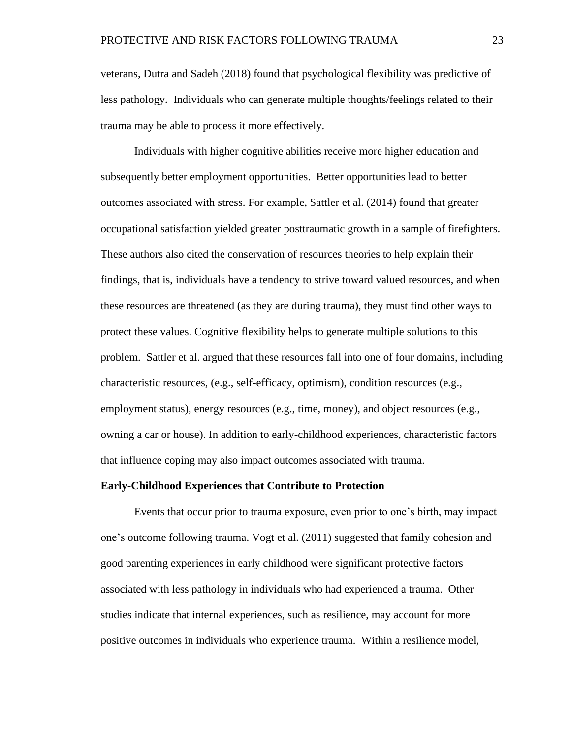veterans, Dutra and Sadeh (2018) found that psychological flexibility was predictive of less pathology. Individuals who can generate multiple thoughts/feelings related to their trauma may be able to process it more effectively.

Individuals with higher cognitive abilities receive more higher education and subsequently better employment opportunities. Better opportunities lead to better outcomes associated with stress. For example, Sattler et al. (2014) found that greater occupational satisfaction yielded greater posttraumatic growth in a sample of firefighters. These authors also cited the conservation of resources theories to help explain their findings, that is, individuals have a tendency to strive toward valued resources, and when these resources are threatened (as they are during trauma), they must find other ways to protect these values. Cognitive flexibility helps to generate multiple solutions to this problem. Sattler et al. argued that these resources fall into one of four domains, including characteristic resources, (e.g., self-efficacy, optimism), condition resources (e.g., employment status), energy resources (e.g., time, money), and object resources (e.g., owning a car or house). In addition to early-childhood experiences, characteristic factors that influence coping may also impact outcomes associated with trauma.

**Early-Childhood Experiences that Contribute to Protection**

Events that occur prior to trauma exposure, even prior to one's birth, may impact one's outcome following trauma. Vogt et al. (2011) suggested that family cohesion and good parenting experiences in early childhood were significant protective factors associated with less pathology in individuals who had experienced a trauma. Other studies indicate that internal experiences, such as resilience, may account for more positive outcomes in individuals who experience trauma. Within a resilience model,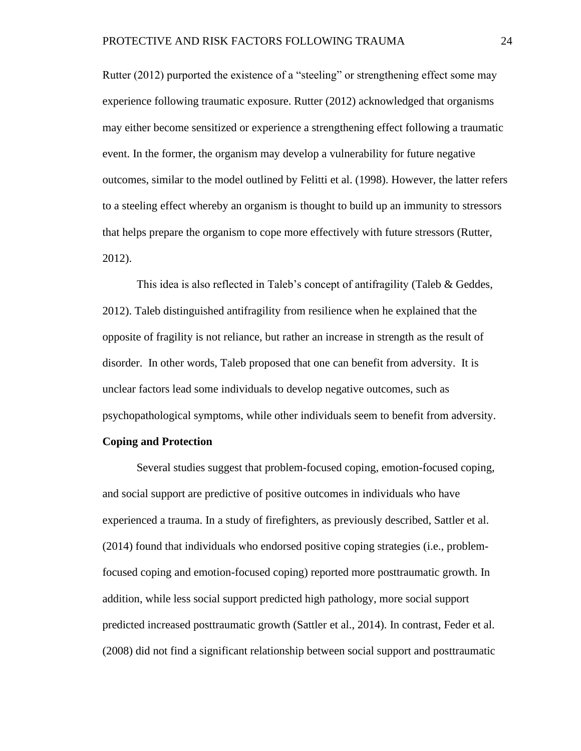Rutter (2012) purported the existence of a "steeling" or strengthening effect some may experience following traumatic exposure. Rutter (2012) acknowledged that organisms may either become sensitized or experience a strengthening effect following a traumatic event. In the former, the organism may develop a vulnerability for future negative outcomes, similar to the model outlined by Felitti et al. (1998). However, the latter refers to a steeling effect whereby an organism is thought to build up an immunity to stressors that helps prepare the organism to cope more effectively with future stressors (Rutter, 2012).

This idea is also reflected in Taleb's concept of antifragility (Taleb & Geddes, 2012). Taleb distinguished antifragility from resilience when he explained that the opposite of fragility is not reliance, but rather an increase in strength as the result of disorder. In other words, Taleb proposed that one can benefit from adversity. It is unclear factors lead some individuals to develop negative outcomes, such as psychopathological symptoms, while other individuals seem to benefit from adversity.

**Coping and Protection**

Several studies suggest that problem-focused coping, emotion-focused coping, and social support are predictive of positive outcomes in individuals who have experienced a trauma. In a study of firefighters, as previously described, Sattler et al. (2014) found that individuals who endorsed positive coping strategies (i.e., problem-focused coping and emotion-focused coping) reported more posttraumatic growth. In addition, while less social support predicted high pathology, more social support predicted increased posttraumatic growth (Sattler et al., 2014). In contrast, Feder et al. (2008) did not find a significant relationship between social support and posttraumatic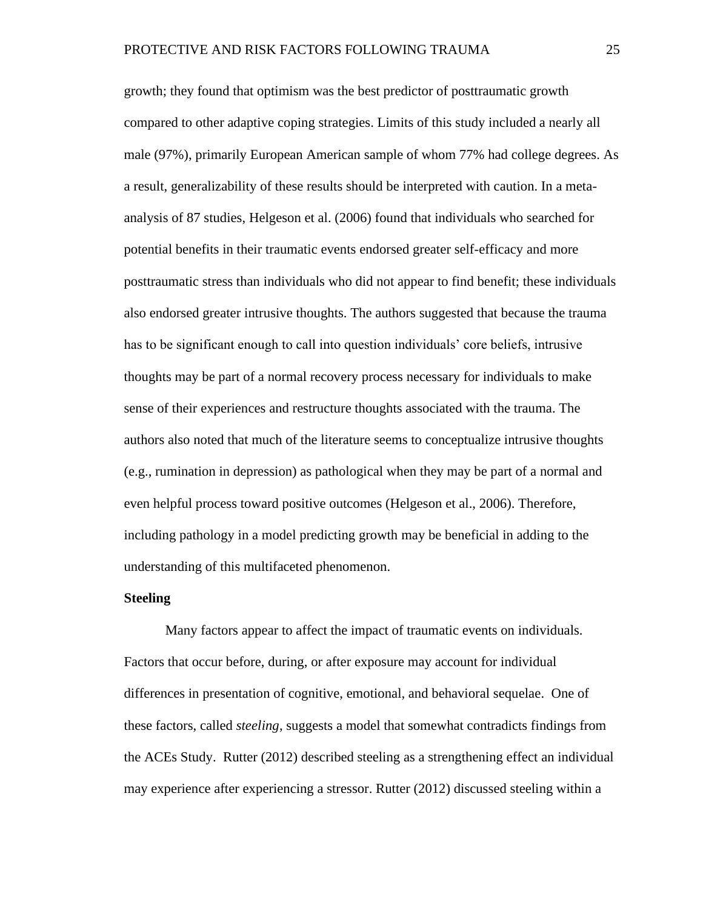growth; they found that optimism was the best predictor of posttraumatic growth compared to other adaptive coping strategies. Limits of this study included a nearly all male (97%), primarily European American sample of whom 77% had college degrees. As a result, generalizability of these results should be interpreted with caution. In a meta-analysis of 87 studies, Helgeson et al. (2006) found that individuals who searched for potential benefits in their traumatic events endorsed greater self-efficacy and more posttraumatic stress than individuals who did not appear to find benefit; these individuals also endorsed greater intrusive thoughts. The authors suggested that because the trauma has to be significant enough to call into question individuals' core beliefs, intrusive thoughts may be part of a normal recovery process necessary for individuals to make sense of their experiences and restructure thoughts associated with the trauma. The authors also noted that much of the literature seems to conceptualize intrusive thoughts (e.g., rumination in depression) as pathological when they may be part of a normal and even helpful process toward positive outcomes (Helgeson et al., 2006). Therefore, including pathology in a model predicting growth may be beneficial in adding to the understanding of this multifaceted phenomenon.

**Steeling**

Many factors appear to affect the impact of traumatic events on individuals. Factors that occur before, during, or after exposure may account for individual differences in presentation of cognitive, emotional, and behavioral sequelae. One of these factors, called *steeling*, suggests a model that somewhat contradicts findings from the ACEs Study. Rutter (2012) described steeling as a strengthening effect an individual may experience after experiencing a stressor. Rutter (2012) discussed steeling within a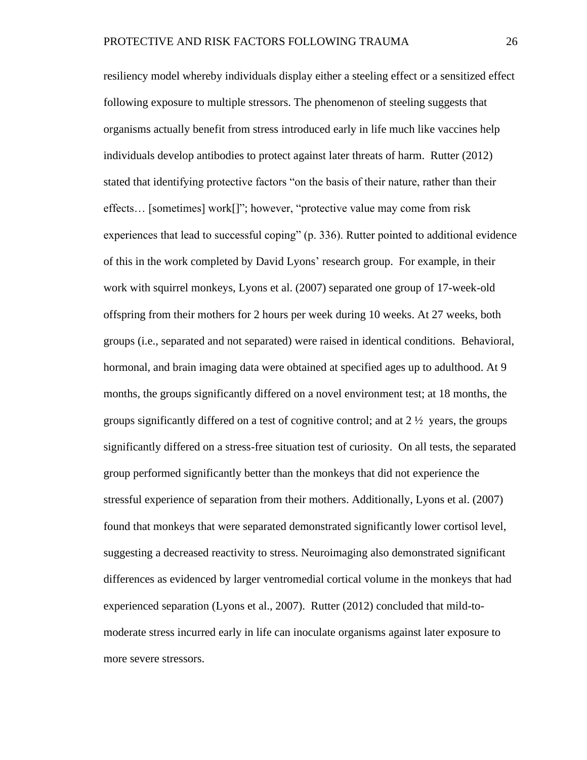resiliency model whereby individuals display either a steeling effect or a sensitized effect following exposure to multiple stressors. The phenomenon of steeling suggests that organisms actually benefit from stress introduced early in life much like vaccines help individuals develop antibodies to protect against later threats of harm. Rutter (2012) stated that identifying protective factors "on the basis of their nature, rather than their effects… [sometimes] work[]"; however, "protective value may come from risk experiences that lead to successful coping" (p. 336). Rutter pointed to additional evidence of this in the work completed by David Lyons' research group. For example, in their work with squirrel monkeys, Lyons et al. (2007) separated one group of 17-week-old offspring from their mothers for 2 hours per week during 10 weeks. At 27 weeks, both groups (i.e., separated and not separated) were raised in identical conditions. Behavioral, hormonal, and brain imaging data were obtained at specified ages up to adulthood. At 9 months, the groups significantly differed on a novel environment test; at 18 months, the groups significantly differed on a test of cognitive control; and at 2 ½ years, the groups significantly differed on a stress-free situation test of curiosity. On all tests, the separated group performed significantly better than the monkeys that did not experience the stressful experience of separation from their mothers. Additionally, Lyons et al. (2007) found that monkeys that were separated demonstrated significantly lower cortisol level, suggesting a decreased reactivity to stress. Neuroimaging also demonstrated significant differences as evidenced by larger ventromedial cortical volume in the monkeys that had experienced separation (Lyons et al., 2007). Rutter (2012) concluded that mild-to-moderate stress incurred early in life can inoculate organisms against later exposure to more severe stressors.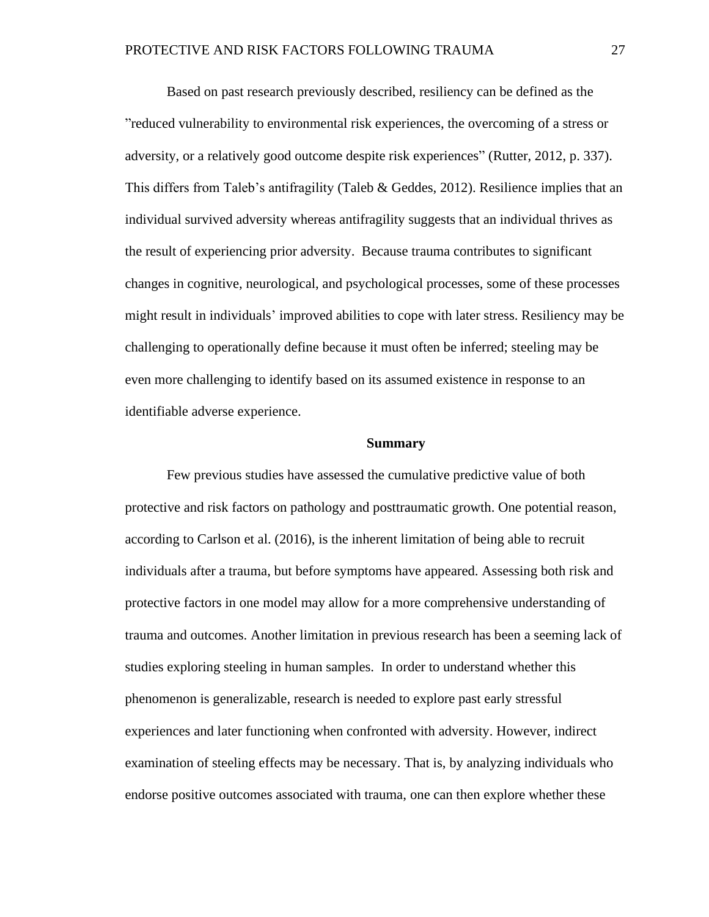Based on past research previously described, resiliency can be defined as the "reduced vulnerability to environmental risk experiences, the overcoming of a stress or adversity, or a relatively good outcome despite risk experiences" (Rutter, 2012, p. 337). This differs from Taleb's antifragility (Taleb & Geddes, 2012). Resilience implies that an individual survived adversity whereas antifragility suggests that an individual thrives as the result of experiencing prior adversity. Because trauma contributes to significant changes in cognitive, neurological, and psychological processes, some of these processes might result in individuals' improved abilities to cope with later stress. Resiliency may be challenging to operationally define because it must often be inferred; steeling may be even more challenging to identify based on its assumed existence in response to an identifiable adverse experience.

## Summary

Few previous studies have assessed the cumulative predictive value of both protective and risk factors on pathology and posttraumatic growth. One potential reason, according to Carlson et al. (2016), is the inherent limitation of being able to recruit individuals after a trauma, but before symptoms have appeared. Assessing both risk and protective factors in one model may allow for a more comprehensive understanding of trauma and outcomes. Another limitation in previous research has been a seeming lack of studies exploring steeling in human samples. In order to understand whether this phenomenon is generalizable, research is needed to explore past early stressful experiences and later functioning when confronted with adversity. However, indirect examination of steeling effects may be necessary. That is, by analyzing individuals who endorse positive outcomes associated with trauma, one can then explore whether these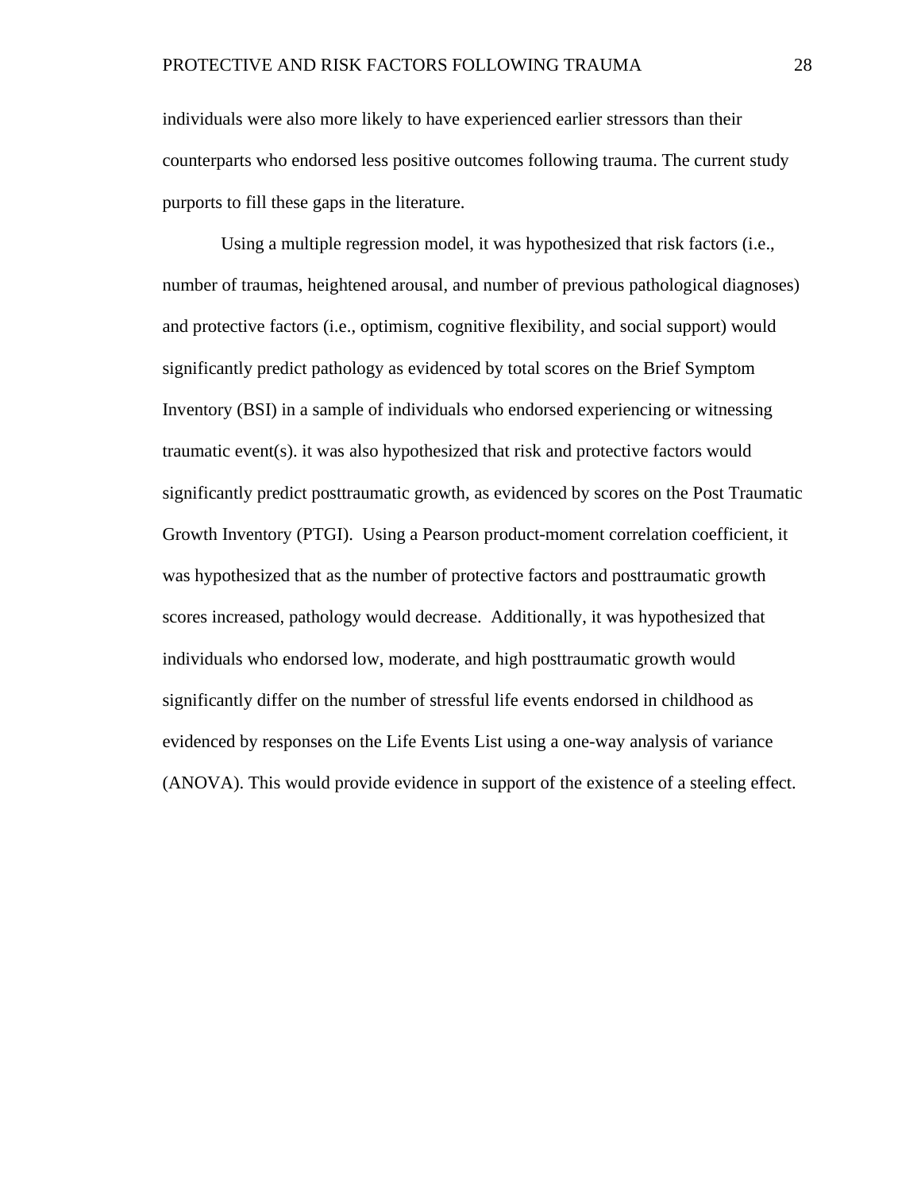individuals were also more likely to have experienced earlier stressors than their counterparts who endorsed less positive outcomes following trauma. The current study purports to fill these gaps in the literature.

Using a multiple regression model, it was hypothesized that risk factors (i.e., number of traumas, heightened arousal, and number of previous pathological diagnoses) and protective factors (i.e., optimism, cognitive flexibility, and social support) would significantly predict pathology as evidenced by total scores on the Brief Symptom Inventory (BSI) in a sample of individuals who endorsed experiencing or witnessing traumatic event(s). it was also hypothesized that risk and protective factors would significantly predict posttraumatic growth, as evidenced by scores on the Post Traumatic Growth Inventory (PTGI). Using a Pearson product-moment correlation coefficient, it was hypothesized that as the number of protective factors and posttraumatic growth scores increased, pathology would decrease. Additionally, it was hypothesized that individuals who endorsed low, moderate, and high posttraumatic growth would significantly differ on the number of stressful life events endorsed in childhood as evidenced by responses on the Life Events List using a one-way analysis of variance (ANOVA). This would provide evidence in support of the existence of a steeling effect.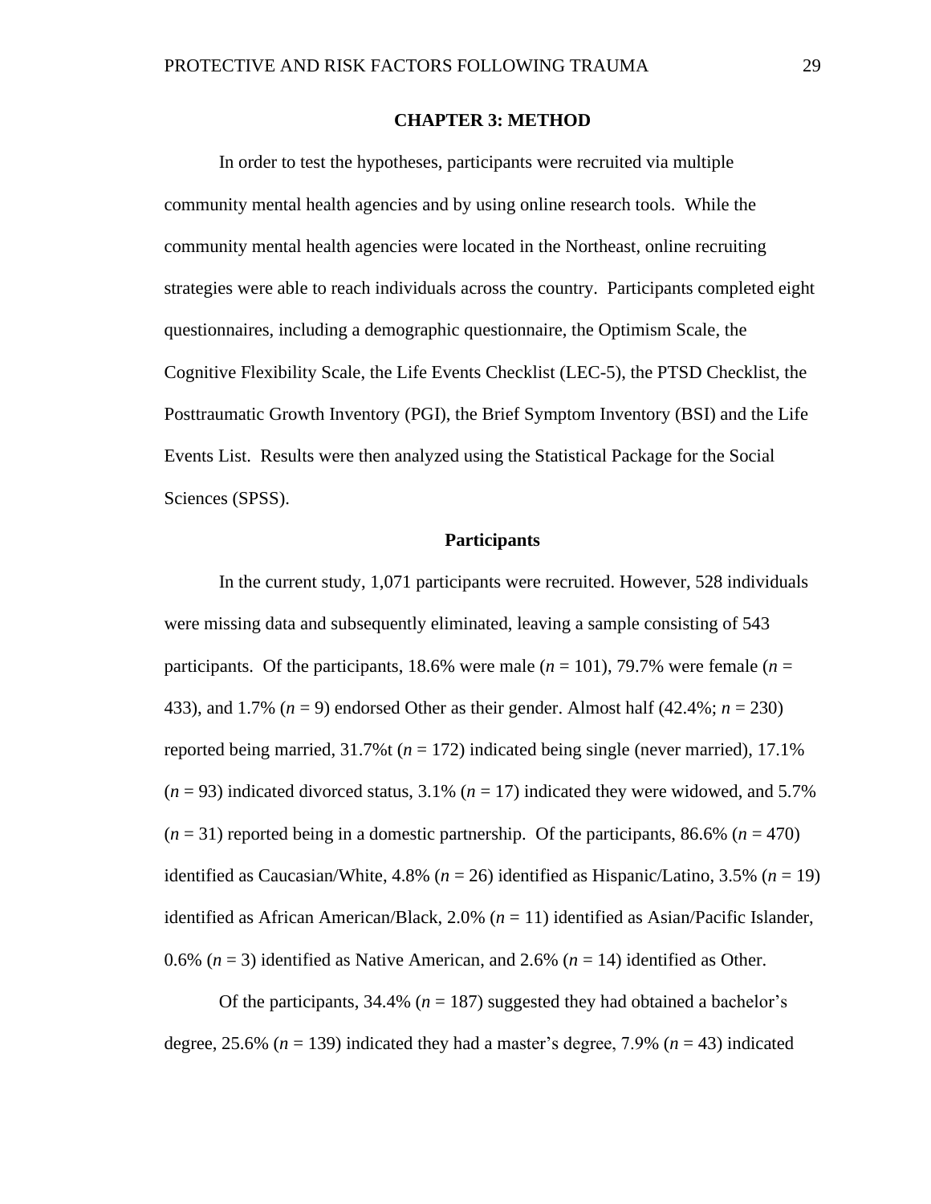# CHAPTER 3: METHOD

In order to test the hypotheses, participants were recruited via multiple community mental health agencies and by using online research tools. While the community mental health agencies were located in the Northeast, online recruiting strategies were able to reach individuals across the country. Participants completed eight questionnaires, including a demographic questionnaire, the Optimism Scale, the Cognitive Flexibility Scale, the Life Events Checklist (LEC-5), the PTSD Checklist, the Posttraumatic Growth Inventory (PGI), the Brief Symptom Inventory (BSI) and the Life Events List. Results were then analyzed using the Statistical Package for the Social Sciences (SPSS).

## Participants

In the current study, 1,071 participants were recruited. However, 528 individuals were missing data and subsequently eliminated, leaving a sample consisting of 543 participants. Of the participants, 18.6% were male (*n* = 101), 79.7% were female (*n* = 433), and 1.7% (*n* = 9) endorsed Other as their gender. Almost half (42.4%; *n* = 230) reported being married, 31.7%t (*n* = 172) indicated being single (never married), 17.1% (*n* = 93) indicated divorced status, 3.1% (*n* = 17) indicated they were widowed, and 5.7% (*n* = 31) reported being in a domestic partnership. Of the participants, 86.6% (*n* = 470) identified as Caucasian/White, 4.8% (*n* = 26) identified as Hispanic/Latino, 3.5% (*n* = 19) identified as African American/Black, 2.0% (*n* = 11) identified as Asian/Pacific Islander, 0.6% (*n* = 3) identified as Native American, and 2.6% (*n* = 14) identified as Other.

Of the participants, 34.4% (*n* = 187) suggested they had obtained a bachelor's degree, 25.6% (*n* = 139) indicated they had a master's degree, 7.9% (*n* = 43) indicated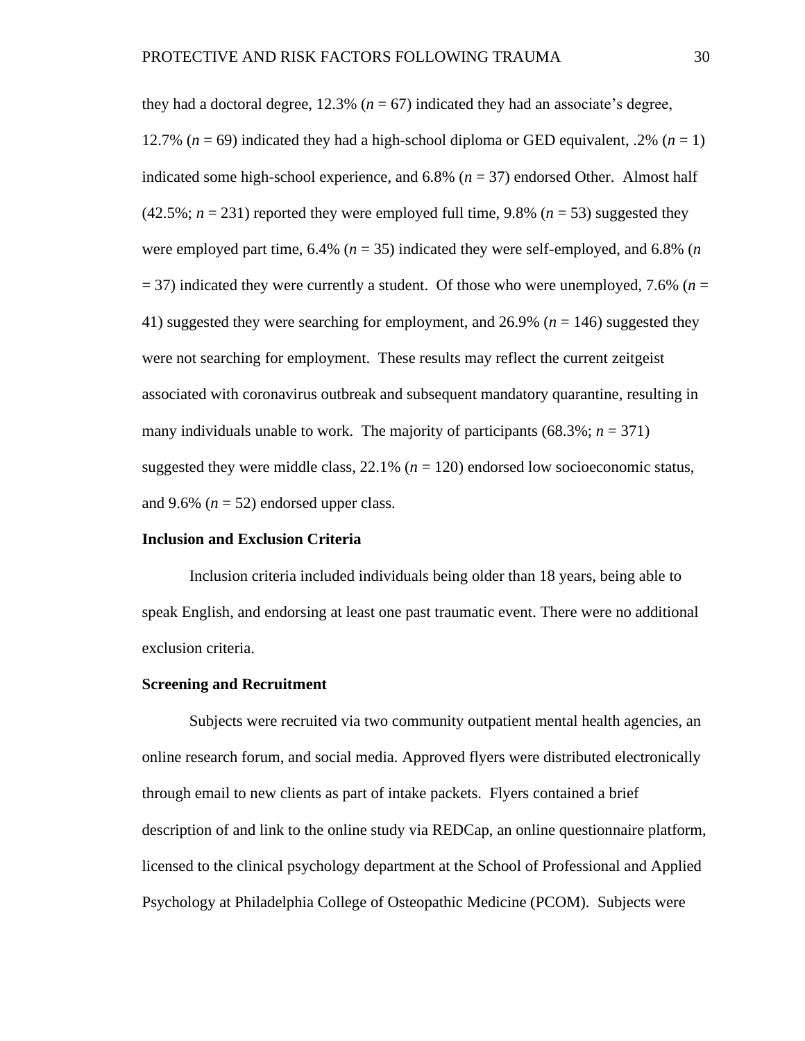they had a doctoral degree, 12.3% (*n* = 67) indicated they had an associate's degree, 12.7% (*n* = 69) indicated they had a high-school diploma or GED equivalent, .2% (*n* = 1) indicated some high-school experience, and 6.8% (*n* = 37) endorsed Other. Almost half (42.5%; *n* = 231) reported they were employed full time, 9.8% (*n* = 53) suggested they were employed part time, 6.4% (*n* = 35) indicated they were self-employed, and 6.8% (*n* = 37) indicated they were currently a student. Of those who were unemployed, 7.6% (*n* = 41) suggested they were searching for employment, and 26.9% (*n* = 146) suggested they were not searching for employment. These results may reflect the current zeitgeist associated with coronavirus outbreak and subsequent mandatory quarantine, resulting in many individuals unable to work. The majority of participants (68.3%; *n* = 371) suggested they were middle class, 22.1% (*n* = 120) endorsed low socioeconomic status, and 9.6% (*n* = 52) endorsed upper class.

## Inclusion and Exclusion Criteria

Inclusion criteria included individuals being older than 18 years, being able to speak English, and endorsing at least one past traumatic event. There were no additional exclusion criteria.

## Screening and Recruitment

Subjects were recruited via two community outpatient mental health agencies, an online research forum, and social media. Approved flyers were distributed electronically through email to new clients as part of intake packets. Flyers contained a brief description of and link to the online study via REDCap, an online questionnaire platform, licensed to the clinical psychology department at the School of Professional and Applied Psychology at Philadelphia College of Osteopathic Medicine (PCOM). Subjects were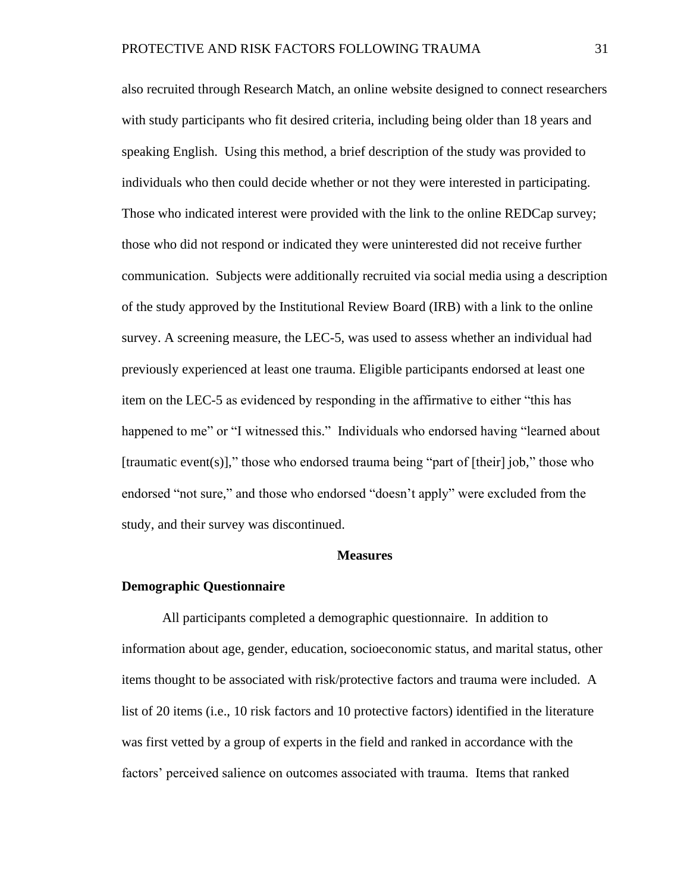also recruited through Research Match, an online website designed to connect researchers with study participants who fit desired criteria, including being older than 18 years and speaking English. Using this method, a brief description of the study was provided to individuals who then could decide whether or not they were interested in participating. Those who indicated interest were provided with the link to the online REDCap survey; those who did not respond or indicated they were uninterested did not receive further communication. Subjects were additionally recruited via social media using a description of the study approved by the Institutional Review Board (IRB) with a link to the online survey. A screening measure, the LEC-5, was used to assess whether an individual had previously experienced at least one trauma. Eligible participants endorsed at least one item on the LEC-5 as evidenced by responding in the affirmative to either "this has happened to me" or "I witnessed this." Individuals who endorsed having "learned about [traumatic event(s)]," those who endorsed trauma being "part of [their] job," those who endorsed "not sure," and those who endorsed "doesn't apply" were excluded from the study, and their survey was discontinued.

## Measures

### Demographic Questionnaire

All participants completed a demographic questionnaire. In addition to information about age, gender, education, socioeconomic status, and marital status, other items thought to be associated with risk/protective factors and trauma were included. A list of 20 items (i.e., 10 risk factors and 10 protective factors) identified in the literature was first vetted by a group of experts in the field and ranked in accordance with the factors' perceived salience on outcomes associated with trauma. Items that ranked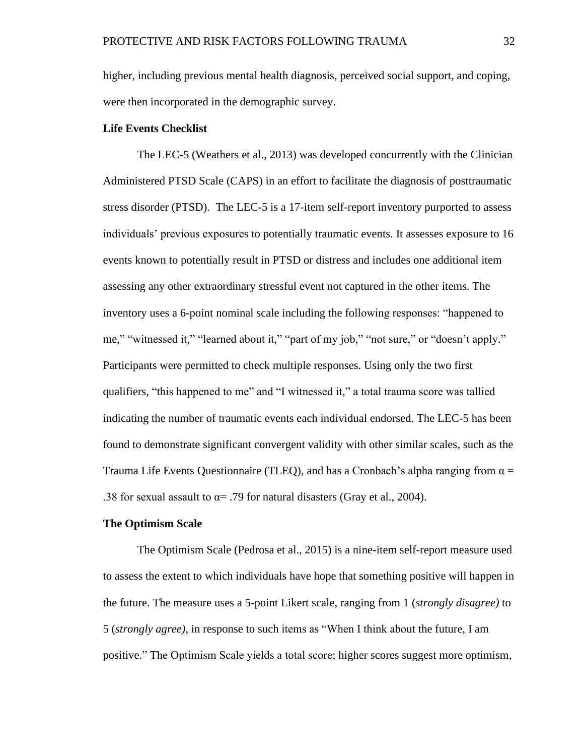higher, including previous mental health diagnosis, perceived social support, and coping, were then incorporated in the demographic survey.

**Life Events Checklist**

The LEC-5 (Weathers et al., 2013) was developed concurrently with the Clinician Administered PTSD Scale (CAPS) in an effort to facilitate the diagnosis of posttraumatic stress disorder (PTSD). The LEC-5 is a 17-item self-report inventory purported to assess individuals' previous exposures to potentially traumatic events. It assesses exposure to 16 events known to potentially result in PTSD or distress and includes one additional item assessing any other extraordinary stressful event not captured in the other items. The inventory uses a 6-point nominal scale including the following responses: "happened to me," "witnessed it," "learned about it," "part of my job," "not sure," or "doesn't apply." Participants were permitted to check multiple responses. Using only the two first qualifiers, "this happened to me" and "I witnessed it," a total trauma score was tallied indicating the number of traumatic events each individual endorsed. The LEC-5 has been found to demonstrate significant convergent validity with other similar scales, such as the Trauma Life Events Questionnaire (TLEQ), and has a Cronbach's alpha ranging from $\alpha = .38$ for sexual assault to $\alpha = .79$ for natural disasters (Gray et al., 2004).

**The Optimism Scale**

The Optimism Scale (Pedrosa et al., 2015) is a nine-item self-report measure used to assess the extent to which individuals have hope that something positive will happen in the future. The measure uses a 5-point Likert scale, ranging from 1 (*strongly disagree)* to 5 (*strongly agree),* in response to such items as "When I think about the future, I am positive." The Optimism Scale yields a total score; higher scores suggest more optimism,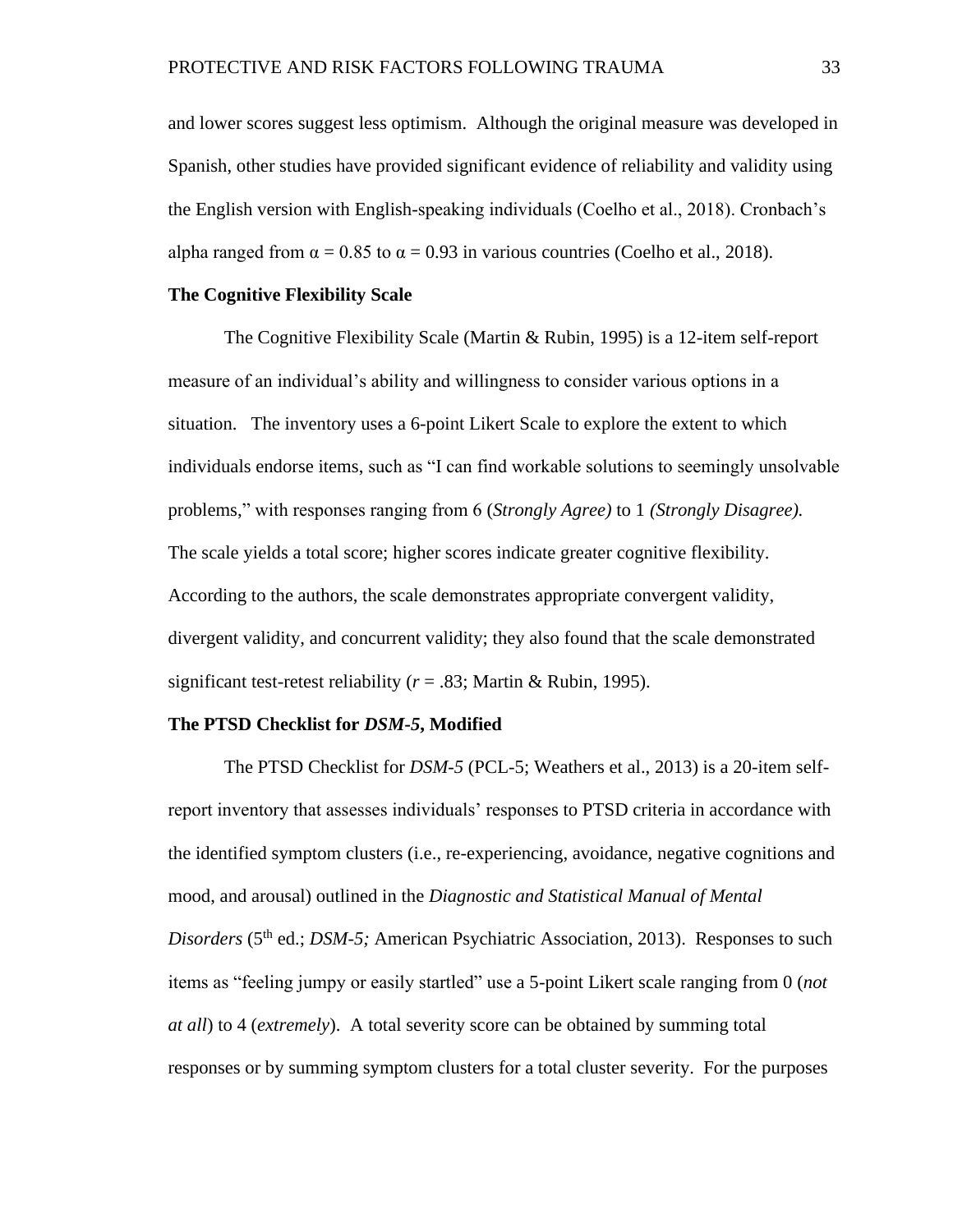and lower scores suggest less optimism. Although the original measure was developed in Spanish, other studies have provided significant evidence of reliability and validity using the English version with English-speaking individuals (Coelho et al., 2018). Cronbach's alpha ranged from $\alpha = 0.85$ to $\alpha = 0.93$ in various countries (Coelho et al., 2018).

### The Cognitive Flexibility Scale

The Cognitive Flexibility Scale (Martin & Rubin, 1995) is a 12-item self-report measure of an individual's ability and willingness to consider various options in a situation. The inventory uses a 6-point Likert Scale to explore the extent to which individuals endorse items, such as "I can find workable solutions to seemingly unsolvable problems," with responses ranging from 6 (*Strongly Agree)* to 1 *(Strongly Disagree).* The scale yields a total score; higher scores indicate greater cognitive flexibility. According to the authors, the scale demonstrates appropriate convergent validity, divergent validity, and concurrent validity; they also found that the scale demonstrated significant test-retest reliability ($r = .83$; Martin & Rubin, 1995).

### The PTSD Checklist for *DSM-5*, Modified

The PTSD Checklist for *DSM-5* (PCL-5; Weathers et al., 2013) is a 20-item self-report inventory that assesses individuals' responses to PTSD criteria in accordance with the identified symptom clusters (i.e., re-experiencing, avoidance, negative cognitions and mood, and arousal) outlined in the *Diagnostic and Statistical Manual of Mental Disorders* (5th ed.; *DSM-5;* American Psychiatric Association, 2013). Responses to such items as "feeling jumpy or easily startled" use a 5-point Likert scale ranging from 0 (*not at all*) to 4 (*extremely*). A total severity score can be obtained by summing total responses or by summing symptom clusters for a total cluster severity. For the purposes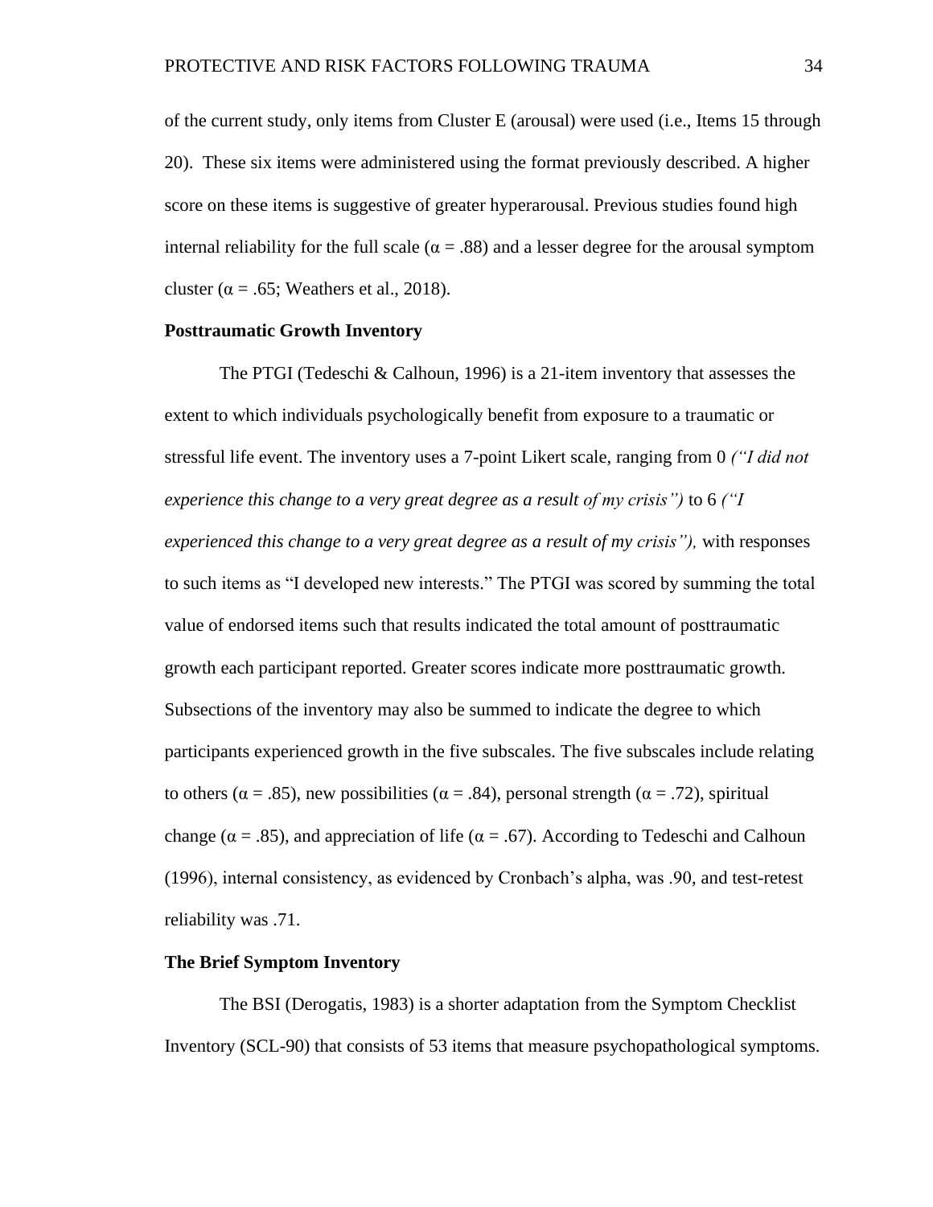of the current study, only items from Cluster E (arousal) were used (i.e., Items 15 through 20). These six items were administered using the format previously described. A higher score on these items is suggestive of greater hyperarousal. Previous studies found high internal reliability for the full scale ($\alpha$ = .88) and a lesser degree for the arousal symptom cluster ($\alpha$ = .65; Weathers et al., 2018).

**Posttraumatic Growth Inventory**

The PTGI (Tedeschi & Calhoun, 1996) is a 21-item inventory that assesses the extent to which individuals psychologically benefit from exposure to a traumatic or stressful life event. The inventory uses a 7-point Likert scale, ranging from 0 *("I did not experience this change to a very great degree as a result of my crisis")* to 6 *("I experienced this change to a very great degree as a result of my crisis"),* with responses to such items as "I developed new interests." The PTGI was scored by summing the total value of endorsed items such that results indicated the total amount of posttraumatic growth each participant reported. Greater scores indicate more posttraumatic growth. Subsections of the inventory may also be summed to indicate the degree to which participants experienced growth in the five subscales. The five subscales include relating to others ($\alpha$ = .85), new possibilities ($\alpha$ = .84), personal strength ($\alpha$ = .72), spiritual change ($\alpha$ = .85), and appreciation of life ($\alpha$ = .67). According to Tedeschi and Calhoun (1996), internal consistency, as evidenced by Cronbach's alpha, was .90, and test-retest reliability was .71.

**The Brief Symptom Inventory**

The BSI (Derogatis, 1983) is a shorter adaptation from the Symptom Checklist Inventory (SCL-90) that consists of 53 items that measure psychopathological symptoms.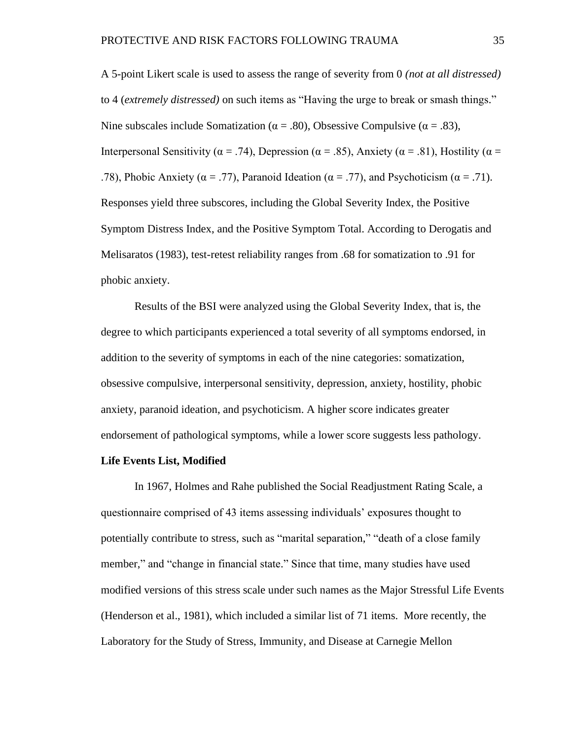A 5-point Likert scale is used to assess the range of severity from 0 *(not at all distressed)* to 4 (*extremely distressed)* on such items as "Having the urge to break or smash things." Nine subscales include Somatization (α = .80), Obsessive Compulsive (α = .83), Interpersonal Sensitivity (α = .74), Depression (α = .85), Anxiety (α = .81), Hostility (α = .78), Phobic Anxiety (α = .77), Paranoid Ideation (α = .77), and Psychoticism (α = .71). Responses yield three subscores, including the Global Severity Index, the Positive Symptom Distress Index, and the Positive Symptom Total. According to Derogatis and Melisaratos (1983), test-retest reliability ranges from .68 for somatization to .91 for phobic anxiety.

Results of the BSI were analyzed using the Global Severity Index, that is, the degree to which participants experienced a total severity of all symptoms endorsed, in addition to the severity of symptoms in each of the nine categories: somatization, obsessive compulsive, interpersonal sensitivity, depression, anxiety, hostility, phobic anxiety, paranoid ideation, and psychoticism. A higher score indicates greater endorsement of pathological symptoms, while a lower score suggests less pathology.

**Life Events List, Modified**

In 1967, Holmes and Rahe published the Social Readjustment Rating Scale, a questionnaire comprised of 43 items assessing individuals' exposures thought to potentially contribute to stress, such as "marital separation," "death of a close family member," and "change in financial state." Since that time, many studies have used modified versions of this stress scale under such names as the Major Stressful Life Events (Henderson et al., 1981), which included a similar list of 71 items. More recently, the Laboratory for the Study of Stress, Immunity, and Disease at Carnegie Mellon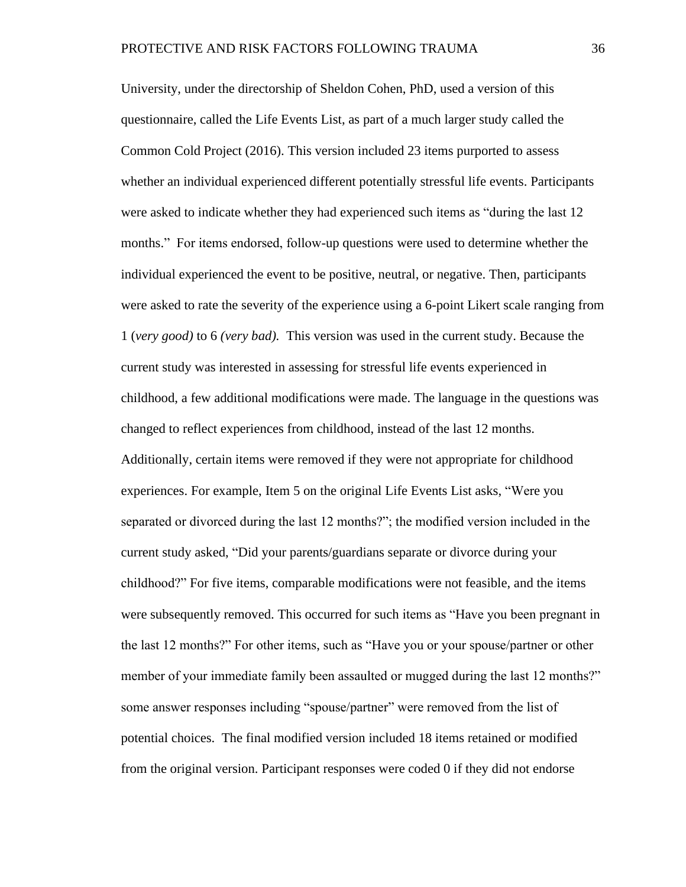University, under the directorship of Sheldon Cohen, PhD, used a version of this questionnaire, called the Life Events List, as part of a much larger study called the Common Cold Project (2016). This version included 23 items purported to assess whether an individual experienced different potentially stressful life events. Participants were asked to indicate whether they had experienced such items as "during the last 12 months." For items endorsed, follow-up questions were used to determine whether the individual experienced the event to be positive, neutral, or negative. Then, participants were asked to rate the severity of the experience using a 6-point Likert scale ranging from 1 (*very good)* to 6 *(very bad).* This version was used in the current study. Because the current study was interested in assessing for stressful life events experienced in childhood, a few additional modifications were made. The language in the questions was changed to reflect experiences from childhood, instead of the last 12 months. Additionally, certain items were removed if they were not appropriate for childhood experiences. For example, Item 5 on the original Life Events List asks, "Were you separated or divorced during the last 12 months?"; the modified version included in the current study asked, "Did your parents/guardians separate or divorce during your childhood?" For five items, comparable modifications were not feasible, and the items were subsequently removed. This occurred for such items as "Have you been pregnant in the last 12 months?" For other items, such as "Have you or your spouse/partner or other member of your immediate family been assaulted or mugged during the last 12 months?" some answer responses including "spouse/partner" were removed from the list of potential choices. The final modified version included 18 items retained or modified from the original version. Participant responses were coded 0 if they did not endorse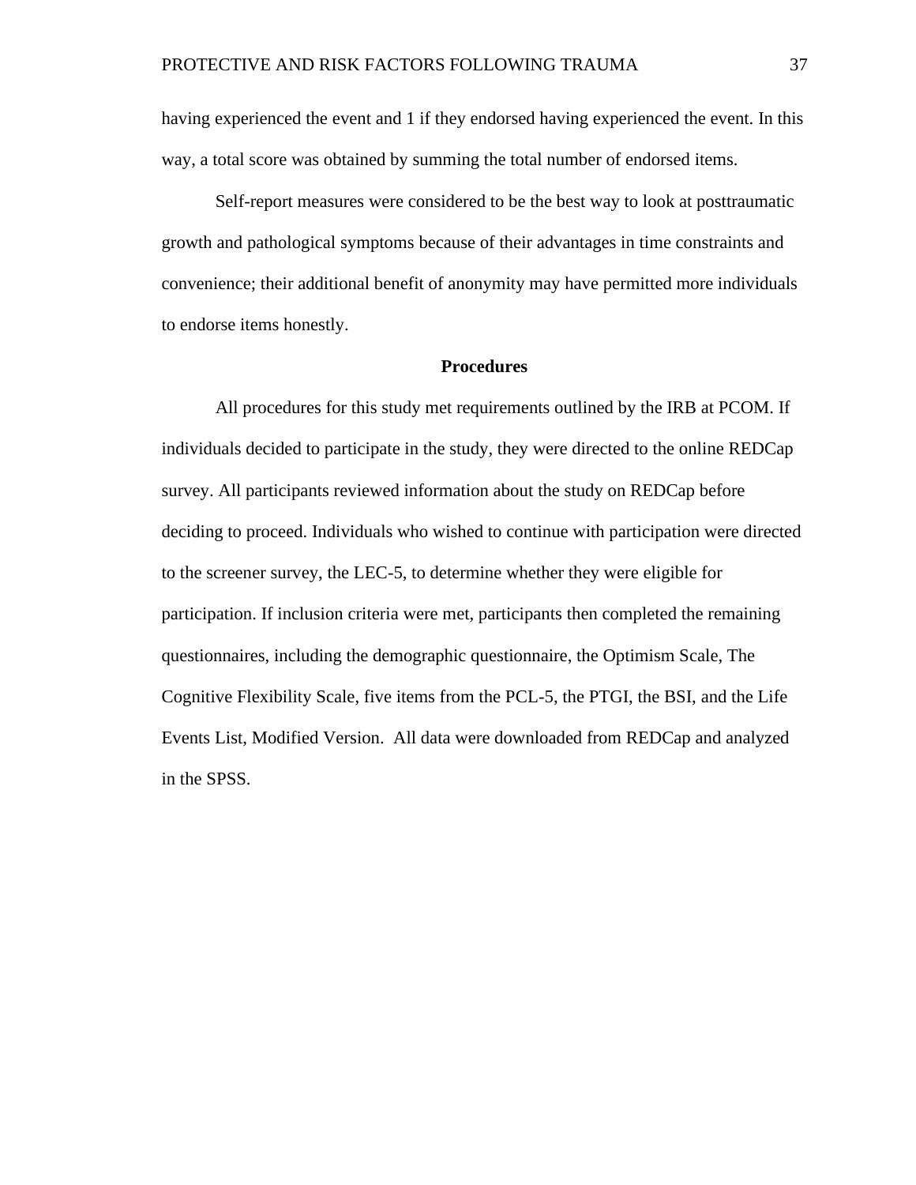having experienced the event and 1 if they endorsed having experienced the event. In this way, a total score was obtained by summing the total number of endorsed items.

Self-report measures were considered to be the best way to look at posttraumatic growth and pathological symptoms because of their advantages in time constraints and convenience; their additional benefit of anonymity may have permitted more individuals to endorse items honestly.

## Procedures

All procedures for this study met requirements outlined by the IRB at PCOM. If individuals decided to participate in the study, they were directed to the online REDCap survey. All participants reviewed information about the study on REDCap before deciding to proceed. Individuals who wished to continue with participation were directed to the screener survey, the LEC-5, to determine whether they were eligible for participation. If inclusion criteria were met, participants then completed the remaining questionnaires, including the demographic questionnaire, the Optimism Scale, The Cognitive Flexibility Scale, five items from the PCL-5, the PTGI, the BSI, and the Life Events List, Modified Version. All data were downloaded from REDCap and analyzed in the SPSS.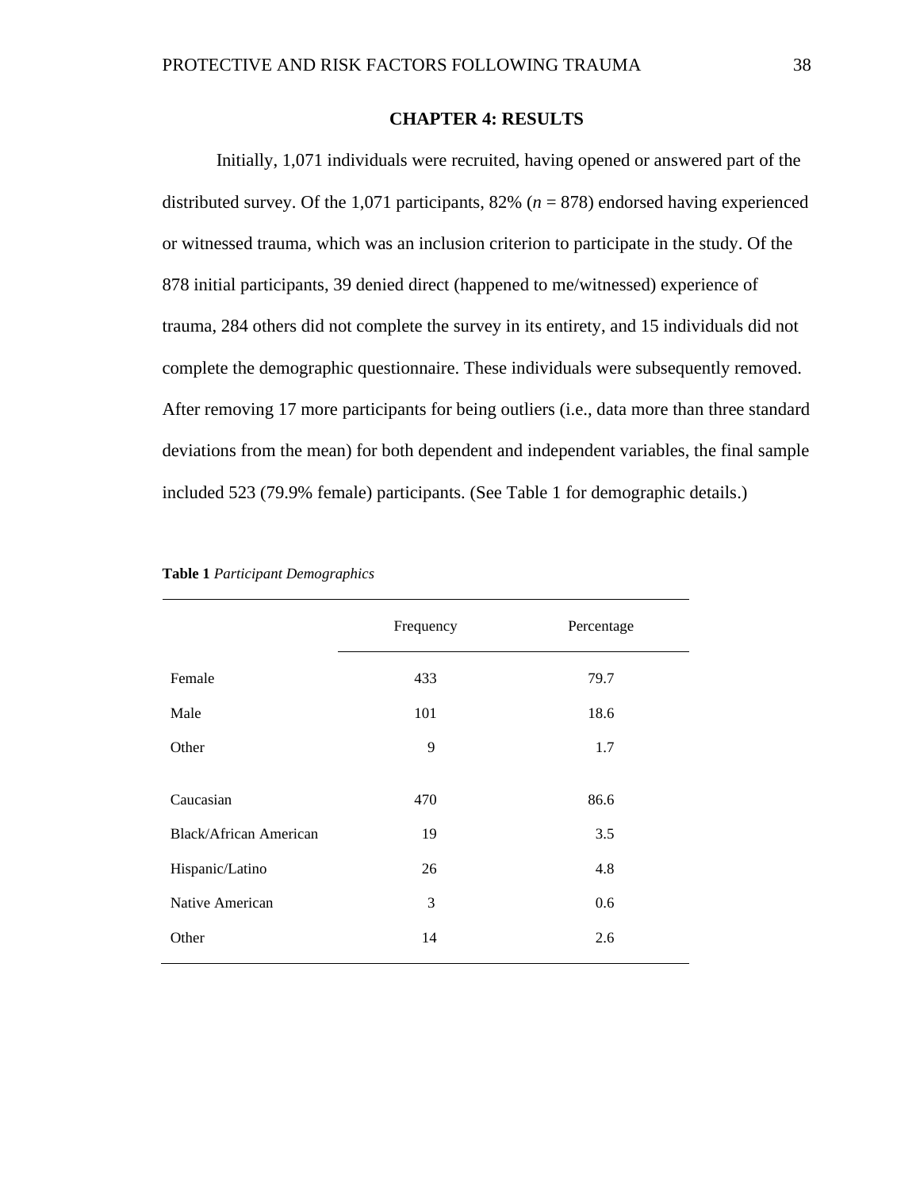# CHAPTER 4: RESULTS

Initially, 1,071 individuals were recruited, having opened or answered part of the distributed survey. Of the 1,071 participants, 82% (*n* = 878) endorsed having experienced or witnessed trauma, which was an inclusion criterion to participate in the study. Of the 878 initial participants, 39 denied direct (happened to me/witnessed) experience of trauma, 284 others did not complete the survey in its entirety, and 15 individuals did not complete the demographic questionnaire. These individuals were subsequently removed. After removing 17 more participants for being outliers (i.e., data more than three standard deviations from the mean) for both dependent and independent variables, the final sample included 523 (79.9% female) participants. (See Table 1 for demographic details.)

**Table 1** *Participant Demographics*

| | Frequency | Percentage |
|---|---|---|
| Female | 433 | 79.7 |
| Male | 101 | 18.6 |
| Other | 9 | 1.7 |
| | | |
| Caucasian | 470 | 86.6 |
| Black/African American | 19 | 3.5 |
| Hispanic/Latino | 26 | 4.8 |
| Native American | 3 | 0.6 |
| Other | 14 | 2.6 |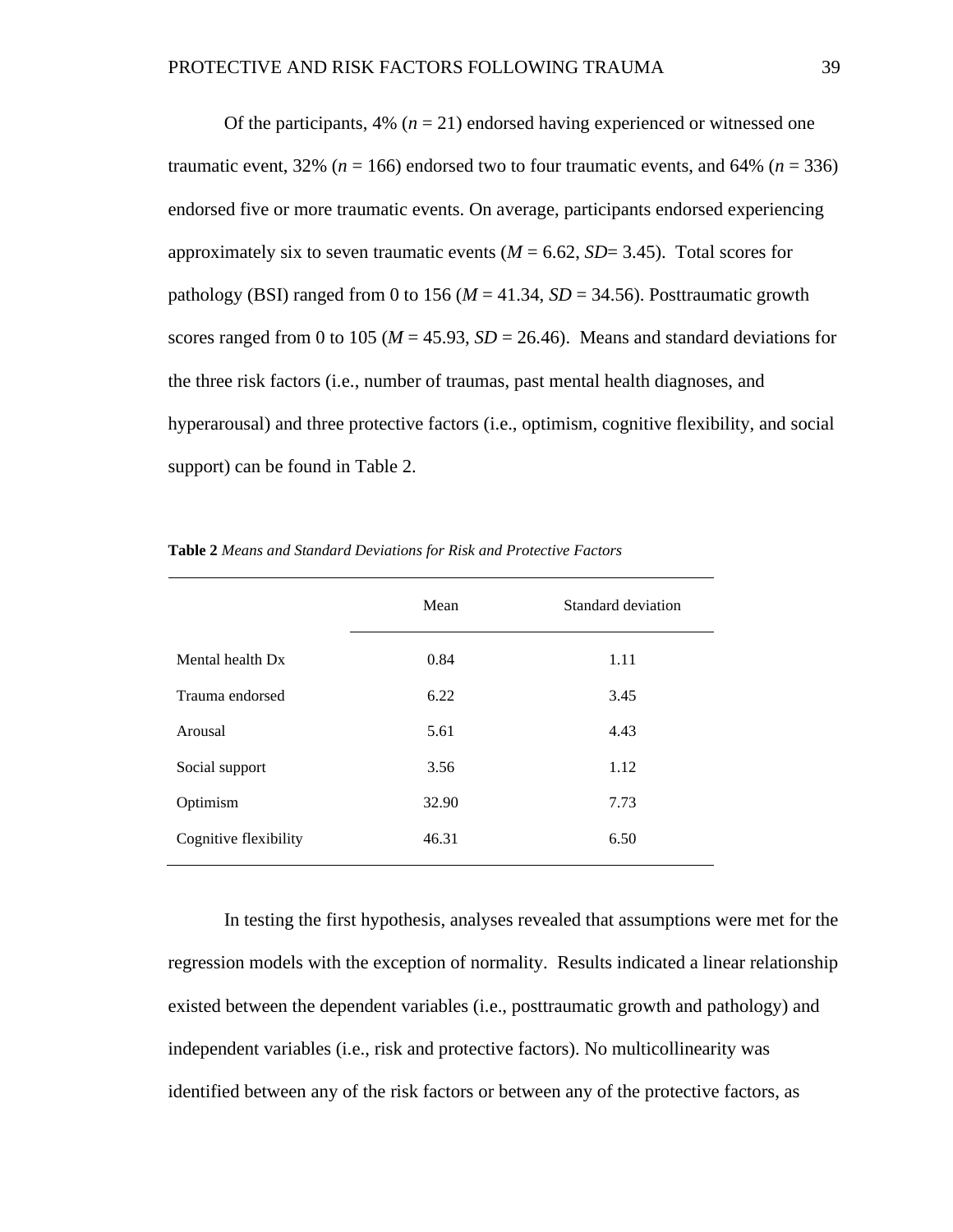Of the participants, 4% ($n$ = 21) endorsed having experienced or witnessed one traumatic event, 32% ($n$ = 166) endorsed two to four traumatic events, and 64% ($n$ = 336) endorsed five or more traumatic events. On average, participants endorsed experiencing approximately six to seven traumatic events ($M$ = 6.62, $SD$= 3.45). Total scores for pathology (BSI) ranged from 0 to 156 ($M$ = 41.34, $SD$ = 34.56). Posttraumatic growth scores ranged from 0 to 105 ($M$ = 45.93, $SD$ = 26.46). Means and standard deviations for the three risk factors (i.e., number of traumas, past mental health diagnoses, and hyperarousal) and three protective factors (i.e., optimism, cognitive flexibility, and social support) can be found in Table 2.

**Table 2** *Means and Standard Deviations for Risk and Protective Factors*

| | Mean | Standard deviation |
|---|---|---|
| Mental health Dx | 0.84 | 1.11 |
| Trauma endorsed | 6.22 | 3.45 |
| Arousal | 5.61 | 4.43 |
| Social support | 3.56 | 1.12 |
| Optimism | 32.90 | 7.73 |
| Cognitive flexibility | 46.31 | 6.50 |

In testing the first hypothesis, analyses revealed that assumptions were met for the regression models with the exception of normality. Results indicated a linear relationship existed between the dependent variables (i.e., posttraumatic growth and pathology) and independent variables (i.e., risk and protective factors). No multicollinearity was identified between any of the risk factors or between any of the protective factors, as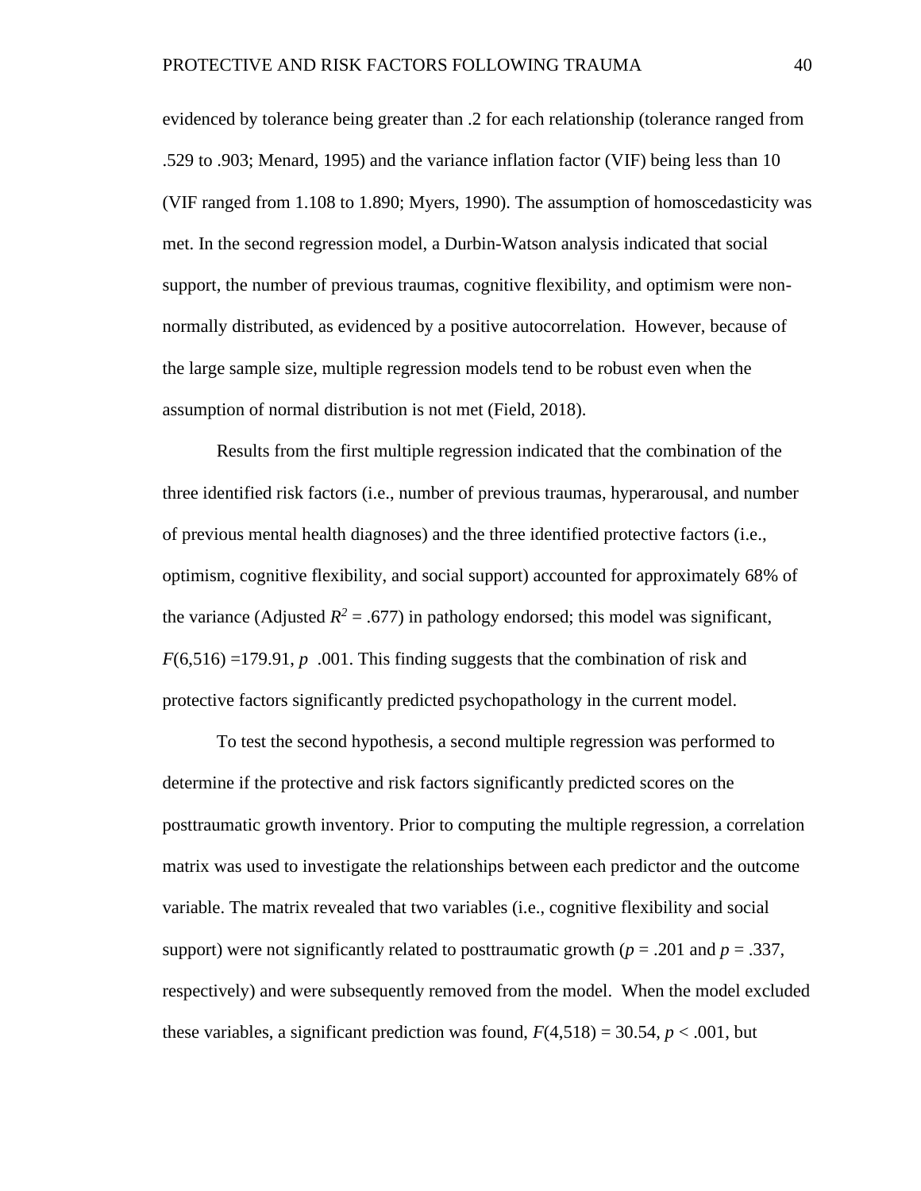evidenced by tolerance being greater than .2 for each relationship (tolerance ranged from .529 to .903; Menard, 1995) and the variance inflation factor (VIF) being less than 10 (VIF ranged from 1.108 to 1.890; Myers, 1990). The assumption of homoscedasticity was met. In the second regression model, a Durbin-Watson analysis indicated that social support, the number of previous traumas, cognitive flexibility, and optimism were non-normally distributed, as evidenced by a positive autocorrelation. However, because of the large sample size, multiple regression models tend to be robust even when the assumption of normal distribution is not met (Field, 2018).

Results from the first multiple regression indicated that the combination of the three identified risk factors (i.e., number of previous traumas, hyperarousal, and number of previous mental health diagnoses) and the three identified protective factors (i.e., optimism, cognitive flexibility, and social support) accounted for approximately 68% of the variance (Adjusted $R^2$ = .677) in pathology endorsed; this model was significant, $F(6,516)$ =179.91, $p$ .001. This finding suggests that the combination of risk and protective factors significantly predicted psychopathology in the current model.

To test the second hypothesis, a second multiple regression was performed to determine if the protective and risk factors significantly predicted scores on the posttraumatic growth inventory. Prior to computing the multiple regression, a correlation matrix was used to investigate the relationships between each predictor and the outcome variable. The matrix revealed that two variables (i.e., cognitive flexibility and social support) were not significantly related to posttraumatic growth ($p$ = .201 and $p$ = .337, respectively) and were subsequently removed from the model. When the model excluded these variables, a significant prediction was found, $F(4,518)$ = 30.54, $p$ < .001, but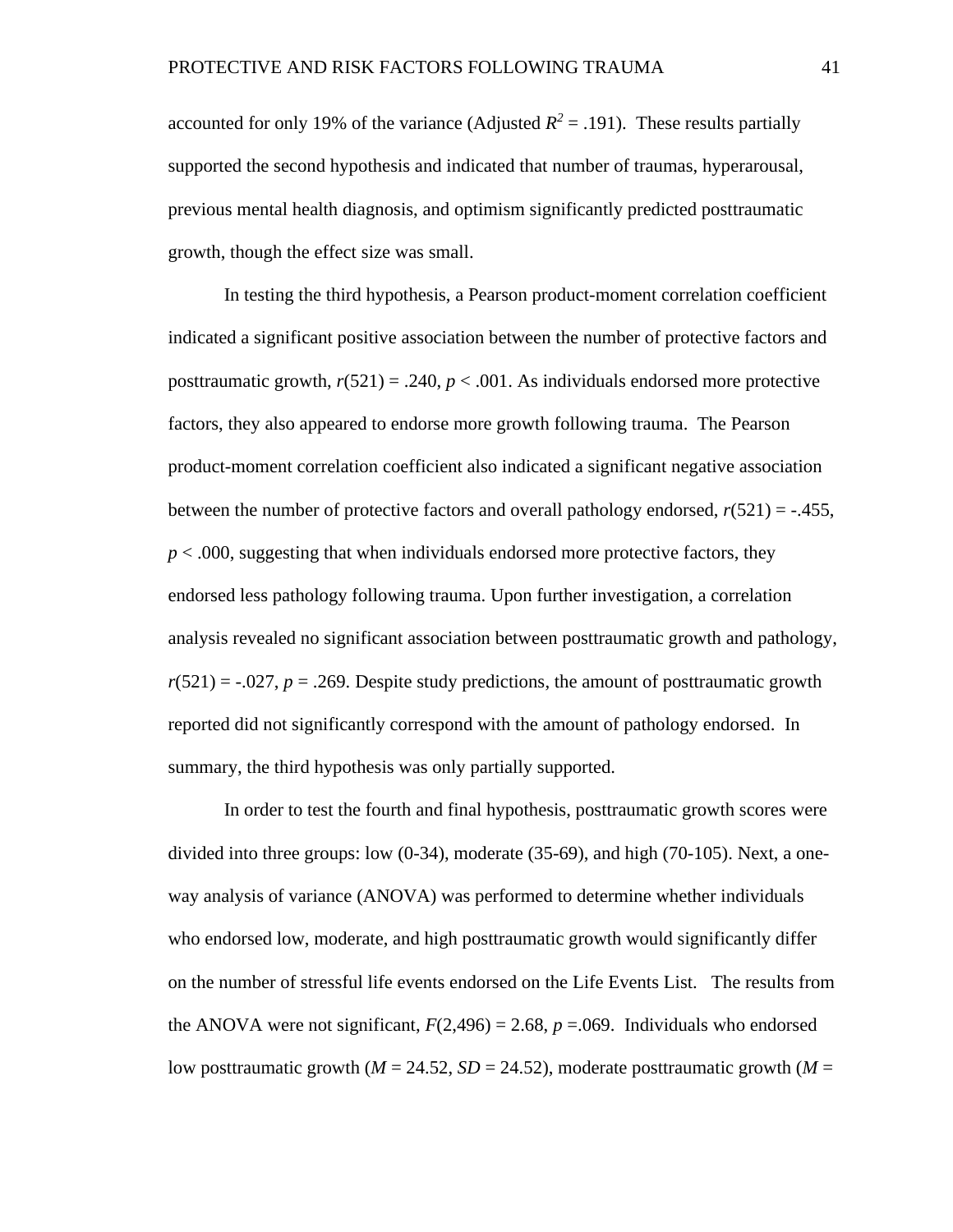accounted for only 19% of the variance (Adjusted $R^2 = .191$). These results partially supported the second hypothesis and indicated that number of traumas, hyperarousal, previous mental health diagnosis, and optimism significantly predicted posttraumatic growth, though the effect size was small.

In testing the third hypothesis, a Pearson product-moment correlation coefficient indicated a significant positive association between the number of protective factors and posttraumatic growth, $r(521) = .240$, $p < .001$. As individuals endorsed more protective factors, they also appeared to endorse more growth following trauma. The Pearson product-moment correlation coefficient also indicated a significant negative association between the number of protective factors and overall pathology endorsed, $r(521) = -.455$, $p < .000$, suggesting that when individuals endorsed more protective factors, they endorsed less pathology following trauma. Upon further investigation, a correlation analysis revealed no significant association between posttraumatic growth and pathology, $r(521) = -.027$, $p = .269$. Despite study predictions, the amount of posttraumatic growth reported did not significantly correspond with the amount of pathology endorsed. In summary, the third hypothesis was only partially supported.

In order to test the fourth and final hypothesis, posttraumatic growth scores were divided into three groups: low (0-34), moderate (35-69), and high (70-105). Next, a one-way analysis of variance (ANOVA) was performed to determine whether individuals who endorsed low, moderate, and high posttraumatic growth would significantly differ on the number of stressful life events endorsed on the Life Events List. The results from the ANOVA were not significant, $F(2,496) = 2.68$, $p = .069$. Individuals who endorsed low posttraumatic growth ($M = 24.52$, $SD = 24.52$), moderate posttraumatic growth ($M =$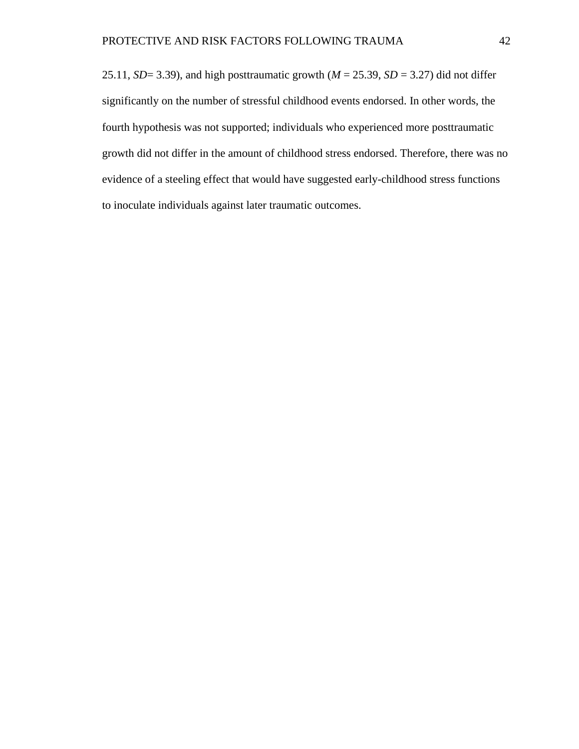25.11, *SD*= 3.39), and high posttraumatic growth (*M* = 25.39, *SD* = 3.27) did not differ significantly on the number of stressful childhood events endorsed. In other words, the fourth hypothesis was not supported; individuals who experienced more posttraumatic growth did not differ in the amount of childhood stress endorsed. Therefore, there was no evidence of a steeling effect that would have suggested early-childhood stress functions to inoculate individuals against later traumatic outcomes.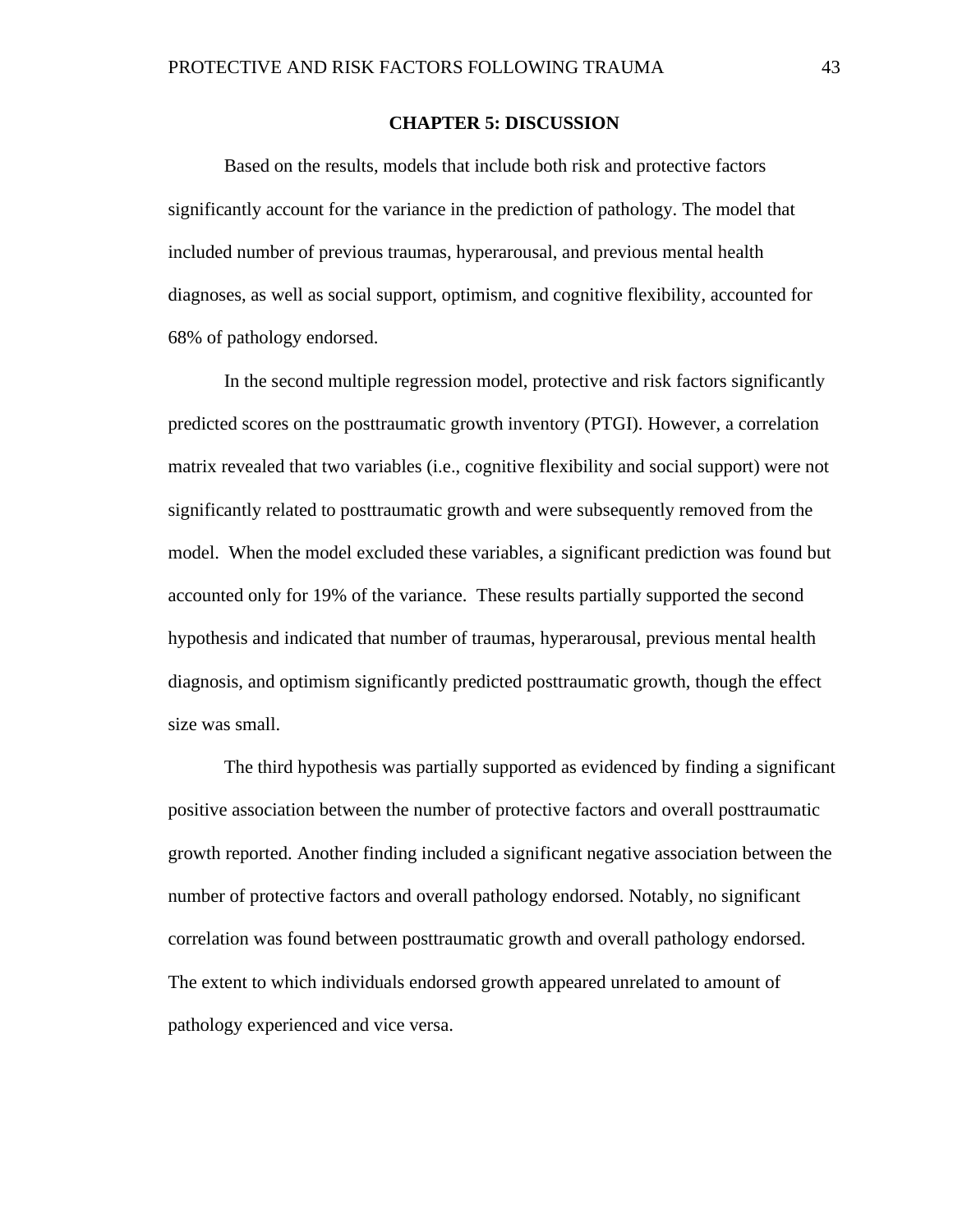# CHAPTER 5: DISCUSSION

Based on the results, models that include both risk and protective factors significantly account for the variance in the prediction of pathology. The model that included number of previous traumas, hyperarousal, and previous mental health diagnoses, as well as social support, optimism, and cognitive flexibility, accounted for 68% of pathology endorsed.

In the second multiple regression model, protective and risk factors significantly predicted scores on the posttraumatic growth inventory (PTGI). However, a correlation matrix revealed that two variables (i.e., cognitive flexibility and social support) were not significantly related to posttraumatic growth and were subsequently removed from the model. When the model excluded these variables, a significant prediction was found but accounted only for 19% of the variance. These results partially supported the second hypothesis and indicated that number of traumas, hyperarousal, previous mental health diagnosis, and optimism significantly predicted posttraumatic growth, though the effect size was small.

The third hypothesis was partially supported as evidenced by finding a significant positive association between the number of protective factors and overall posttraumatic growth reported. Another finding included a significant negative association between the number of protective factors and overall pathology endorsed. Notably, no significant correlation was found between posttraumatic growth and overall pathology endorsed. The extent to which individuals endorsed growth appeared unrelated to amount of pathology experienced and vice versa.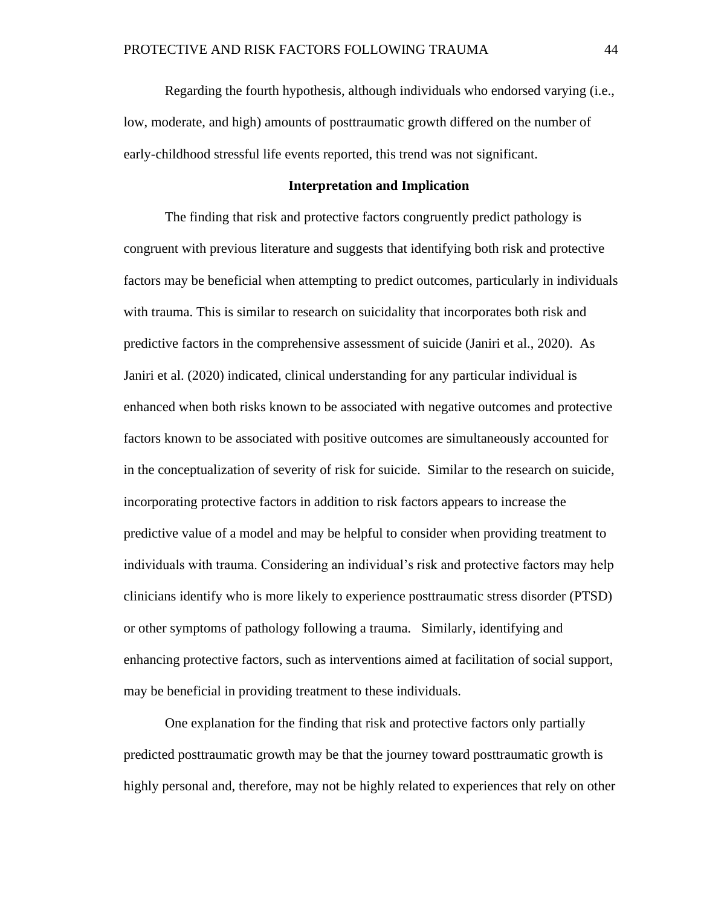Regarding the fourth hypothesis, although individuals who endorsed varying (i.e., low, moderate, and high) amounts of posttraumatic growth differed on the number of early-childhood stressful life events reported, this trend was not significant.

## Interpretation and Implication

The finding that risk and protective factors congruently predict pathology is congruent with previous literature and suggests that identifying both risk and protective factors may be beneficial when attempting to predict outcomes, particularly in individuals with trauma. This is similar to research on suicidality that incorporates both risk and predictive factors in the comprehensive assessment of suicide (Janiri et al., 2020). As Janiri et al. (2020) indicated, clinical understanding for any particular individual is enhanced when both risks known to be associated with negative outcomes and protective factors known to be associated with positive outcomes are simultaneously accounted for in the conceptualization of severity of risk for suicide. Similar to the research on suicide, incorporating protective factors in addition to risk factors appears to increase the predictive value of a model and may be helpful to consider when providing treatment to individuals with trauma. Considering an individual's risk and protective factors may help clinicians identify who is more likely to experience posttraumatic stress disorder (PTSD) or other symptoms of pathology following a trauma. Similarly, identifying and enhancing protective factors, such as interventions aimed at facilitation of social support, may be beneficial in providing treatment to these individuals.

One explanation for the finding that risk and protective factors only partially predicted posttraumatic growth may be that the journey toward posttraumatic growth is highly personal and, therefore, may not be highly related to experiences that rely on other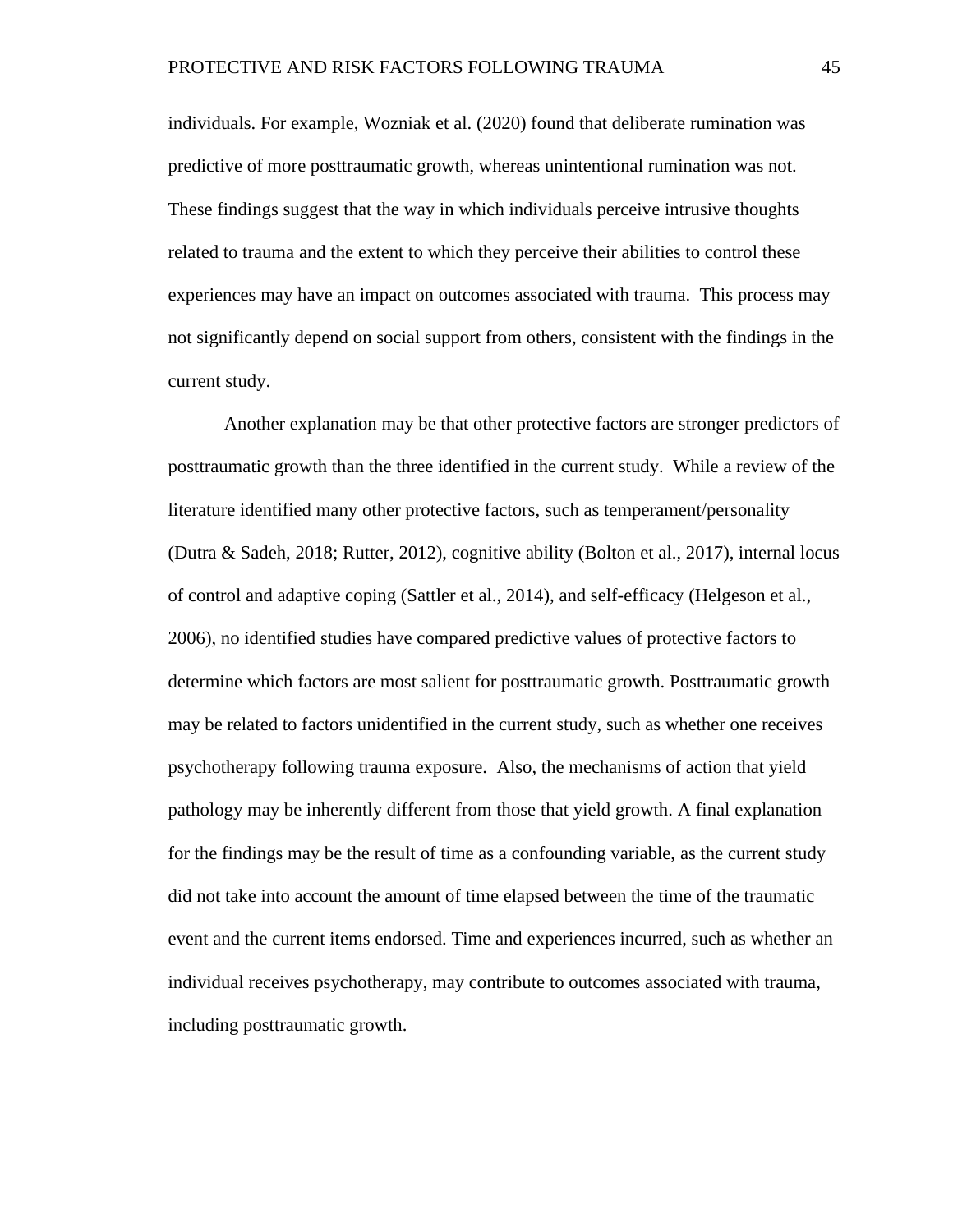individuals. For example, Wozniak et al. (2020) found that deliberate rumination was predictive of more posttraumatic growth, whereas unintentional rumination was not. These findings suggest that the way in which individuals perceive intrusive thoughts related to trauma and the extent to which they perceive their abilities to control these experiences may have an impact on outcomes associated with trauma. This process may not significantly depend on social support from others, consistent with the findings in the current study.

Another explanation may be that other protective factors are stronger predictors of posttraumatic growth than the three identified in the current study. While a review of the literature identified many other protective factors, such as temperament/personality (Dutra & Sadeh, 2018; Rutter, 2012), cognitive ability (Bolton et al., 2017), internal locus of control and adaptive coping (Sattler et al., 2014), and self-efficacy (Helgeson et al., 2006), no identified studies have compared predictive values of protective factors to determine which factors are most salient for posttraumatic growth. Posttraumatic growth may be related to factors unidentified in the current study, such as whether one receives psychotherapy following trauma exposure. Also, the mechanisms of action that yield pathology may be inherently different from those that yield growth. A final explanation for the findings may be the result of time as a confounding variable, as the current study did not take into account the amount of time elapsed between the time of the traumatic event and the current items endorsed. Time and experiences incurred, such as whether an individual receives psychotherapy, may contribute to outcomes associated with trauma, including posttraumatic growth.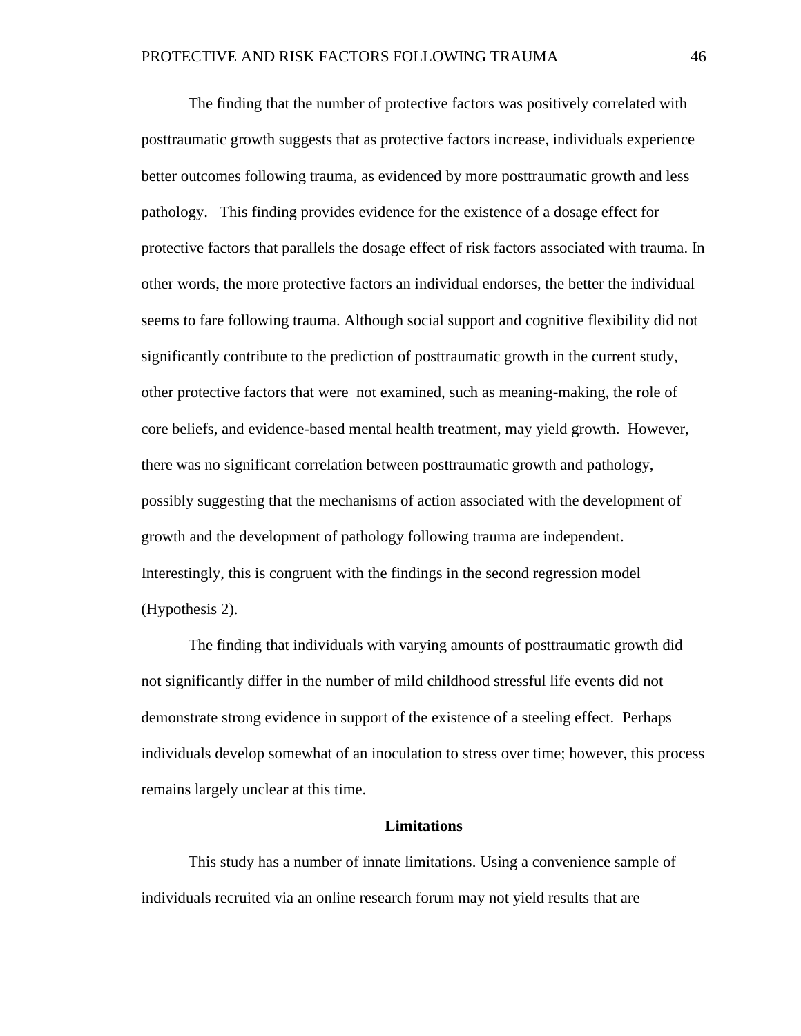The finding that the number of protective factors was positively correlated with posttraumatic growth suggests that as protective factors increase, individuals experience better outcomes following trauma, as evidenced by more posttraumatic growth and less pathology. This finding provides evidence for the existence of a dosage effect for protective factors that parallels the dosage effect of risk factors associated with trauma. In other words, the more protective factors an individual endorses, the better the individual seems to fare following trauma. Although social support and cognitive flexibility did not significantly contribute to the prediction of posttraumatic growth in the current study, other protective factors that were not examined, such as meaning-making, the role of core beliefs, and evidence-based mental health treatment, may yield growth. However, there was no significant correlation between posttraumatic growth and pathology, possibly suggesting that the mechanisms of action associated with the development of growth and the development of pathology following trauma are independent. Interestingly, this is congruent with the findings in the second regression model (Hypothesis 2).

The finding that individuals with varying amounts of posttraumatic growth did not significantly differ in the number of mild childhood stressful life events did not demonstrate strong evidence in support of the existence of a steeling effect. Perhaps individuals develop somewhat of an inoculation to stress over time; however, this process remains largely unclear at this time.

## Limitations

This study has a number of innate limitations. Using a convenience sample of individuals recruited via an online research forum may not yield results that are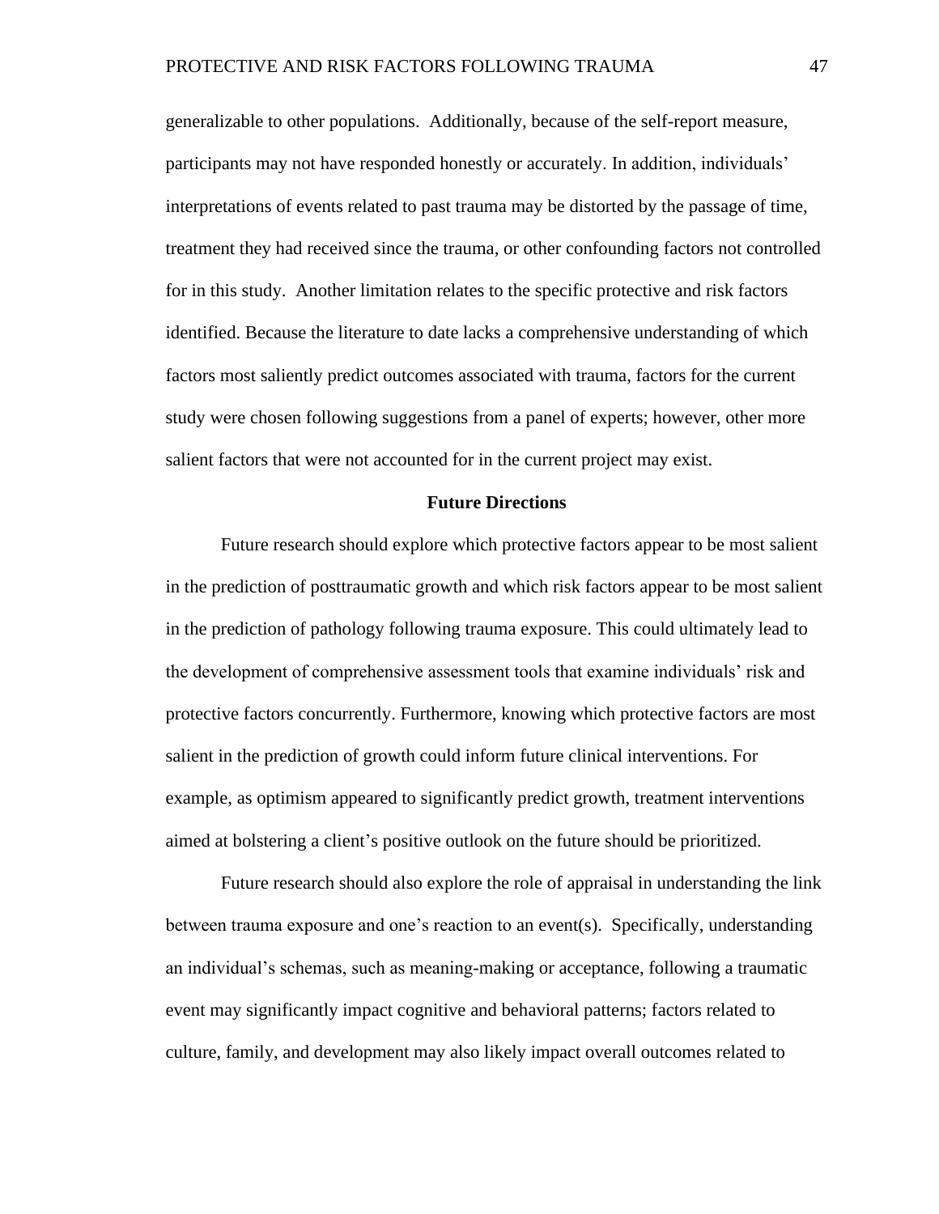generalizable to other populations. Additionally, because of the self-report measure, participants may not have responded honestly or accurately. In addition, individuals' interpretations of events related to past trauma may be distorted by the passage of time, treatment they had received since the trauma, or other confounding factors not controlled for in this study. Another limitation relates to the specific protective and risk factors identified. Because the literature to date lacks a comprehensive understanding of which factors most saliently predict outcomes associated with trauma, factors for the current study were chosen following suggestions from a panel of experts; however, other more salient factors that were not accounted for in the current project may exist.

## Future Directions

Future research should explore which protective factors appear to be most salient in the prediction of posttraumatic growth and which risk factors appear to be most salient in the prediction of pathology following trauma exposure. This could ultimately lead to the development of comprehensive assessment tools that examine individuals' risk and protective factors concurrently. Furthermore, knowing which protective factors are most salient in the prediction of growth could inform future clinical interventions. For example, as optimism appeared to significantly predict growth, treatment interventions aimed at bolstering a client's positive outlook on the future should be prioritized.

Future research should also explore the role of appraisal in understanding the link between trauma exposure and one's reaction to an event(s). Specifically, understanding an individual's schemas, such as meaning-making or acceptance, following a traumatic event may significantly impact cognitive and behavioral patterns; factors related to culture, family, and development may also likely impact overall outcomes related to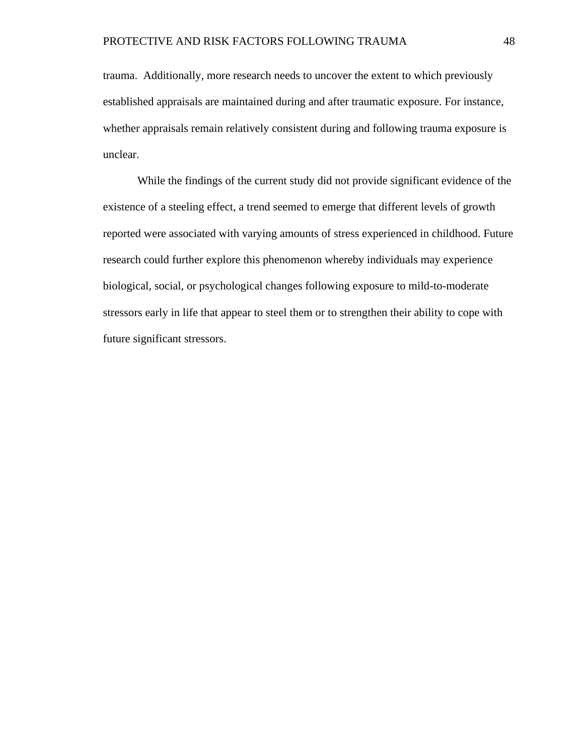trauma. Additionally, more research needs to uncover the extent to which previously established appraisals are maintained during and after traumatic exposure. For instance, whether appraisals remain relatively consistent during and following trauma exposure is unclear.

While the findings of the current study did not provide significant evidence of the existence of a steeling effect, a trend seemed to emerge that different levels of growth reported were associated with varying amounts of stress experienced in childhood. Future research could further explore this phenomenon whereby individuals may experience biological, social, or psychological changes following exposure to mild-to-moderate stressors early in life that appear to steel them or to strengthen their ability to cope with future significant stressors.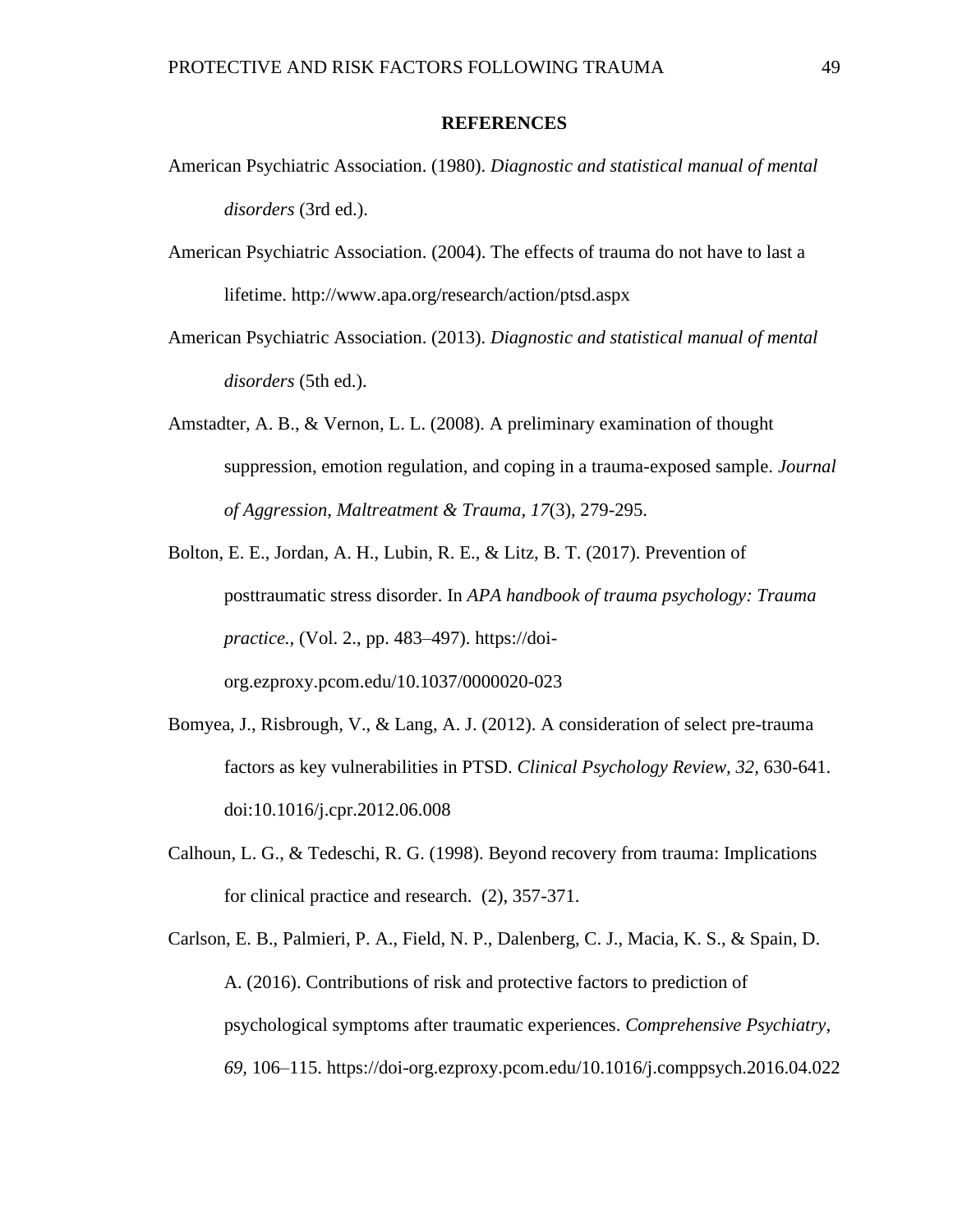# REFERENCES

American Psychiatric Association. (1980). *Diagnostic and statistical manual of mental disorders* (3rd ed.).

American Psychiatric Association. (2004). The effects of trauma do not have to last a lifetime. http://www.apa.org/research/action/ptsd.aspx

American Psychiatric Association. (2013). *Diagnostic and statistical manual of mental disorders* (5th ed.).

Amstadter, A. B., & Vernon, L. L. (2008). A preliminary examination of thought suppression, emotion regulation, and coping in a trauma-exposed sample. *Journal of Aggression, Maltreatment & Trauma*, *17*(3), 279-295.

Bolton, E. E., Jordan, A. H., Lubin, R. E., & Litz, B. T. (2017). Prevention of posttraumatic stress disorder. In *APA handbook of trauma psychology: Trauma practice.*, (Vol. 2., pp. 483–497). https://doi-org.ezproxy.pcom.edu/10.1037/0000020-023

Bomyea, J., Risbrough, V., & Lang, A. J. (2012). A consideration of select pre-trauma factors as key vulnerabilities in PTSD. *Clinical Psychology Review, 32,* 630-641. doi:10.1016/j.cpr.2012.06.008

Calhoun, L. G., & Tedeschi, R. G. (1998). Beyond recovery from trauma: Implications for clinical practice and research.  (2), 357-371.

Carlson, E. B., Palmieri, P. A., Field, N. P., Dalenberg, C. J., Macia, K. S., & Spain, D. A. (2016). Contributions of risk and protective factors to prediction of psychological symptoms after traumatic experiences. *Comprehensive Psychiatry*, *69*, 106–115. https://doi-org.ezproxy.pcom.edu/10.1016/j.comppsych.2016.04.022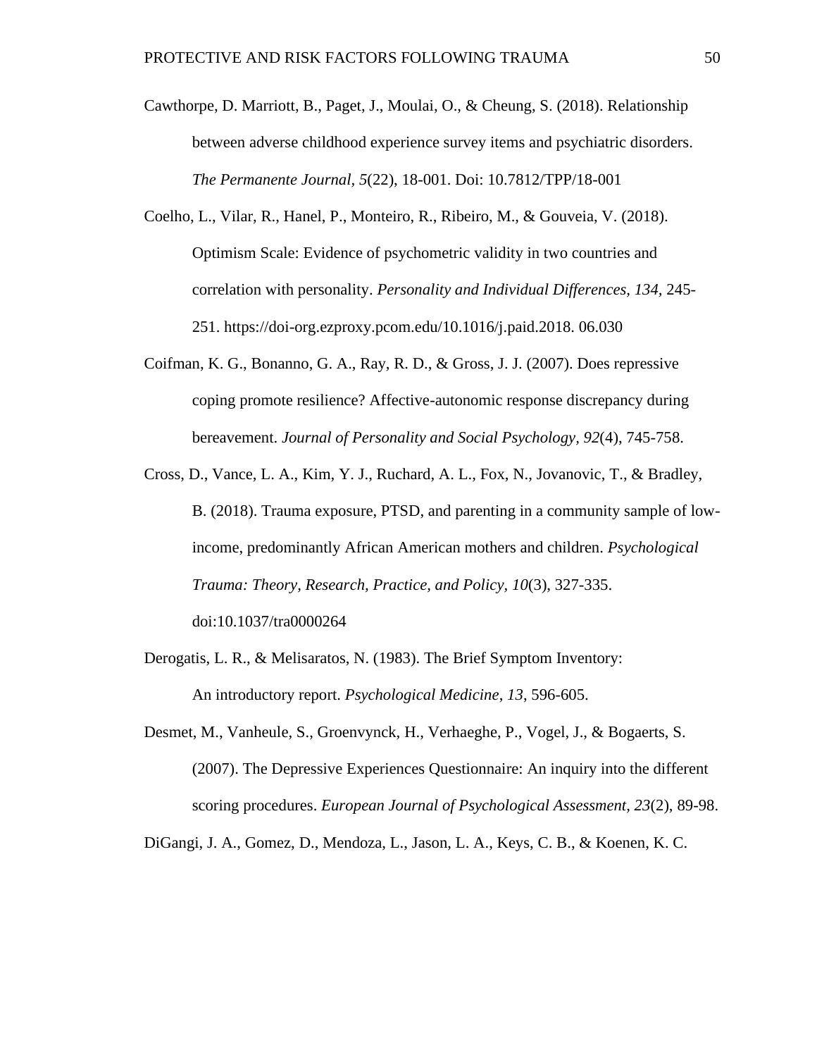Cawthorpe, D. Marriott, B., Paget, J., Moulai, O., & Cheung, S. (2018). Relationship between adverse childhood experience survey items and psychiatric disorders. *The Permanente Journal, 5*(22), 18-001. Doi: 10.7812/TPP/18-001

Coelho, L., Vilar, R., Hanel, P., Monteiro, R., Ribeiro, M., & Gouveia, V. (2018). Optimism Scale: Evidence of psychometric validity in two countries and correlation with personality. *Personality and Individual Differences, 134,* 245-251. https://doi-org.ezproxy.pcom.edu/10.1016/j.paid.2018. 06.030

Coifman, K. G., Bonanno, G. A., Ray, R. D., & Gross, J. J. (2007). Does repressive coping promote resilience? Affective-autonomic response discrepancy during bereavement. *Journal of Personality and Social Psychology, 92*(4), 745-758.

Cross, D., Vance, L. A., Kim, Y. J., Ruchard, A. L., Fox, N., Jovanovic, T., & Bradley, B. (2018). Trauma exposure, PTSD, and parenting in a community sample of low-income, predominantly African American mothers and children. *Psychological Trauma: Theory, Research, Practice, and Policy, 10*(3), 327-335. doi:10.1037/tra0000264

Derogatis, L. R., & Melisaratos, N. (1983). The Brief Symptom Inventory: An introductory report. *Psychological Medicine, 13*, 596-605.

Desmet, M., Vanheule, S., Groenvynck, H., Verhaeghe, P., Vogel, J., & Bogaerts, S. (2007). The Depressive Experiences Questionnaire: An inquiry into the different scoring procedures. *European Journal of Psychological Assessment, 23*(2), 89-98.

DiGangi, J. A., Gomez, D., Mendoza, L., Jason, L. A., Keys, C. B., & Koenen, K. C.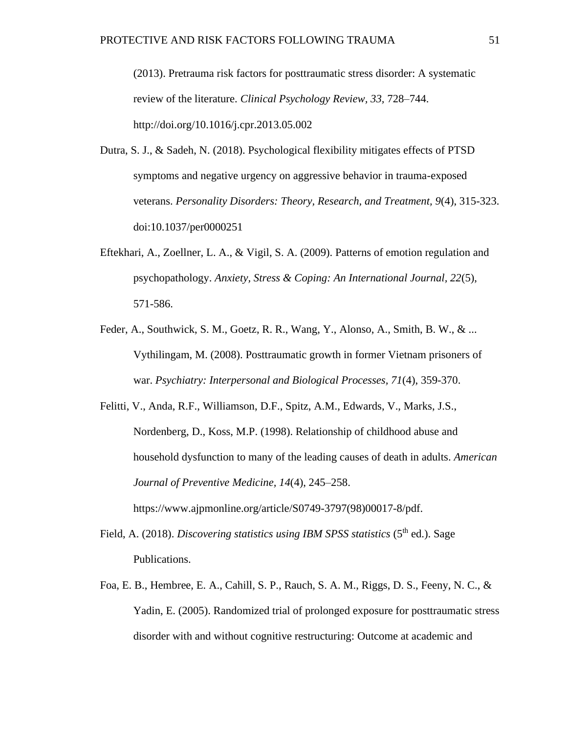(2013). Pretrauma risk factors for posttraumatic stress disorder: A systematic review of the literature. *Clinical Psychology Review, 33*, 728–744. http://doi.org/10.1016/j.cpr.2013.05.002

Dutra, S. J., & Sadeh, N. (2018). Psychological flexibility mitigates effects of PTSD symptoms and negative urgency on aggressive behavior in trauma-exposed veterans. *Personality Disorders: Theory, Research, and Treatment, 9*(4), 315-323. doi:10.1037/per0000251

Eftekhari, A., Zoellner, L. A., & Vigil, S. A. (2009). Patterns of emotion regulation and psychopathology. *Anxiety, Stress & Coping: An International Journal, 22*(5), 571-586.

Feder, A., Southwick, S. M., Goetz, R. R., Wang, Y., Alonso, A., Smith, B. W., & ... Vythilingam, M. (2008). Posttraumatic growth in former Vietnam prisoners of war. *Psychiatry: Interpersonal and Biological Processes, 71*(4), 359-370.

Felitti, V., Anda, R.F., Williamson, D.F., Spitz, A.M., Edwards, V., Marks, J.S., Nordenberg, D., Koss, M.P. (1998). Relationship of childhood abuse and household dysfunction to many of the leading causes of death in adults. *American Journal of Preventive Medicine, 14*(4), 245–258. https://www.ajpmonline.org/article/S0749-3797(98)00017-8/pdf.

Field, A. (2018). *Discovering statistics using IBM SPSS statistics* (5th ed.). Sage Publications.

Foa, E. B., Hembree, E. A., Cahill, S. P., Rauch, S. A. M., Riggs, D. S., Feeny, N. C., & Yadin, E. (2005). Randomized trial of prolonged exposure for posttraumatic stress disorder with and without cognitive restructuring: Outcome at academic and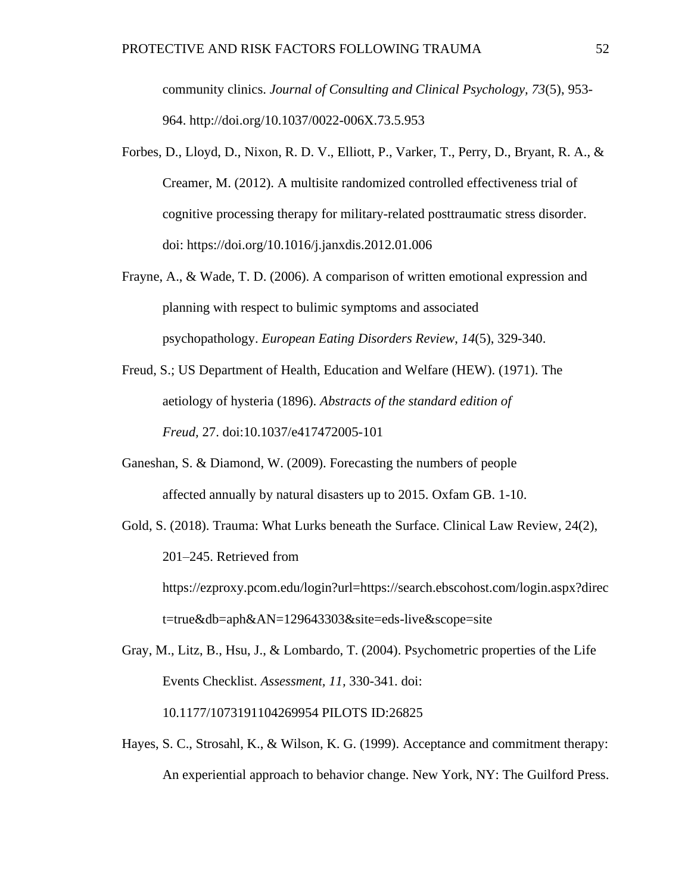community clinics. *Journal of Consulting and Clinical Psychology*, *73*(5), 953-964. http://doi.org/10.1037/0022-006X.73.5.953

Forbes, D., Lloyd, D., Nixon, R. D. V., Elliott, P., Varker, T., Perry, D., Bryant, R. A., & Creamer, M. (2012). A multisite randomized controlled effectiveness trial of cognitive processing therapy for military-related posttraumatic stress disorder. doi: https://doi.org/10.1016/j.janxdis.2012.01.006

Frayne, A., & Wade, T. D. (2006). A comparison of written emotional expression and planning with respect to bulimic symptoms and associated psychopathology. *European Eating Disorders Review*, *14*(5), 329-340.

Freud, S.; US Department of Health, Education and Welfare (HEW). (1971). The aetiology of hysteria (1896). *Abstracts of the standard edition of Freud*, 27. doi:10.1037/e417472005-101

Ganeshan, S. & Diamond, W. (2009). Forecasting the numbers of people affected annually by natural disasters up to 2015. Oxfam GB. 1-10.

Gold, S. (2018). Trauma: What Lurks beneath the Surface. Clinical Law Review, 24(2), 201–245. Retrieved from https://ezproxy.pcom.edu/login?url=https://search.ebscohost.com/login.aspx?direct=true&db=aph&AN=129643303&site=eds-live&scope=site

Gray, M., Litz, B., Hsu, J., & Lombardo, T. (2004). Psychometric properties of the Life Events Checklist. *Assessment, 11,* 330-341. doi: 10.1177/1073191104269954 PILOTS ID:26825

Hayes, S. C., Strosahl, K., & Wilson, K. G. (1999). Acceptance and commitment therapy: An experiential approach to behavior change. New York, NY: The Guilford Press.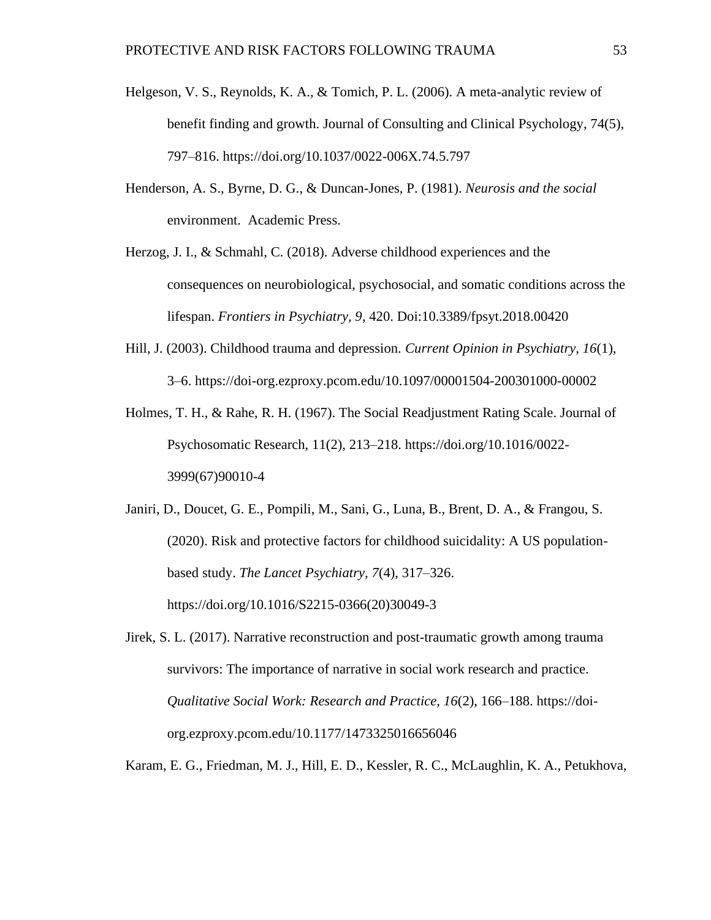Helgeson, V. S., Reynolds, K. A., & Tomich, P. L. (2006). A meta-analytic review of benefit finding and growth. Journal of Consulting and Clinical Psychology, 74(5), 797–816. https://doi.org/10.1037/0022-006X.74.5.797

Henderson, A. S., Byrne, D. G., & Duncan-Jones, P. (1981). *Neurosis and the social* environment. Academic Press.

Herzog, J. I., & Schmahl, C. (2018). Adverse childhood experiences and the consequences on neurobiological, psychosocial, and somatic conditions across the lifespan. *Frontiers in Psychiatry, 9*, 420. Doi:10.3389/fpsyt.2018.00420

Hill, J. (2003). Childhood trauma and depression. *Current Opinion in Psychiatry, 16*(1), 3–6. https://doi-org.ezproxy.pcom.edu/10.1097/00001504-200301000-00002

Holmes, T. H., & Rahe, R. H. (1967). The Social Readjustment Rating Scale. Journal of Psychosomatic Research, 11(2), 213–218. https://doi.org/10.1016/0022-3999(67)90010-4

Janiri, D., Doucet, G. E., Pompili, M., Sani, G., Luna, B., Brent, D. A., & Frangou, S. (2020). Risk and protective factors for childhood suicidality: A US population-based study. *The Lancet Psychiatry, 7*(4), 317–326. https://doi.org/10.1016/S2215-0366(20)30049-3

Jirek, S. L. (2017). Narrative reconstruction and post-traumatic growth among trauma survivors: The importance of narrative in social work research and practice. *Qualitative Social Work: Research and Practice, 16*(2), 166–188. https://doi-org.ezproxy.pcom.edu/10.1177/1473325016656046

Karam, E. G., Friedman, M. J., Hill, E. D., Kessler, R. C., McLaughlin, K. A., Petukhova,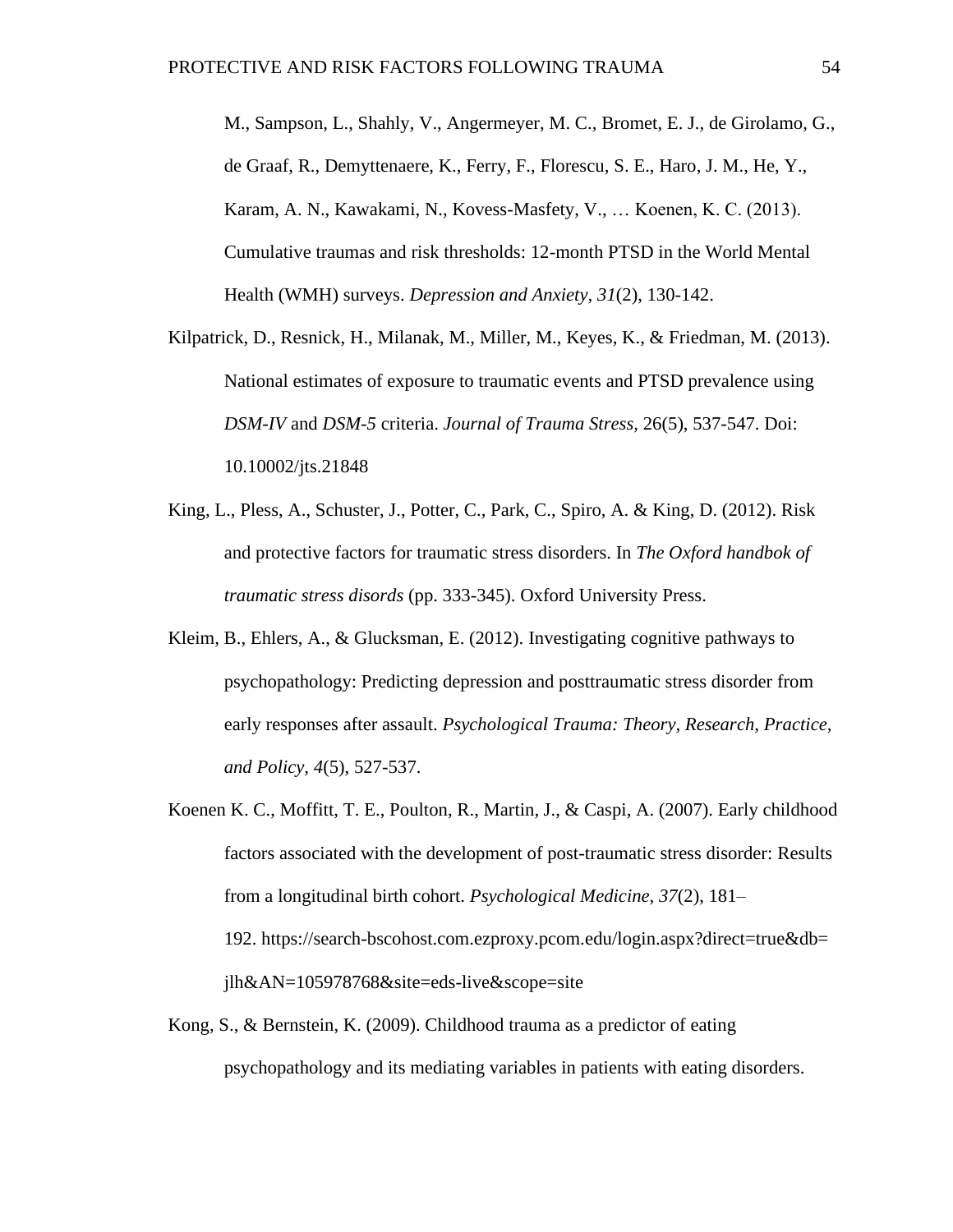M., Sampson, L., Shahly, V., Angermeyer, M. C., Bromet, E. J., de Girolamo, G., de Graaf, R., Demyttenaere, K., Ferry, F., Florescu, S. E., Haro, J. M., He, Y., Karam, A. N., Kawakami, N., Kovess-Masfety, V., … Koenen, K. C. (2013). Cumulative traumas and risk thresholds: 12-month PTSD in the World Mental Health (WMH) surveys. *Depression and Anxiety, 31*(2), 130-142.

Kilpatrick, D., Resnick, H., Milanak, M., Miller, M., Keyes, K., & Friedman, M. (2013). National estimates of exposure to traumatic events and PTSD prevalence using *DSM-IV* and *DSM-5* criteria. *Journal of Trauma Stress*, 26(5), 537-547. Doi: 10.10002/jts.21848

King, L., Pless, A., Schuster, J., Potter, C., Park, C., Spiro, A. & King, D. (2012). Risk and protective factors for traumatic stress disorders. In *The Oxford handbok of traumatic stress disords* (pp. 333-345). Oxford University Press.

Kleim, B., Ehlers, A., & Glucksman, E. (2012). Investigating cognitive pathways to psychopathology: Predicting depression and posttraumatic stress disorder from early responses after assault. *Psychological Trauma: Theory, Research, Practice, and Policy, 4*(5), 527-537.

Koenen K. C., Moffitt, T. E., Poulton, R., Martin, J., & Caspi, A. (2007). Early childhood factors associated with the development of post-traumatic stress disorder: Results from a longitudinal birth cohort. *Psychological Medicine, 37*(2), 181–192. https://search-bscohost.com.ezproxy.pcom.edu/login.aspx?direct=true&db=jlh&AN=105978768&site=eds-live&scope=site

Kong, S., & Bernstein, K. (2009). Childhood trauma as a predictor of eating psychopathology and its mediating variables in patients with eating disorders.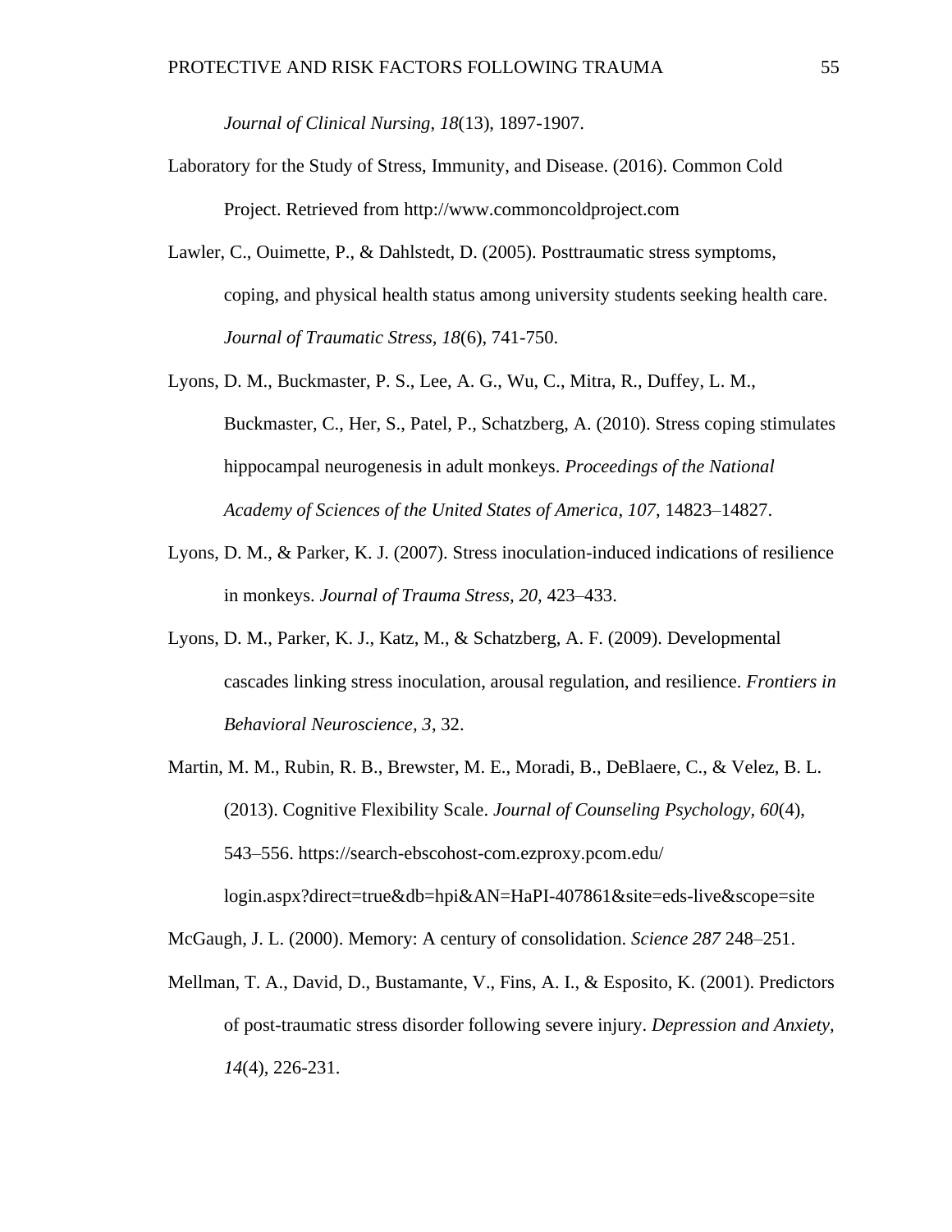*Journal of Clinical Nursing*, *18*(13), 1897-1907.

Laboratory for the Study of Stress, Immunity, and Disease. (2016). Common Cold Project. Retrieved from http://www.commoncoldproject.com

Lawler, C., Ouimette, P., & Dahlstedt, D. (2005). Posttraumatic stress symptoms, coping, and physical health status among university students seeking health care. *Journal of Traumatic Stress*, *18*(6), 741-750.

Lyons, D. M., Buckmaster, P. S., Lee, A. G., Wu, C., Mitra, R., Duffey, L. M., Buckmaster, C., Her, S., Patel, P., Schatzberg, A. (2010). Stress coping stimulates hippocampal neurogenesis in adult monkeys. *Proceedings of the National Academy of Sciences of the United States of America, 107*, 14823–14827.

Lyons, D. M., & Parker, K. J. (2007). Stress inoculation-induced indications of resilience in monkeys. *Journal of Trauma Stress, 20*, 423–433.

Lyons, D. M., Parker, K. J., Katz, M., & Schatzberg, A. F. (2009). Developmental cascades linking stress inoculation, arousal regulation, and resilience. *Frontiers in Behavioral Neuroscience, 3*, 32.

Martin, M. M., Rubin, R. B., Brewster, M. E., Moradi, B., DeBlaere, C., & Velez, B. L. (2013). Cognitive Flexibility Scale. *Journal of Counseling Psychology*, *60*(4), 543–556. https://search-ebscohost-com.ezproxy.pcom.edu/login.aspx?direct=true&db=hpi&AN=HaPI-407861&site=eds-live&scope=site

McGaugh, J. L. (2000). Memory: A century of consolidation. *Science 287* 248–251.

Mellman, T. A., David, D., Bustamante, V., Fins, A. I., & Esposito, K. (2001). Predictors of post-traumatic stress disorder following severe injury. *Depression and Anxiety*, *14*(4), 226-231.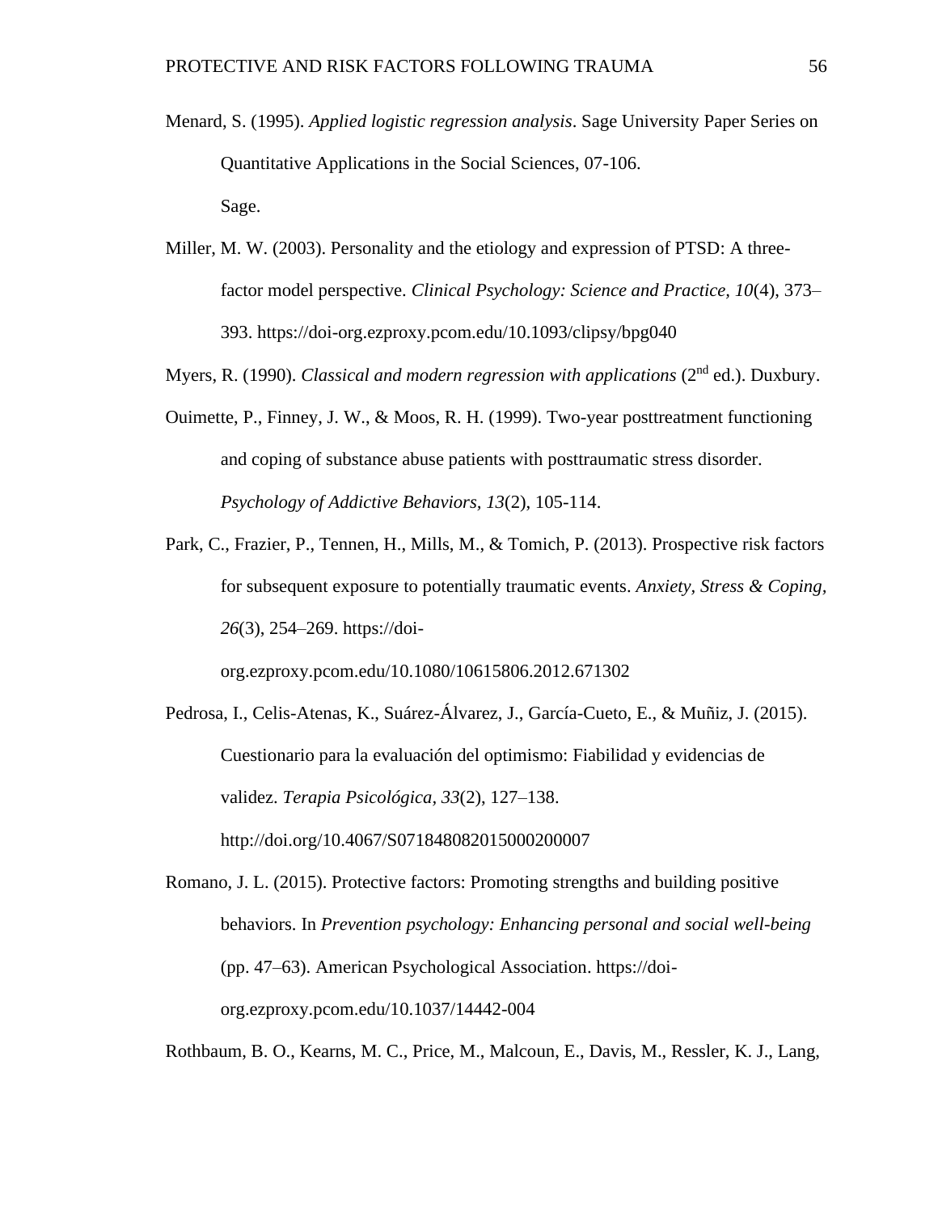Menard, S. (1995). *Applied logistic regression analysis*. Sage University Paper Series on Quantitative Applications in the Social Sciences, 07-106. Sage.

Miller, M. W. (2003). Personality and the etiology and expression of PTSD: A three-factor model perspective. *Clinical Psychology: Science and Practice, 10*(4), 373–393. https://doi-org.ezproxy.pcom.edu/10.1093/clipsy/bpg040

Myers, R. (1990). *Classical and modern regression with applications* (2nd ed.). Duxbury.

Ouimette, P., Finney, J. W., & Moos, R. H. (1999). Two-year posttreatment functioning and coping of substance abuse patients with posttraumatic stress disorder. *Psychology of Addictive Behaviors*, *13*(2), 105-114.

Park, C., Frazier, P., Tennen, H., Mills, M., & Tomich, P. (2013). Prospective risk factors for subsequent exposure to potentially traumatic events. *Anxiety, Stress & Coping*, *26*(3), 254–269. https://doi-org.ezproxy.pcom.edu/10.1080/10615806.2012.671302

Pedrosa, I., Celis-Atenas, K., Suárez-Álvarez, J., García-Cueto, E., & Muñiz, J. (2015). Cuestionario para la evaluación del optimismo: Fiabilidad y evidencias de validez. *Terapia Psicológica*, *33*(2), 127–138. http://doi.org/10.4067/S071848082015000200007

Romano, J. L. (2015). Protective factors: Promoting strengths and building positive behaviors. In *Prevention psychology: Enhancing personal and social well-being* (pp. 47–63). American Psychological Association. https://doi-org.ezproxy.pcom.edu/10.1037/14442-004

Rothbaum, B. O., Kearns, M. C., Price, M., Malcoun, E., Davis, M., Ressler, K. J., Lang,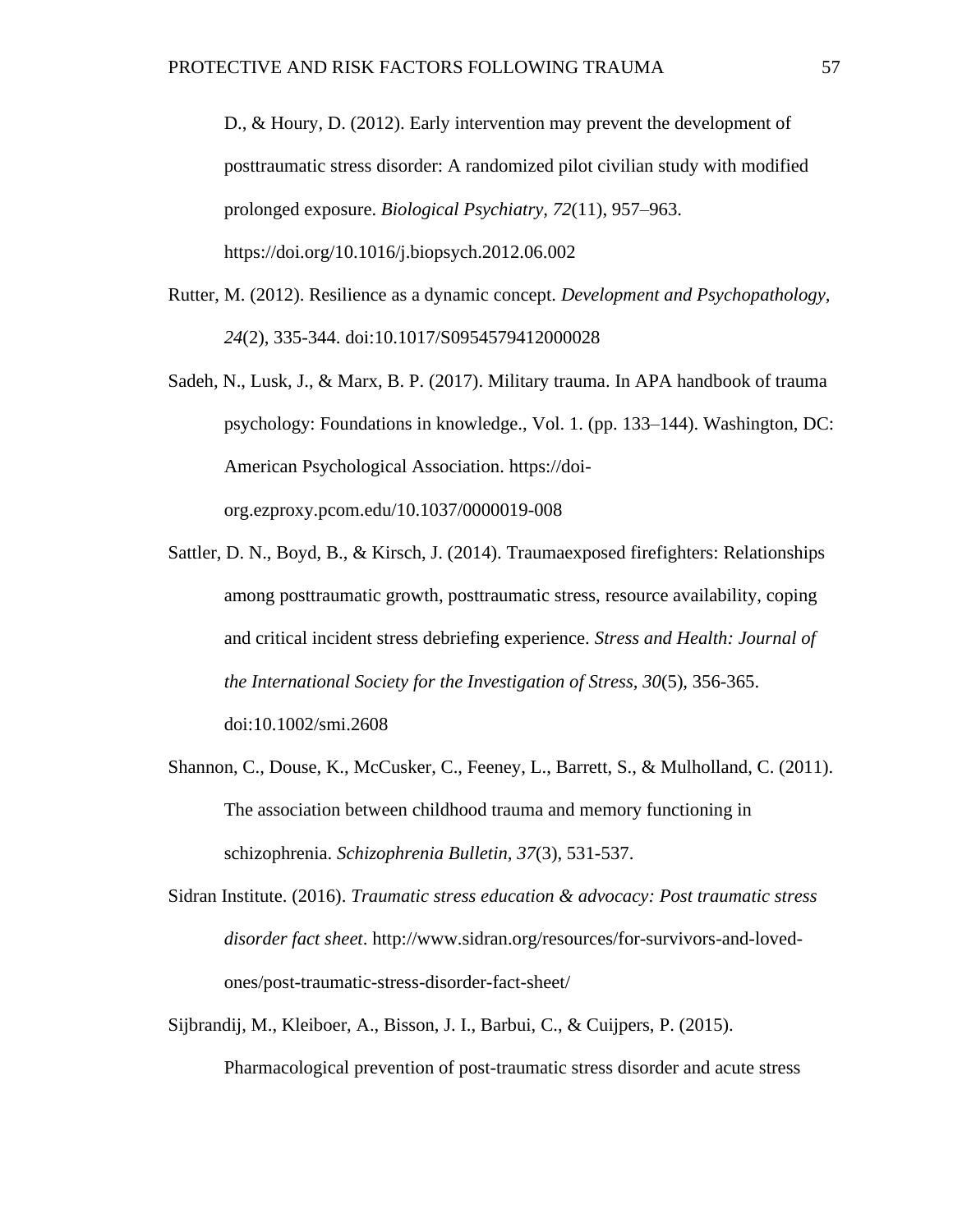D., & Houry, D. (2012). Early intervention may prevent the development of posttraumatic stress disorder: A randomized pilot civilian study with modified prolonged exposure. *Biological Psychiatry, 72*(11), 957–963. https://doi.org/10.1016/j.biopsych.2012.06.002

Rutter, M. (2012). Resilience as a dynamic concept. *Development and Psychopathology, 24*(2), 335-344. doi:10.1017/S0954579412000028

Sadeh, N., Lusk, J., & Marx, B. P. (2017). Military trauma. In APA handbook of trauma psychology: Foundations in knowledge., Vol. 1. (pp. 133–144). Washington, DC: American Psychological Association. https://doi-org.ezproxy.pcom.edu/10.1037/0000019-008

Sattler, D. N., Boyd, B., & Kirsch, J. (2014). Traumaexposed firefighters: Relationships among posttraumatic growth, posttraumatic stress, resource availability, coping and critical incident stress debriefing experience. *Stress and Health: Journal of the International Society for the Investigation of Stress, 30*(5), 356-365. doi:10.1002/smi.2608

Shannon, C., Douse, K., McCusker, C., Feeney, L., Barrett, S., & Mulholland, C. (2011). The association between childhood trauma and memory functioning in schizophrenia. *Schizophrenia Bulletin, 37*(3), 531-537.

Sidran Institute. (2016). *Traumatic stress education & advocacy: Post traumatic stress disorder fact sheet*. http://www.sidran.org/resources/for-survivors-and-loved-ones/post-traumatic-stress-disorder-fact-sheet/

Sijbrandij, M., Kleiboer, A., Bisson, J. I., Barbui, C., & Cuijpers, P. (2015). Pharmacological prevention of post-traumatic stress disorder and acute stress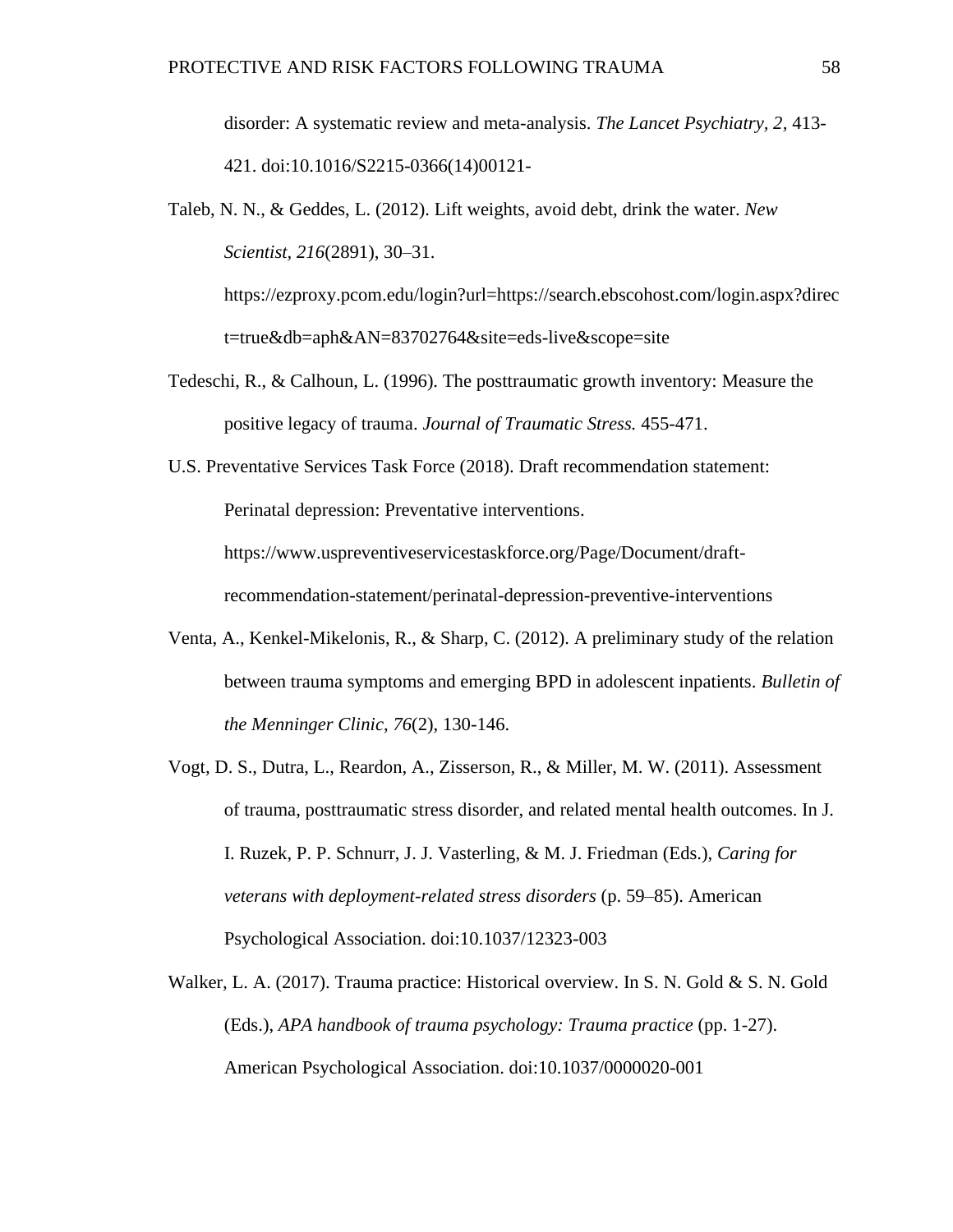disorder: A systematic review and meta-analysis. *The Lancet Psychiatry, 2*, 413-421. doi:10.1016/S2215-0366(14)00121-

Taleb, N. N., & Geddes, L. (2012). Lift weights, avoid debt, drink the water. *New Scientist, 216*(2891), 30–31. https://ezproxy.pcom.edu/login?url=https://search.ebscohost.com/login.aspx?direct=true&db=aph&AN=83702764&site=eds-live&scope=site

Tedeschi, R., & Calhoun, L. (1996). The posttraumatic growth inventory: Measure the positive legacy of trauma. *Journal of Traumatic Stress.* 455-471.

U.S. Preventative Services Task Force (2018). Draft recommendation statement: Perinatal depression: Preventative interventions. https://www.uspreventiveservicestaskforce.org/Page/Document/draft-recommendation-statement/perinatal-depression-preventive-interventions

Venta, A., Kenkel-Mikelonis, R., & Sharp, C. (2012). A preliminary study of the relation between trauma symptoms and emerging BPD in adolescent inpatients. *Bulletin of the Menninger Clinic*, *76*(2), 130-146.

Vogt, D. S., Dutra, L., Reardon, A., Zisserson, R., & Miller, M. W. (2011). Assessment of trauma, posttraumatic stress disorder, and related mental health outcomes. In J. I. Ruzek, P. P. Schnurr, J. J. Vasterling, & M. J. Friedman (Eds.), *Caring for veterans with deployment-related stress disorders* (p. 59–85). American Psychological Association. doi:10.1037/12323-003

Walker, L. A. (2017). Trauma practice: Historical overview. In S. N. Gold & S. N. Gold (Eds.), *APA handbook of trauma psychology: Trauma practice* (pp. 1-27). American Psychological Association. doi:10.1037/0000020-001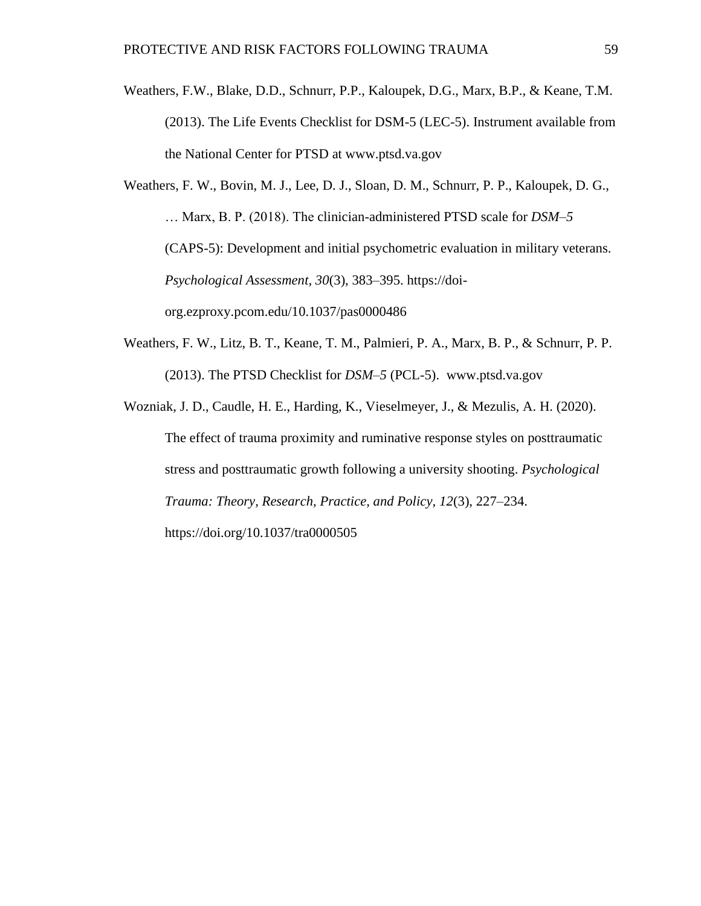Weathers, F.W., Blake, D.D., Schnurr, P.P., Kaloupek, D.G., Marx, B.P., & Keane, T.M. (2013). The Life Events Checklist for DSM-5 (LEC-5). Instrument available from the National Center for PTSD at www.ptsd.va.gov

Weathers, F. W., Bovin, M. J., Lee, D. J., Sloan, D. M., Schnurr, P. P., Kaloupek, D. G., … Marx, B. P. (2018). The clinician-administered PTSD scale for *DSM–5* (CAPS-5): Development and initial psychometric evaluation in military veterans. *Psychological Assessment, 30*(3), 383–395. https://doi-org.ezproxy.pcom.edu/10.1037/pas0000486

Weathers, F. W., Litz, B. T., Keane, T. M., Palmieri, P. A., Marx, B. P., & Schnurr, P. P. (2013). The PTSD Checklist for *DSM–5* (PCL-5). www.ptsd.va.gov

Wozniak, J. D., Caudle, H. E., Harding, K., Vieselmeyer, J., & Mezulis, A. H. (2020). The effect of trauma proximity and ruminative response styles on posttraumatic stress and posttraumatic growth following a university shooting. *Psychological Trauma: Theory, Research, Practice, and Policy*, *12*(3), 227–234. https://doi.org/10.1037/tra0000505